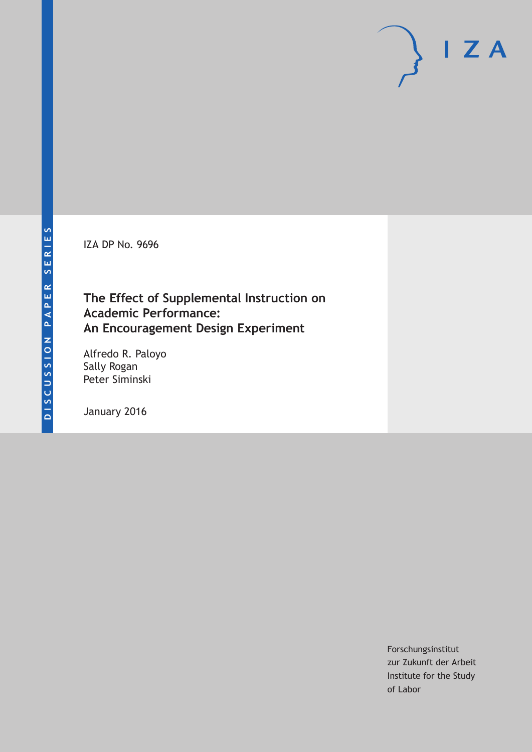IZA DP No. 9696

# The Effect of Supplemental Instruction on Academic Performance: An Encouragement Design Experiment

Alfredo R. Paloyo
Sally Rogan
Peter Siminski

January 2016

Forschungsinstitut
zur Zukunft der Arbeit
Institute for the Study
of Labor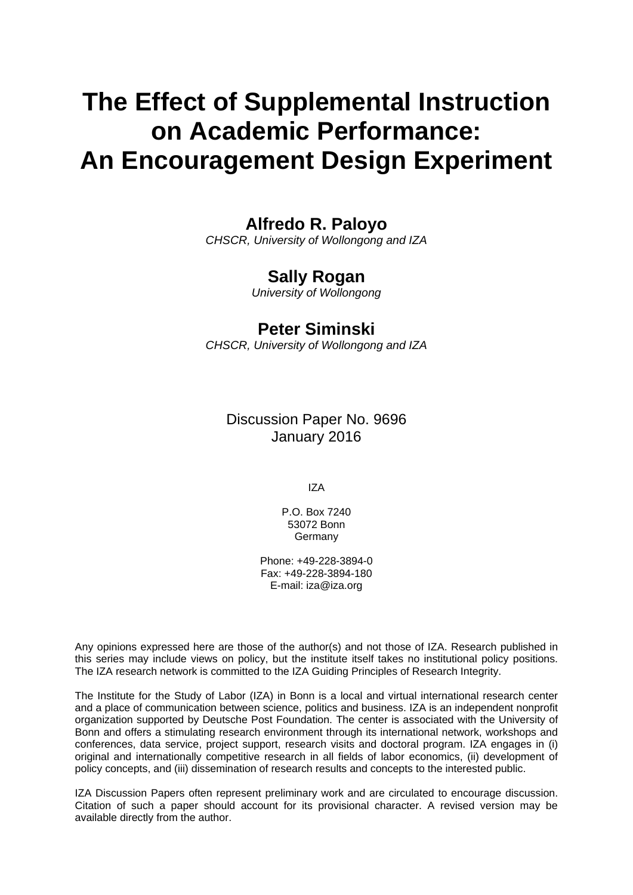# The Effect of Supplemental Instruction on Academic Performance: An Encouragement Design Experiment

**Alfredo R. Paloyo**
*CHSCR, University of Wollongong and IZA*

**Sally Rogan**
*University of Wollongong*

**Peter Siminski**
*CHSCR, University of Wollongong and IZA*

Discussion Paper No. 9696
January 2016

IZA

P.O. Box 7240
53072 Bonn
Germany

Phone: +49-228-3894-0
Fax: +49-228-3894-180
E-mail: iza@iza.org

Any opinions expressed here are those of the author(s) and not those of IZA. Research published in this series may include views on policy, but the institute itself takes no institutional policy positions. The IZA research network is committed to the IZA Guiding Principles of Research Integrity.

The Institute for the Study of Labor (IZA) in Bonn is a local and virtual international research center and a place of communication between science, politics and business. IZA is an independent nonprofit organization supported by Deutsche Post Foundation. The center is associated with the University of Bonn and offers a stimulating research environment through its international network, workshops and conferences, data service, project support, research visits and doctoral program. IZA engages in (i) original and internationally competitive research in all fields of labor economics, (ii) development of policy concepts, and (iii) dissemination of research results and concepts to the interested public.

IZA Discussion Papers often represent preliminary work and are circulated to encourage discussion. Citation of such a paper should account for its provisional character. A revised version may be available directly from the author.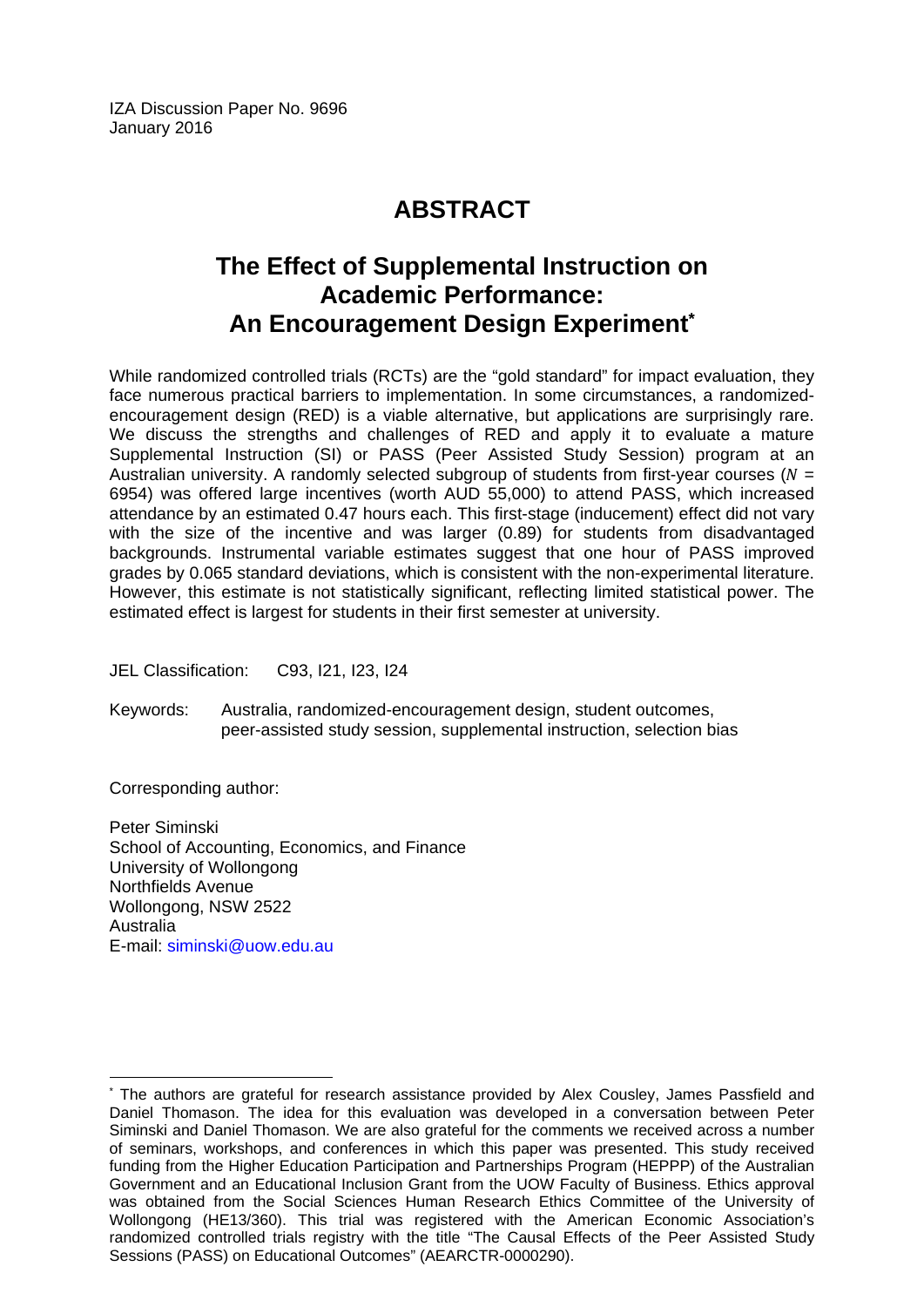IZA Discussion Paper No. 9696
January 2016

# ABSTRACT

## The Effect of Supplemental Instruction on Academic Performance: An Encouragement Design Experiment*

While randomized controlled trials (RCTs) are the "gold standard" for impact evaluation, they face numerous practical barriers to implementation. In some circumstances, a randomized-encouragement design (RED) is a viable alternative, but applications are surprisingly rare. We discuss the strengths and challenges of RED and apply it to evaluate a mature Supplemental Instruction (SI) or PASS (Peer Assisted Study Session) program at an Australian university. A randomly selected subgroup of students from first-year courses ($N$ = 6954) was offered large incentives (worth AUD 55,000) to attend PASS, which increased attendance by an estimated 0.47 hours each. This first-stage (inducement) effect did not vary with the size of the incentive and was larger (0.89) for students from disadvantaged backgrounds. Instrumental variable estimates suggest that one hour of PASS improved grades by 0.065 standard deviations, which is consistent with the non-experimental literature. However, this estimate is not statistically significant, reflecting limited statistical power. The estimated effect is largest for students in their first semester at university.

JEL Classification: C93, I21, I23, I24

Keywords: Australia, randomized-encouragement design, student outcomes, peer-assisted study session, supplemental instruction, selection bias

Corresponding author:

Peter Siminski
School of Accounting, Economics, and Finance
University of Wollongong
Northfields Avenue
Wollongong, NSW 2522
Australia
E-mail: siminski@uow.edu.au

---

* The authors are grateful for research assistance provided by Alex Cousley, James Passfield and Daniel Thomason. The idea for this evaluation was developed in a conversation between Peter Siminski and Daniel Thomason. We are also grateful for the comments we received across a number of seminars, workshops, and conferences in which this paper was presented. This study received funding from the Higher Education Participation and Partnerships Program (HEPPP) of the Australian Government and an Educational Inclusion Grant from the UOW Faculty of Business. Ethics approval was obtained from the Social Sciences Human Research Ethics Committee of the University of Wollongong (HE13/360). This trial was registered with the American Economic Association's randomized controlled trials registry with the title "The Causal Effects of the Peer Assisted Study Sessions (PASS) on Educational Outcomes" (AEARCTR-0000290).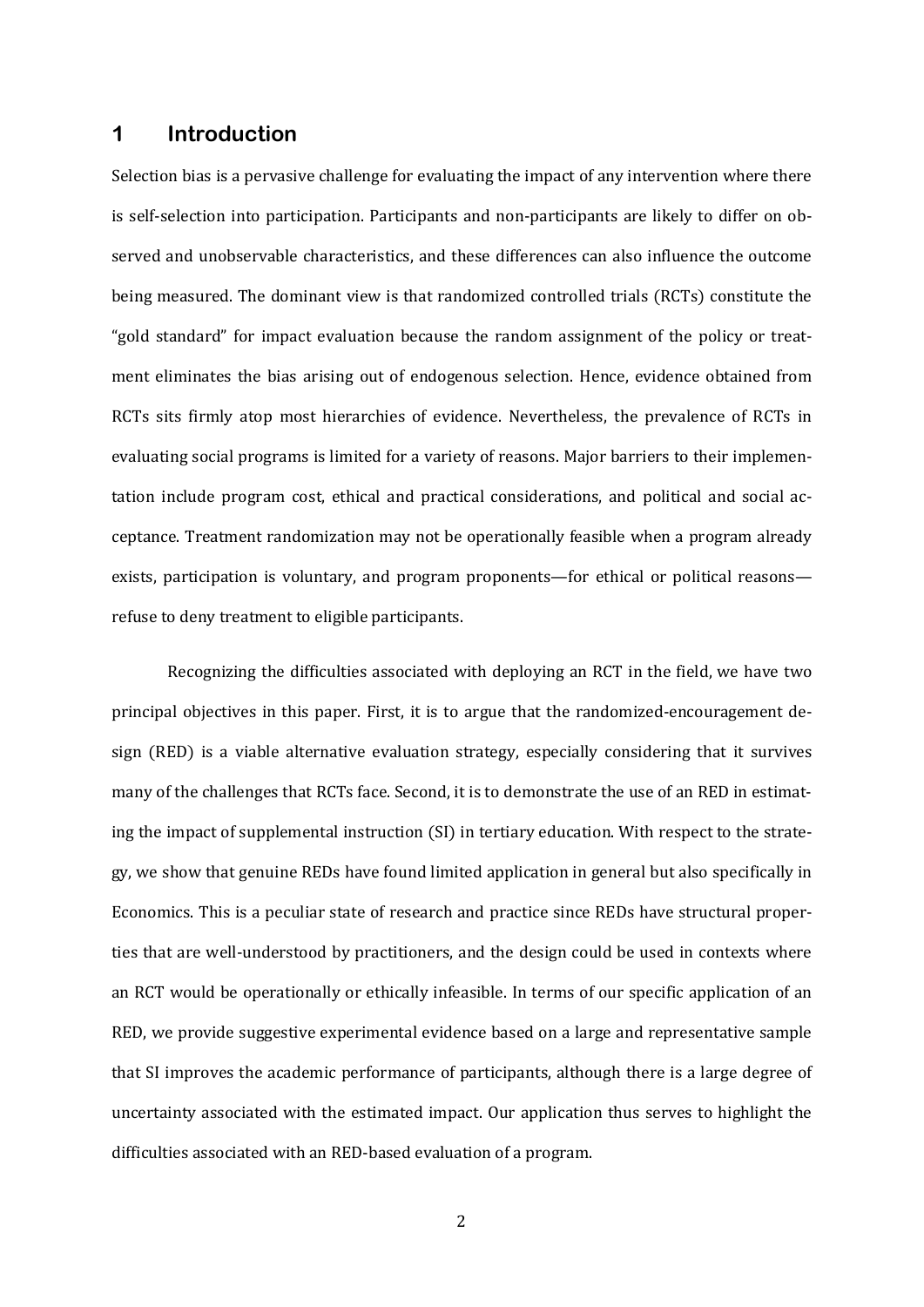# 1 Introduction

Selection bias is a pervasive challenge for evaluating the impact of any intervention where there is self-selection into participation. Participants and non-participants are likely to differ on observed and unobservable characteristics, and these differences can also influence the outcome being measured. The dominant view is that randomized controlled trials (RCTs) constitute the "gold standard" for impact evaluation because the random assignment of the policy or treatment eliminates the bias arising out of endogenous selection. Hence, evidence obtained from RCTs sits firmly atop most hierarchies of evidence. Nevertheless, the prevalence of RCTs in evaluating social programs is limited for a variety of reasons. Major barriers to their implementation include program cost, ethical and practical considerations, and political and social acceptance. Treatment randomization may not be operationally feasible when a program already exists, participation is voluntary, and program proponents—for ethical or political reasons—refuse to deny treatment to eligible participants.

Recognizing the difficulties associated with deploying an RCT in the field, we have two principal objectives in this paper. First, it is to argue that the randomized-encouragement design (RED) is a viable alternative evaluation strategy, especially considering that it survives many of the challenges that RCTs face. Second, it is to demonstrate the use of an RED in estimating the impact of supplemental instruction (SI) in tertiary education. With respect to the strategy, we show that genuine REDs have found limited application in general but also specifically in Economics. This is a peculiar state of research and practice since REDs have structural properties that are well-understood by practitioners, and the design could be used in contexts where an RCT would be operationally or ethically infeasible. In terms of our specific application of an RED, we provide suggestive experimental evidence based on a large and representative sample that SI improves the academic performance of participants, although there is a large degree of uncertainty associated with the estimated impact. Our application thus serves to highlight the difficulties associated with an RED-based evaluation of a program.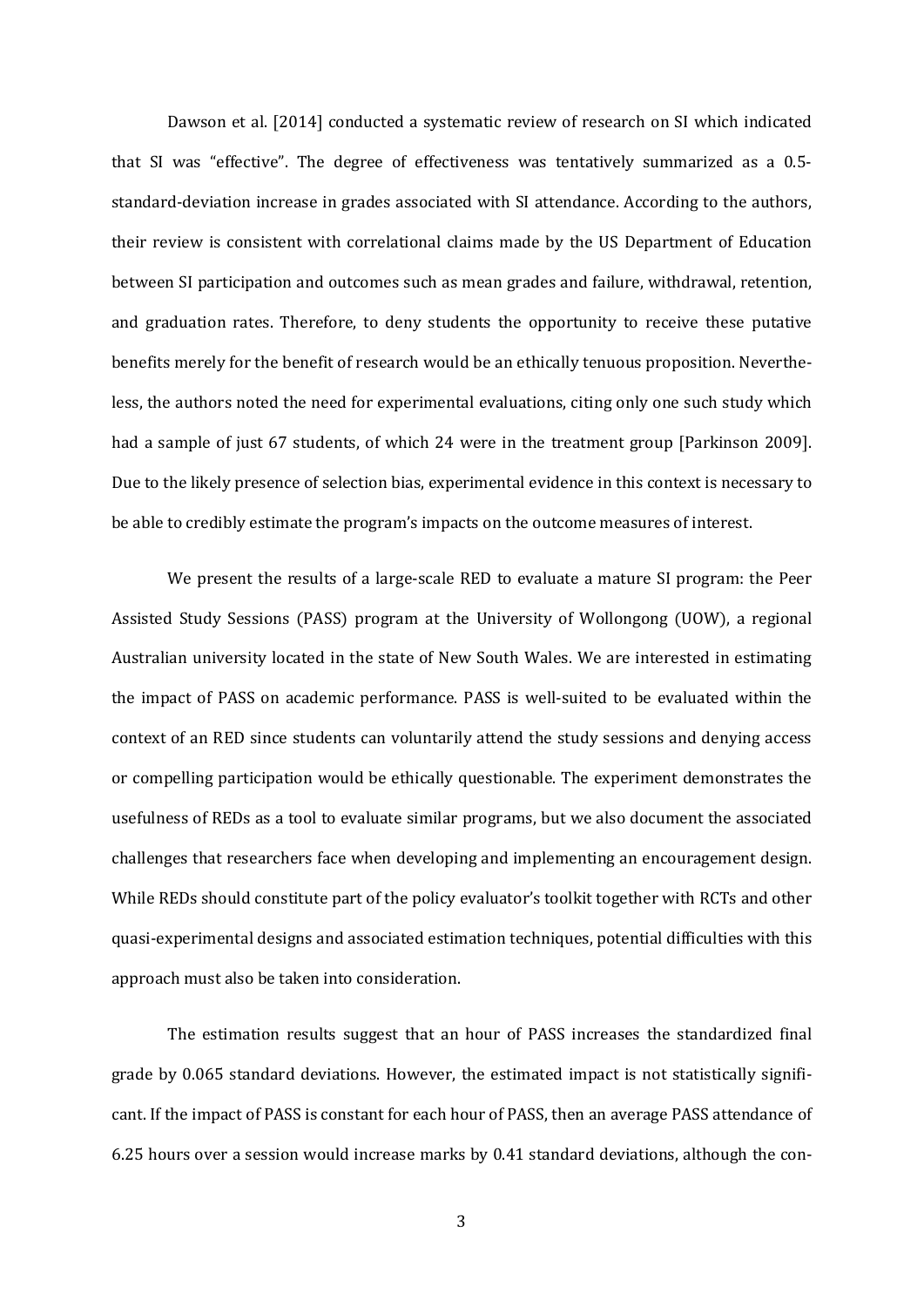Dawson et al. [2014] conducted a systematic review of research on SI which indicated that SI was "effective". The degree of effectiveness was tentatively summarized as a 0.5-standard-deviation increase in grades associated with SI attendance. According to the authors, their review is consistent with correlational claims made by the US Department of Education between SI participation and outcomes such as mean grades and failure, withdrawal, retention, and graduation rates. Therefore, to deny students the opportunity to receive these putative benefits merely for the benefit of research would be an ethically tenuous proposition. Nevertheless, the authors noted the need for experimental evaluations, citing only one such study which had a sample of just 67 students, of which 24 were in the treatment group [Parkinson 2009]. Due to the likely presence of selection bias, experimental evidence in this context is necessary to be able to credibly estimate the program's impacts on the outcome measures of interest.

We present the results of a large-scale RED to evaluate a mature SI program: the Peer Assisted Study Sessions (PASS) program at the University of Wollongong (UOW), a regional Australian university located in the state of New South Wales. We are interested in estimating the impact of PASS on academic performance. PASS is well-suited to be evaluated within the context of an RED since students can voluntarily attend the study sessions and denying access or compelling participation would be ethically questionable. The experiment demonstrates the usefulness of REDs as a tool to evaluate similar programs, but we also document the associated challenges that researchers face when developing and implementing an encouragement design. While REDs should constitute part of the policy evaluator's toolkit together with RCTs and other quasi-experimental designs and associated estimation techniques, potential difficulties with this approach must also be taken into consideration.

The estimation results suggest that an hour of PASS increases the standardized final grade by 0.065 standard deviations. However, the estimated impact is not statistically significant. If the impact of PASS is constant for each hour of PASS, then an average PASS attendance of 6.25 hours over a session would increase marks by 0.41 standard deviations, although the con-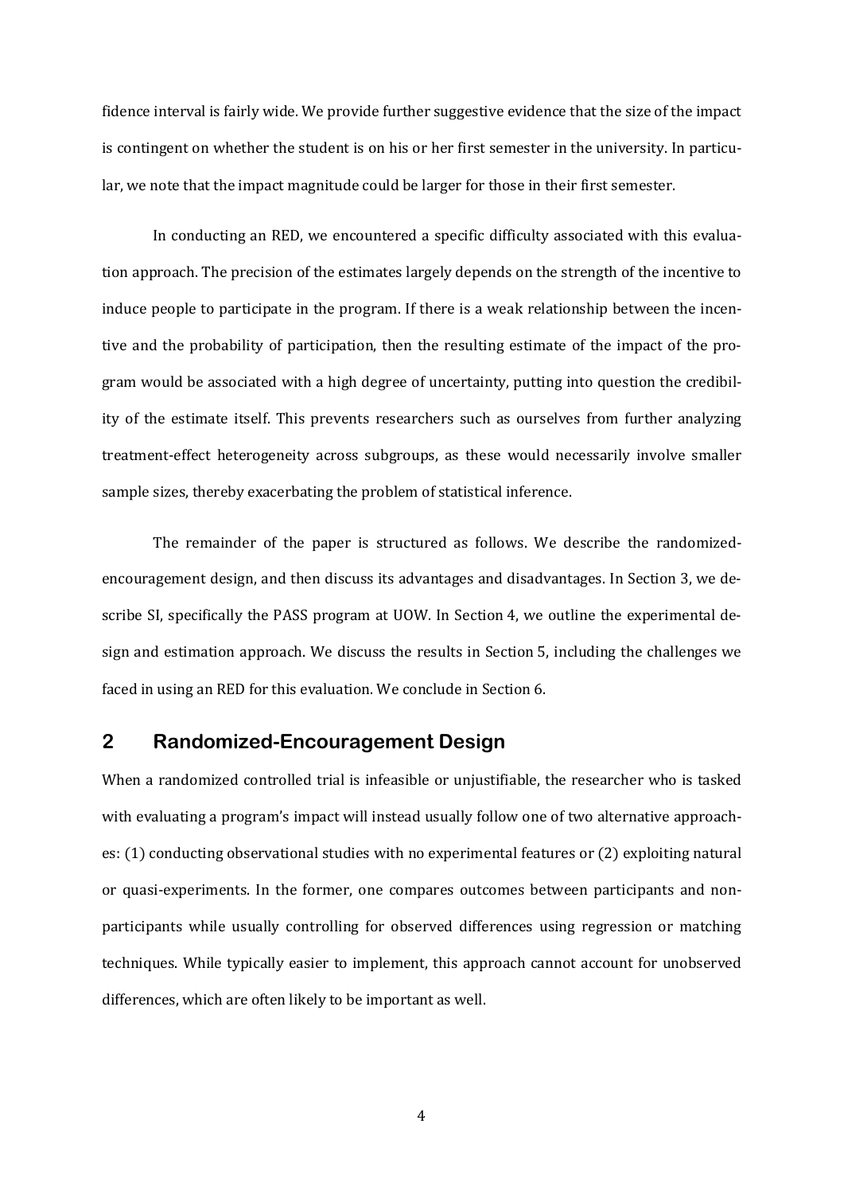fidence interval is fairly wide. We provide further suggestive evidence that the size of the impact is contingent on whether the student is on his or her first semester in the university. In particular, we note that the impact magnitude could be larger for those in their first semester.

In conducting an RED, we encountered a specific difficulty associated with this evaluation approach. The precision of the estimates largely depends on the strength of the incentive to induce people to participate in the program. If there is a weak relationship between the incentive and the probability of participation, then the resulting estimate of the impact of the program would be associated with a high degree of uncertainty, putting into question the credibility of the estimate itself. This prevents researchers such as ourselves from further analyzing treatment-effect heterogeneity across subgroups, as these would necessarily involve smaller sample sizes, thereby exacerbating the problem of statistical inference.

The remainder of the paper is structured as follows. We describe the randomized-encouragement design, and then discuss its advantages and disadvantages. In Section 3, we describe SI, specifically the PASS program at UOW. In Section 4, we outline the experimental design and estimation approach. We discuss the results in Section 5, including the challenges we faced in using an RED for this evaluation. We conclude in Section 6.

## 2 Randomized-Encouragement Design

When a randomized controlled trial is infeasible or unjustifiable, the researcher who is tasked with evaluating a program's impact will instead usually follow one of two alternative approaches: (1) conducting observational studies with no experimental features or (2) exploiting natural or quasi-experiments. In the former, one compares outcomes between participants and non-participants while usually controlling for observed differences using regression or matching techniques. While typically easier to implement, this approach cannot account for unobserved differences, which are often likely to be important as well.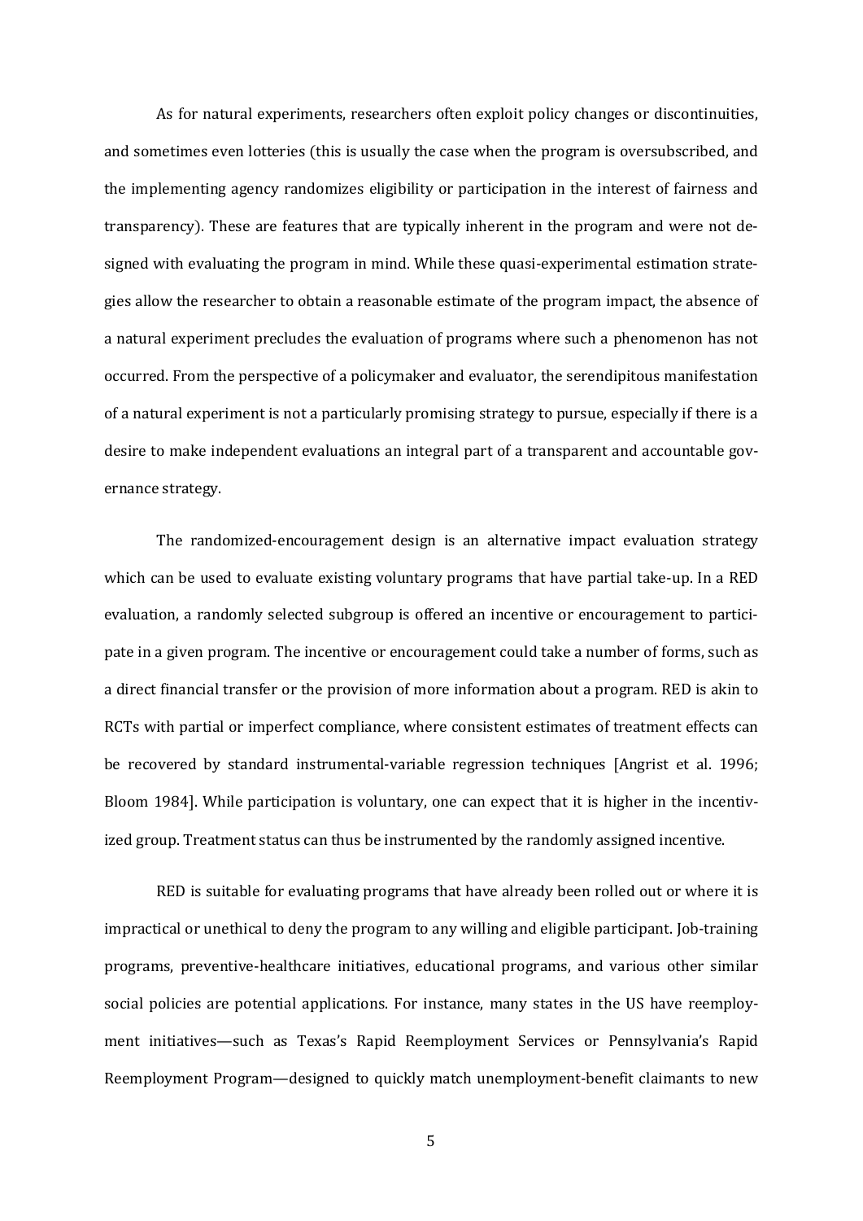As for natural experiments, researchers often exploit policy changes or discontinuities, and sometimes even lotteries (this is usually the case when the program is oversubscribed, and the implementing agency randomizes eligibility or participation in the interest of fairness and transparency). These are features that are typically inherent in the program and were not designed with evaluating the program in mind. While these quasi-experimental estimation strategies allow the researcher to obtain a reasonable estimate of the program impact, the absence of a natural experiment precludes the evaluation of programs where such a phenomenon has not occurred. From the perspective of a policymaker and evaluator, the serendipitous manifestation of a natural experiment is not a particularly promising strategy to pursue, especially if there is a desire to make independent evaluations an integral part of a transparent and accountable governance strategy.

The randomized-encouragement design is an alternative impact evaluation strategy which can be used to evaluate existing voluntary programs that have partial take-up. In a RED evaluation, a randomly selected subgroup is offered an incentive or encouragement to participate in a given program. The incentive or encouragement could take a number of forms, such as a direct financial transfer or the provision of more information about a program. RED is akin to RCTs with partial or imperfect compliance, where consistent estimates of treatment effects can be recovered by standard instrumental-variable regression techniques [Angrist et al. 1996; Bloom 1984]. While participation is voluntary, one can expect that it is higher in the incentivized group. Treatment status can thus be instrumented by the randomly assigned incentive.

RED is suitable for evaluating programs that have already been rolled out or where it is impractical or unethical to deny the program to any willing and eligible participant. Job-training programs, preventive-healthcare initiatives, educational programs, and various other similar social policies are potential applications. For instance, many states in the US have reemployment initiatives—such as Texas's Rapid Reemployment Services or Pennsylvania's Rapid Reemployment Program—designed to quickly match unemployment-benefit claimants to new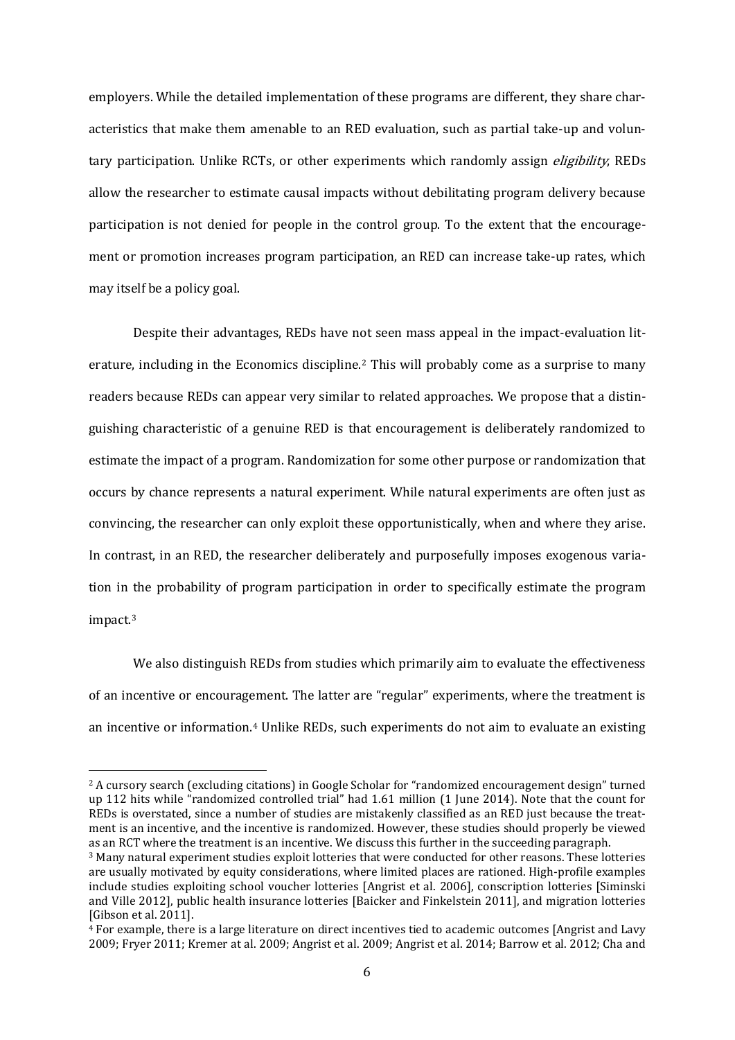employers. While the detailed implementation of these programs are different, they share characteristics that make them amenable to an RED evaluation, such as partial take-up and voluntary participation. Unlike RCTs, or other experiments which randomly assign *eligibility*, REDs allow the researcher to estimate causal impacts without debilitating program delivery because participation is not denied for people in the control group. To the extent that the encouragement or promotion increases program participation, an RED can increase take-up rates, which may itself be a policy goal.

Despite their advantages, REDs have not seen mass appeal in the impact-evaluation literature, including in the Economics discipline.[2] This will probably come as a surprise to many readers because REDs can appear very similar to related approaches. We propose that a distinguishing characteristic of a genuine RED is that encouragement is deliberately randomized to estimate the impact of a program. Randomization for some other purpose or randomization that occurs by chance represents a natural experiment. While natural experiments are often just as convincing, the researcher can only exploit these opportunistically, when and where they arise. In contrast, in an RED, the researcher deliberately and purposefully imposes exogenous variation in the probability of program participation in order to specifically estimate the program impact.[3]

We also distinguish REDs from studies which primarily aim to evaluate the effectiveness of an incentive or encouragement. The latter are "regular" experiments, where the treatment is an incentive or information.[4] Unlike REDs, such experiments do not aim to evaluate an existing

---

[2] A cursory search (excluding citations) in Google Scholar for "randomized encouragement design" turned up 112 hits while "randomized controlled trial" had 1.61 million (1 June 2014). Note that the count for REDs is overstated, since a number of studies are mistakenly classified as an RED just because the treatment is an incentive, and the incentive is randomized. However, these studies should properly be viewed as an RCT where the treatment is an incentive. We discuss this further in the succeeding paragraph.

[3] Many natural experiment studies exploit lotteries that were conducted for other reasons. These lotteries are usually motivated by equity considerations, where limited places are rationed. High-profile examples include studies exploiting school voucher lotteries [Angrist et al. 2006], conscription lotteries [Siminski and Ville 2012], public health insurance lotteries [Baicker and Finkelstein 2011], and migration lotteries [Gibson et al. 2011].

[4] For example, there is a large literature on direct incentives tied to academic outcomes [Angrist and Lavy 2009; Fryer 2011; Kremer at al. 2009; Angrist et al. 2009; Angrist et al. 2014; Barrow et al. 2012; Cha and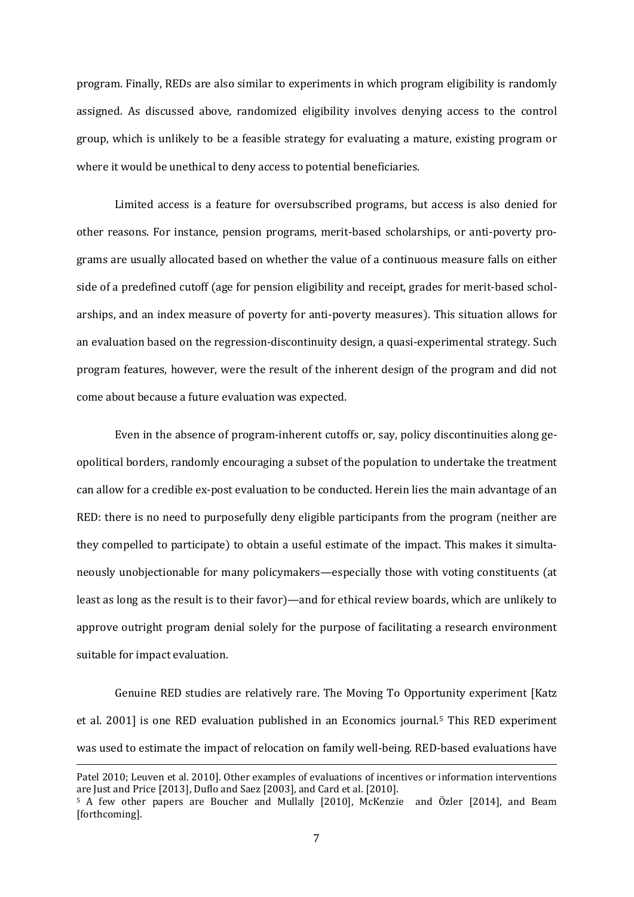program. Finally, REDs are also similar to experiments in which program eligibility is randomly assigned. As discussed above, randomized eligibility involves denying access to the control group, which is unlikely to be a feasible strategy for evaluating a mature, existing program or where it would be unethical to deny access to potential beneficiaries.

Limited access is a feature for oversubscribed programs, but access is also denied for other reasons. For instance, pension programs, merit-based scholarships, or anti-poverty programs are usually allocated based on whether the value of a continuous measure falls on either side of a predefined cutoff (age for pension eligibility and receipt, grades for merit-based scholarships, and an index measure of poverty for anti-poverty measures). This situation allows for an evaluation based on the regression-discontinuity design, a quasi-experimental strategy. Such program features, however, were the result of the inherent design of the program and did not come about because a future evaluation was expected.

Even in the absence of program-inherent cutoffs or, say, policy discontinuities along geopolitical borders, randomly encouraging a subset of the population to undertake the treatment can allow for a credible ex-post evaluation to be conducted. Herein lies the main advantage of an RED: there is no need to purposefully deny eligible participants from the program (neither are they compelled to participate) to obtain a useful estimate of the impact. This makes it simultaneously unobjectionable for many policymakers—especially those with voting constituents (at least as long as the result is to their favor)—and for ethical review boards, which are unlikely to approve outright program denial solely for the purpose of facilitating a research environment suitable for impact evaluation.

Genuine RED studies are relatively rare. The Moving To Opportunity experiment [Katz et al. 2001] is one RED evaluation published in an Economics journal.[5] This RED experiment was used to estimate the impact of relocation on family well-being. RED-based evaluations have

---

Patel 2010; Leuven et al. 2010]. Other examples of evaluations of incentives or information interventions are Just and Price [2013], Duflo and Saez [2003], and Card et al. [2010].

[5] A few other papers are Boucher and Mullally [2010], McKenzie and Özler [2014], and Beam [forthcoming].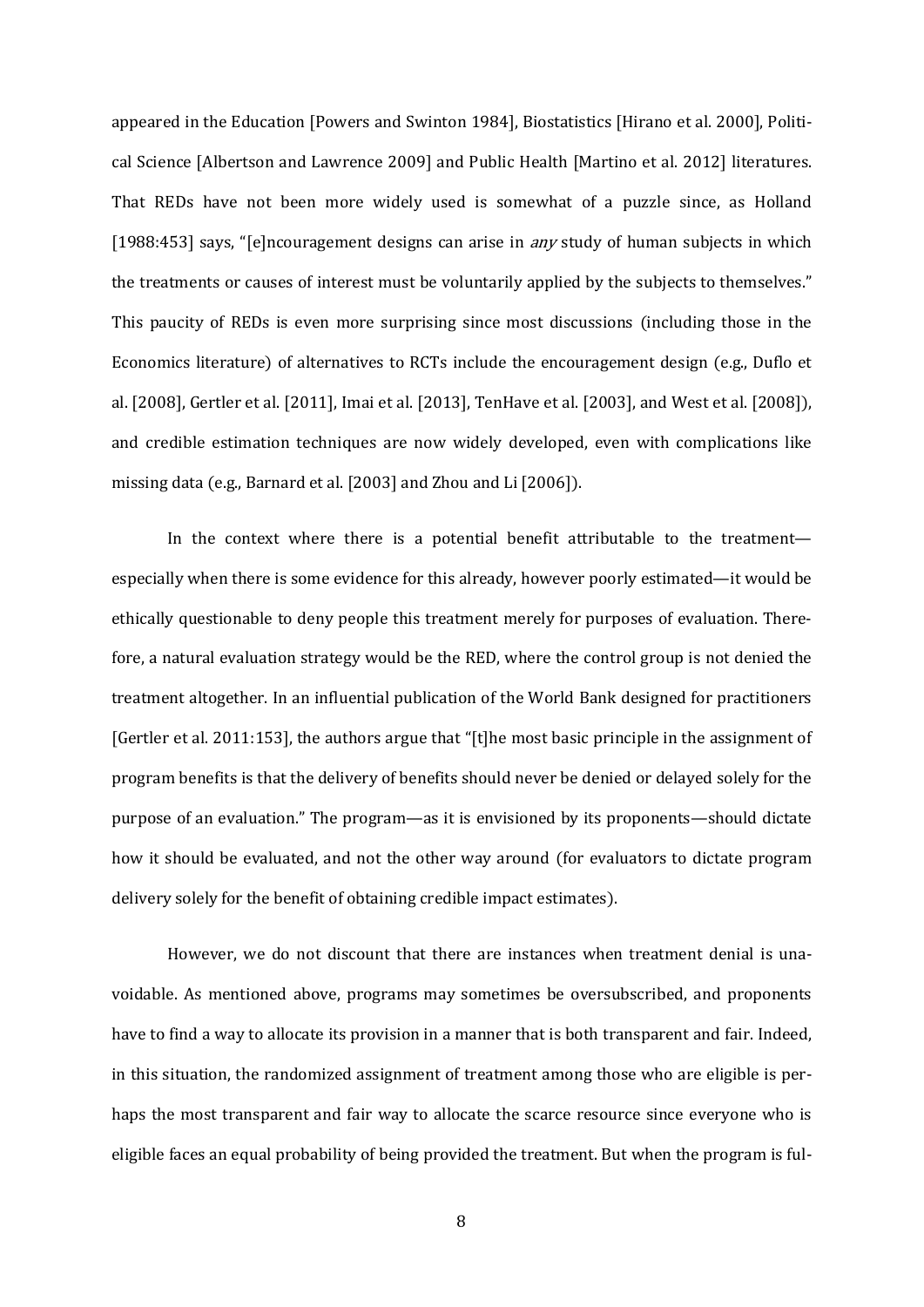appeared in the Education [Powers and Swinton 1984], Biostatistics [Hirano et al. 2000], Political Science [Albertson and Lawrence 2009] and Public Health [Martino et al. 2012] literatures. That REDs have not been more widely used is somewhat of a puzzle since, as Holland [1988:453] says, "[e]ncouragement designs can arise in *any* study of human subjects in which the treatments or causes of interest must be voluntarily applied by the subjects to themselves." This paucity of REDs is even more surprising since most discussions (including those in the Economics literature) of alternatives to RCTs include the encouragement design (e.g., Duflo et al. [2008], Gertler et al. [2011], Imai et al. [2013], TenHave et al. [2003], and West et al. [2008]), and credible estimation techniques are now widely developed, even with complications like missing data (e.g., Barnard et al. [2003] and Zhou and Li [2006]).

In the context where there is a potential benefit attributable to the treatment—especially when there is some evidence for this already, however poorly estimated—it would be ethically questionable to deny people this treatment merely for purposes of evaluation. Therefore, a natural evaluation strategy would be the RED, where the control group is not denied the treatment altogether. In an influential publication of the World Bank designed for practitioners [Gertler et al. 2011:153], the authors argue that "[t]he most basic principle in the assignment of program benefits is that the delivery of benefits should never be denied or delayed solely for the purpose of an evaluation." The program—as it is envisioned by its proponents—should dictate how it should be evaluated, and not the other way around (for evaluators to dictate program delivery solely for the benefit of obtaining credible impact estimates).

However, we do not discount that there are instances when treatment denial is unavoidable. As mentioned above, programs may sometimes be oversubscribed, and proponents have to find a way to allocate its provision in a manner that is both transparent and fair. Indeed, in this situation, the randomized assignment of treatment among those who are eligible is perhaps the most transparent and fair way to allocate the scarce resource since everyone who is eligible faces an equal probability of being provided the treatment. But when the program is ful-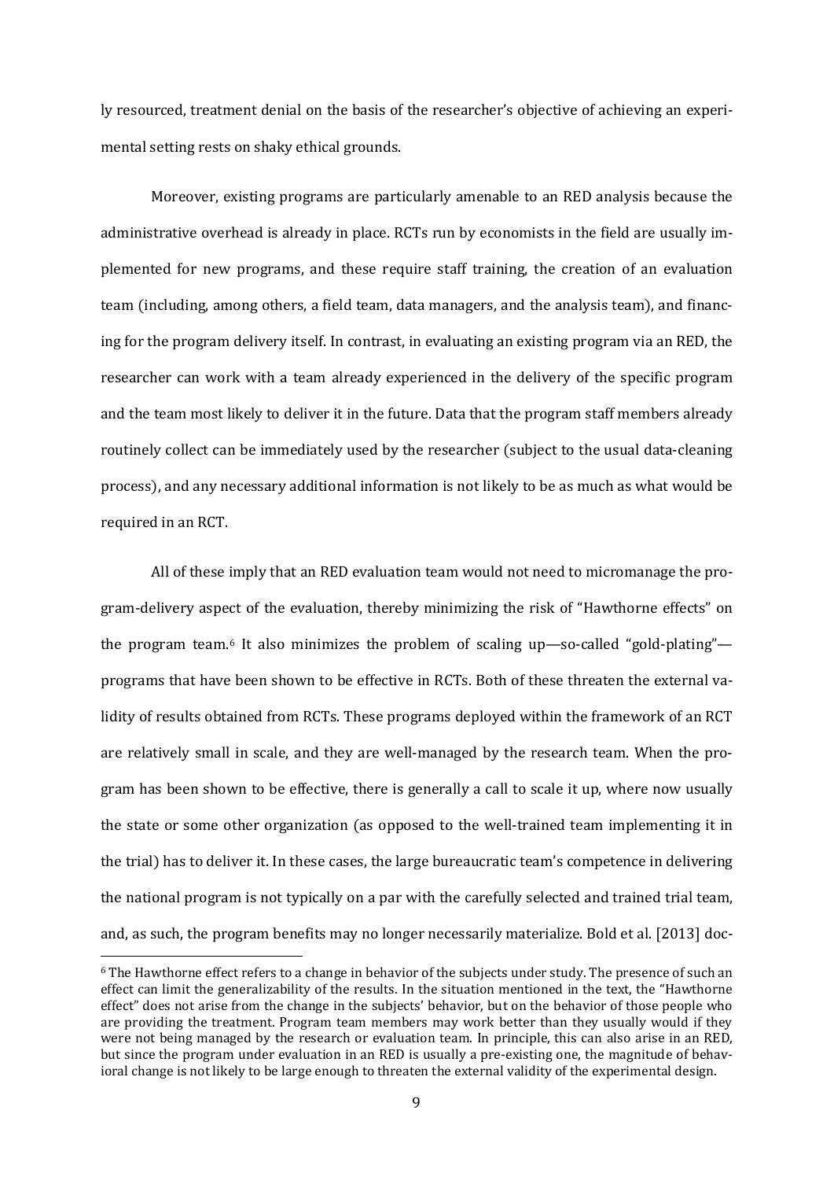ly resourced, treatment denial on the basis of the researcher's objective of achieving an experimental setting rests on shaky ethical grounds.

Moreover, existing programs are particularly amenable to an RED analysis because the administrative overhead is already in place. RCTs run by economists in the field are usually implemented for new programs, and these require staff training, the creation of an evaluation team (including, among others, a field team, data managers, and the analysis team), and financing for the program delivery itself. In contrast, in evaluating an existing program via an RED, the researcher can work with a team already experienced in the delivery of the specific program and the team most likely to deliver it in the future. Data that the program staff members already routinely collect can be immediately used by the researcher (subject to the usual data-cleaning process), and any necessary additional information is not likely to be as much as what would be required in an RCT.

All of these imply that an RED evaluation team would not need to micromanage the program-delivery aspect of the evaluation, thereby minimizing the risk of "Hawthorne effects" on the program team.[6] It also minimizes the problem of scaling up—so-called "gold-plating"—programs that have been shown to be effective in RCTs. Both of these threaten the external validity of results obtained from RCTs. These programs deployed within the framework of an RCT are relatively small in scale, and they are well-managed by the research team. When the program has been shown to be effective, there is generally a call to scale it up, where now usually the state or some other organization (as opposed to the well-trained team implementing it in the trial) has to deliver it. In these cases, the large bureaucratic team's competence in delivering the national program is not typically on a par with the carefully selected and trained trial team, and, as such, the program benefits may no longer necessarily materialize. Bold et al. [2013] doc-

[6] The Hawthorne effect refers to a change in behavior of the subjects under study. The presence of such an effect can limit the generalizability of the results. In the situation mentioned in the text, the "Hawthorne effect" does not arise from the change in the subjects' behavior, but on the behavior of those people who are providing the treatment. Program team members may work better than they usually would if they were not being managed by the research or evaluation team. In principle, this can also arise in an RED, but since the program under evaluation in an RED is usually a pre-existing one, the magnitude of behavioral change is not likely to be large enough to threaten the external validity of the experimental design.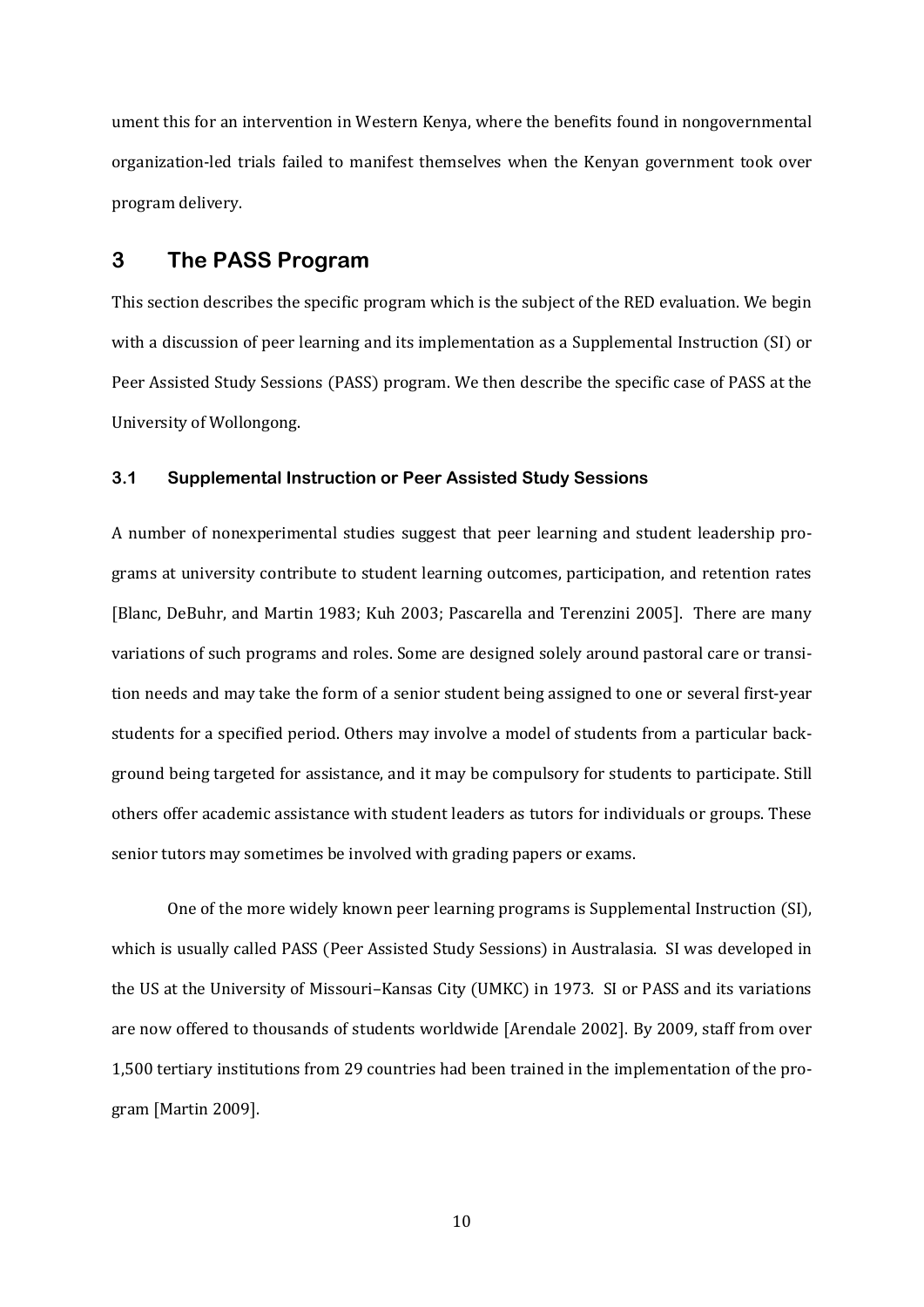ument this for an intervention in Western Kenya, where the benefits found in nongovernmental organization-led trials failed to manifest themselves when the Kenyan government took over program delivery.

## 3 The PASS Program

This section describes the specific program which is the subject of the RED evaluation. We begin with a discussion of peer learning and its implementation as a Supplemental Instruction (SI) or Peer Assisted Study Sessions (PASS) program. We then describe the specific case of PASS at the University of Wollongong.

### 3.1 Supplemental Instruction or Peer Assisted Study Sessions

A number of nonexperimental studies suggest that peer learning and student leadership programs at university contribute to student learning outcomes, participation, and retention rates [Blanc, DeBuhr, and Martin 1983; Kuh 2003; Pascarella and Terenzini 2005]. There are many variations of such programs and roles. Some are designed solely around pastoral care or transition needs and may take the form of a senior student being assigned to one or several first-year students for a specified period. Others may involve a model of students from a particular background being targeted for assistance, and it may be compulsory for students to participate. Still others offer academic assistance with student leaders as tutors for individuals or groups. These senior tutors may sometimes be involved with grading papers or exams.

One of the more widely known peer learning programs is Supplemental Instruction (SI), which is usually called PASS (Peer Assisted Study Sessions) in Australasia. SI was developed in the US at the University of Missouri–Kansas City (UMKC) in 1973. SI or PASS and its variations are now offered to thousands of students worldwide [Arendale 2002]. By 2009, staff from over 1,500 tertiary institutions from 29 countries had been trained in the implementation of the program [Martin 2009].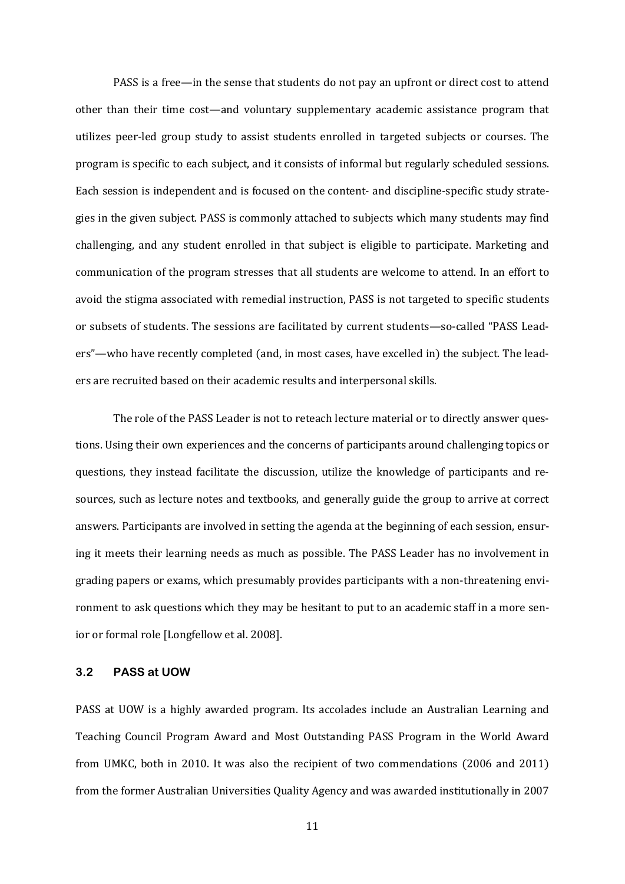PASS is a free—in the sense that students do not pay an upfront or direct cost to attend other than their time cost—and voluntary supplementary academic assistance program that utilizes peer-led group study to assist students enrolled in targeted subjects or courses. The program is specific to each subject, and it consists of informal but regularly scheduled sessions. Each session is independent and is focused on the content- and discipline-specific study strategies in the given subject. PASS is commonly attached to subjects which many students may find challenging, and any student enrolled in that subject is eligible to participate. Marketing and communication of the program stresses that all students are welcome to attend. In an effort to avoid the stigma associated with remedial instruction, PASS is not targeted to specific students or subsets of students. The sessions are facilitated by current students—so-called "PASS Leaders"—who have recently completed (and, in most cases, have excelled in) the subject. The leaders are recruited based on their academic results and interpersonal skills.

The role of the PASS Leader is not to reteach lecture material or to directly answer questions. Using their own experiences and the concerns of participants around challenging topics or questions, they instead facilitate the discussion, utilize the knowledge of participants and resources, such as lecture notes and textbooks, and generally guide the group to arrive at correct answers. Participants are involved in setting the agenda at the beginning of each session, ensuring it meets their learning needs as much as possible. The PASS Leader has no involvement in grading papers or exams, which presumably provides participants with a non-threatening environment to ask questions which they may be hesitant to put to an academic staff in a more senior or formal role [Longfellow et al. 2008].

### 3.2 PASS at UOW

PASS at UOW is a highly awarded program. Its accolades include an Australian Learning and Teaching Council Program Award and Most Outstanding PASS Program in the World Award from UMKC, both in 2010. It was also the recipient of two commendations (2006 and 2011) from the former Australian Universities Quality Agency and was awarded institutionally in 2007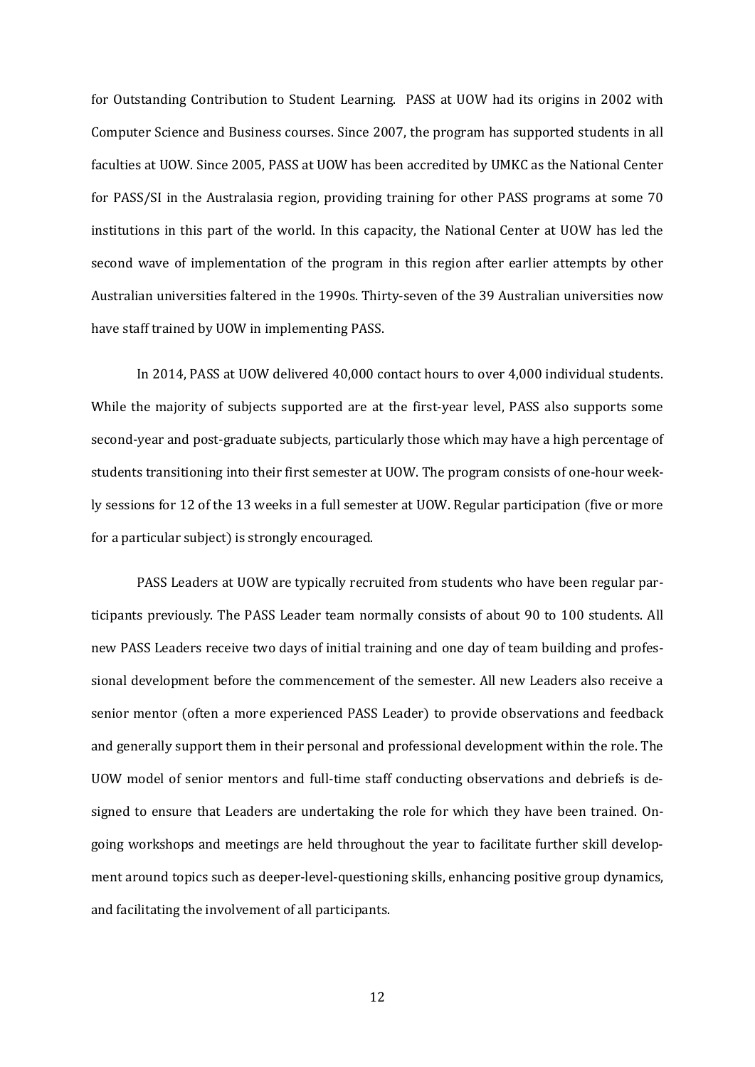for Outstanding Contribution to Student Learning. PASS at UOW had its origins in 2002 with Computer Science and Business courses. Since 2007, the program has supported students in all faculties at UOW. Since 2005, PASS at UOW has been accredited by UMKC as the National Center for PASS/SI in the Australasia region, providing training for other PASS programs at some 70 institutions in this part of the world. In this capacity, the National Center at UOW has led the second wave of implementation of the program in this region after earlier attempts by other Australian universities faltered in the 1990s. Thirty-seven of the 39 Australian universities now have staff trained by UOW in implementing PASS.

In 2014, PASS at UOW delivered 40,000 contact hours to over 4,000 individual students. While the majority of subjects supported are at the first-year level, PASS also supports some second-year and post-graduate subjects, particularly those which may have a high percentage of students transitioning into their first semester at UOW. The program consists of one-hour weekly sessions for 12 of the 13 weeks in a full semester at UOW. Regular participation (five or more for a particular subject) is strongly encouraged.

PASS Leaders at UOW are typically recruited from students who have been regular participants previously. The PASS Leader team normally consists of about 90 to 100 students. All new PASS Leaders receive two days of initial training and one day of team building and professional development before the commencement of the semester. All new Leaders also receive a senior mentor (often a more experienced PASS Leader) to provide observations and feedback and generally support them in their personal and professional development within the role. The UOW model of senior mentors and full-time staff conducting observations and debriefs is designed to ensure that Leaders are undertaking the role for which they have been trained. Ongoing workshops and meetings are held throughout the year to facilitate further skill development around topics such as deeper-level-questioning skills, enhancing positive group dynamics, and facilitating the involvement of all participants.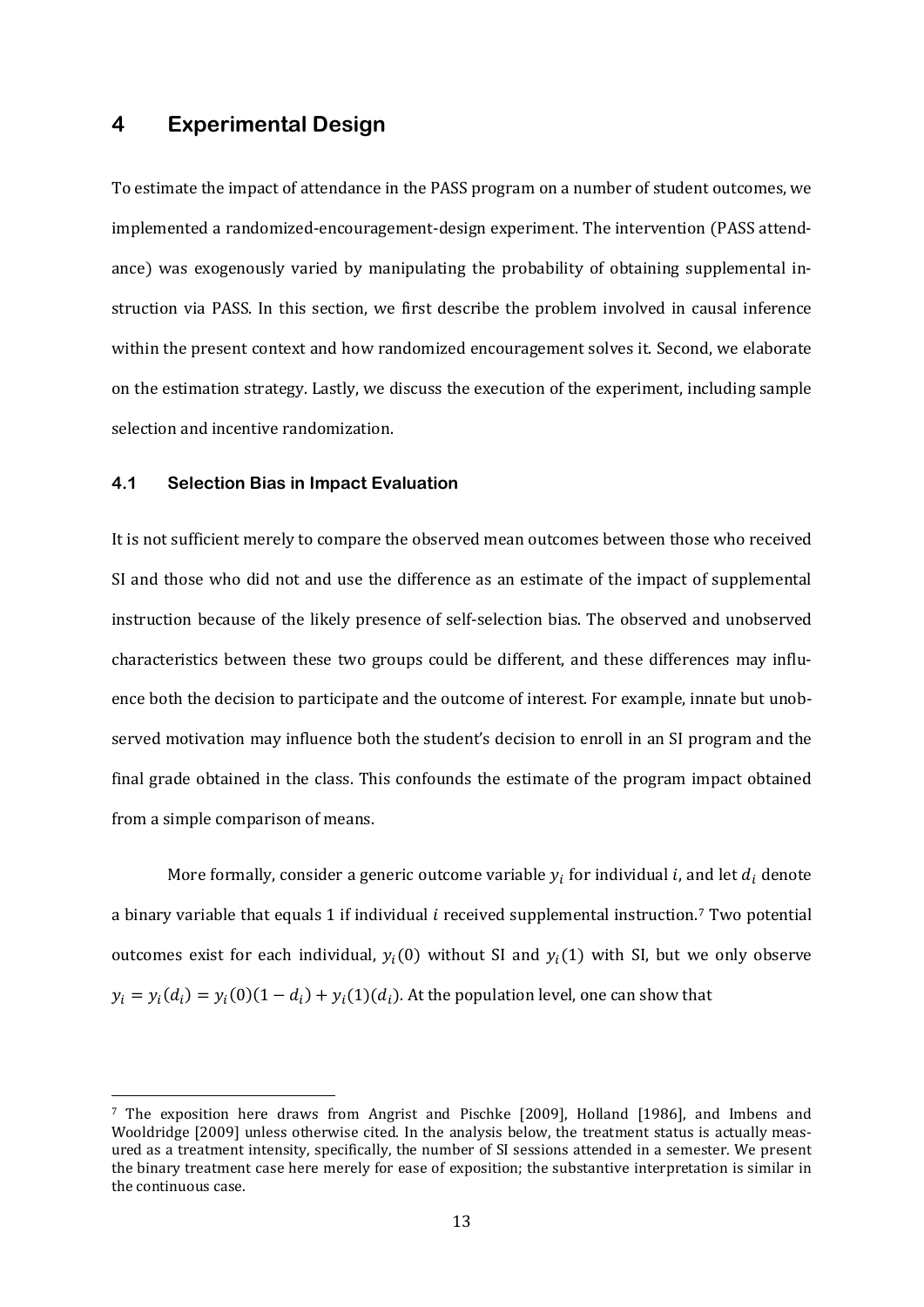## 4 Experimental Design

To estimate the impact of attendance in the PASS program on a number of student outcomes, we implemented a randomized-encouragement-design experiment. The intervention (PASS attendance) was exogenously varied by manipulating the probability of obtaining supplemental instruction via PASS. In this section, we first describe the problem involved in causal inference within the present context and how randomized encouragement solves it. Second, we elaborate on the estimation strategy. Lastly, we discuss the execution of the experiment, including sample selection and incentive randomization.

### 4.1 Selection Bias in Impact Evaluation

It is not sufficient merely to compare the observed mean outcomes between those who received SI and those who did not and use the difference as an estimate of the impact of supplemental instruction because of the likely presence of self-selection bias. The observed and unobserved characteristics between these two groups could be different, and these differences may influence both the decision to participate and the outcome of interest. For example, innate but unobserved motivation may influence both the student's decision to enroll in an SI program and the final grade obtained in the class. This confounds the estimate of the program impact obtained from a simple comparison of means.

More formally, consider a generic outcome variable $y_i$ for individual $i$, and let $d_i$ denote a binary variable that equals 1 if individual $i$ received supplemental instruction.[7] Two potential outcomes exist for each individual, $y_i(0)$ without SI and $y_i(1)$ with SI, but we only observe $y_i = y_i(d_i) = y_i(0)(1 - d_i) + y_i(1)(d_i)$. At the population level, one can show that

[7] The exposition here draws from Angrist and Pischke [2009], Holland [1986], and Imbens and Wooldridge [2009] unless otherwise cited. In the analysis below, the treatment status is actually measured as a treatment intensity, specifically, the number of SI sessions attended in a semester. We present the binary treatment case here merely for ease of exposition; the substantive interpretation is similar in the continuous case.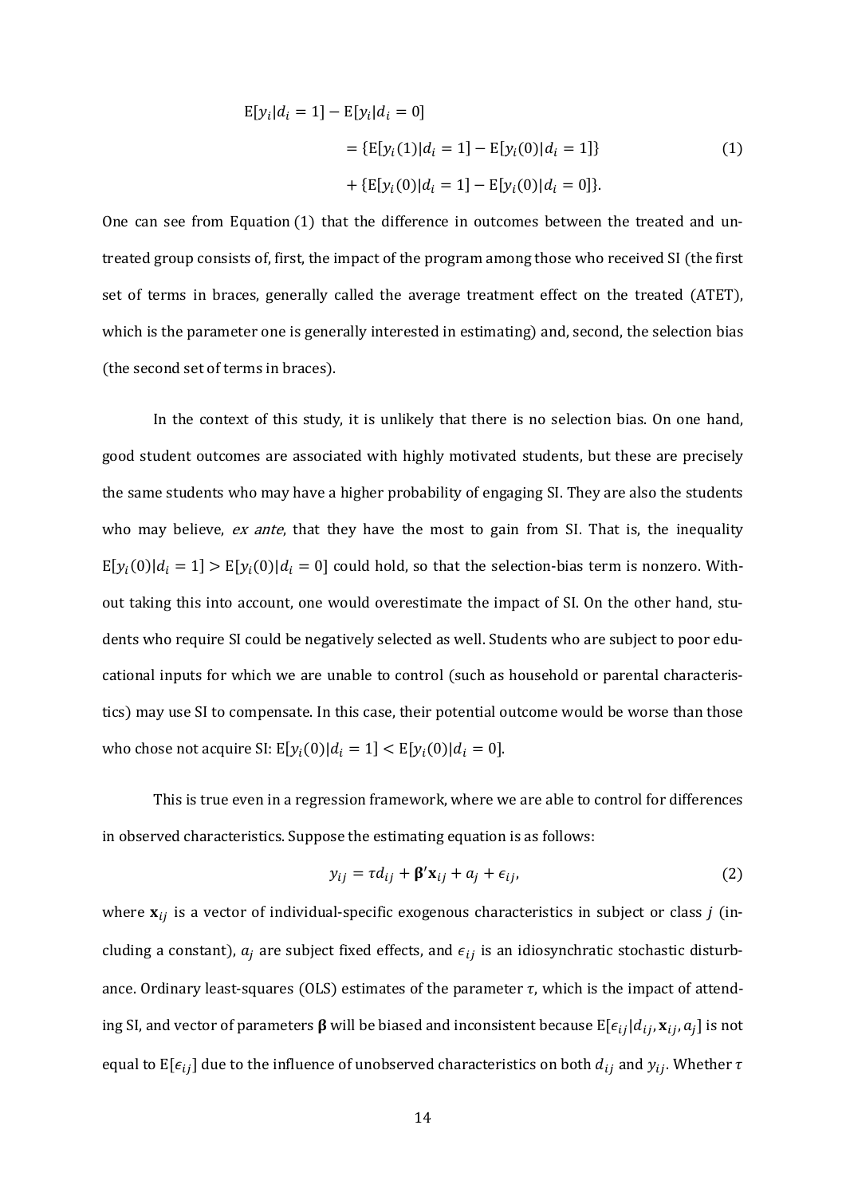$$
\begin{aligned}
\mathrm{E}[y_i|d_i = 1] - \mathrm{E}[y_i|d_i = 0] \\
&= \{\mathrm{E}[y_i(1)|d_i = 1] - \mathrm{E}[y_i(0)|d_i = 1]\} \\
&\quad + \{\mathrm{E}[y_i(0)|d_i = 1] - \mathrm{E}[y_i(0)|d_i = 0]\}.
\end{aligned} \tag{1}
$$

One can see from Equation (1) that the difference in outcomes between the treated and untreated group consists of, first, the impact of the program among those who received SI (the first set of terms in braces, generally called the average treatment effect on the treated (ATET), which is the parameter one is generally interested in estimating) and, second, the selection bias (the second set of terms in braces).

In the context of this study, it is unlikely that there is no selection bias. On one hand, good student outcomes are associated with highly motivated students, but these are precisely the same students who may have a higher probability of engaging SI. They are also the students who may believe, *ex ante*, that they have the most to gain from SI. That is, the inequality $\mathrm{E}[y_i(0)|d_i = 1] > \mathrm{E}[y_i(0)|d_i = 0]$ could hold, so that the selection-bias term is nonzero. Without taking this into account, one would overestimate the impact of SI. On the other hand, students who require SI could be negatively selected as well. Students who are subject to poor educational inputs for which we are unable to control (such as household or parental characteristics) may use SI to compensate. In this case, their potential outcome would be worse than those who chose not acquire SI: $\mathrm{E}[y_i(0)|d_i = 1] < \mathrm{E}[y_i(0)|d_i = 0]$.

This is true even in a regression framework, where we are able to control for differences in observed characteristics. Suppose the estimating equation is as follows:

$$
y_{ij} = \tau d_{ij} + \boldsymbol{\beta}'\mathbf{x}_{ij} + a_j + \epsilon_{ij}, \tag{2}
$$

where $\mathbf{x}_{ij}$ is a vector of individual-specific exogenous characteristics in subject or class $j$ (including a constant), $a_j$ are subject fixed effects, and $\epsilon_{ij}$ is an idiosyncratic stochastic disturbance. Ordinary least-squares (OLS) estimates of the parameter $\tau$, which is the impact of attending SI, and vector of parameters $\boldsymbol{\beta}$ will be biased and inconsistent because $\mathrm{E}[\epsilon_{ij}|d_{ij}, \mathbf{x}_{ij}, a_j]$ is not equal to $\mathrm{E}[\epsilon_{ij}]$ due to the influence of unobserved characteristics on both $d_{ij}$ and $y_{ij}$. Whether $\tau$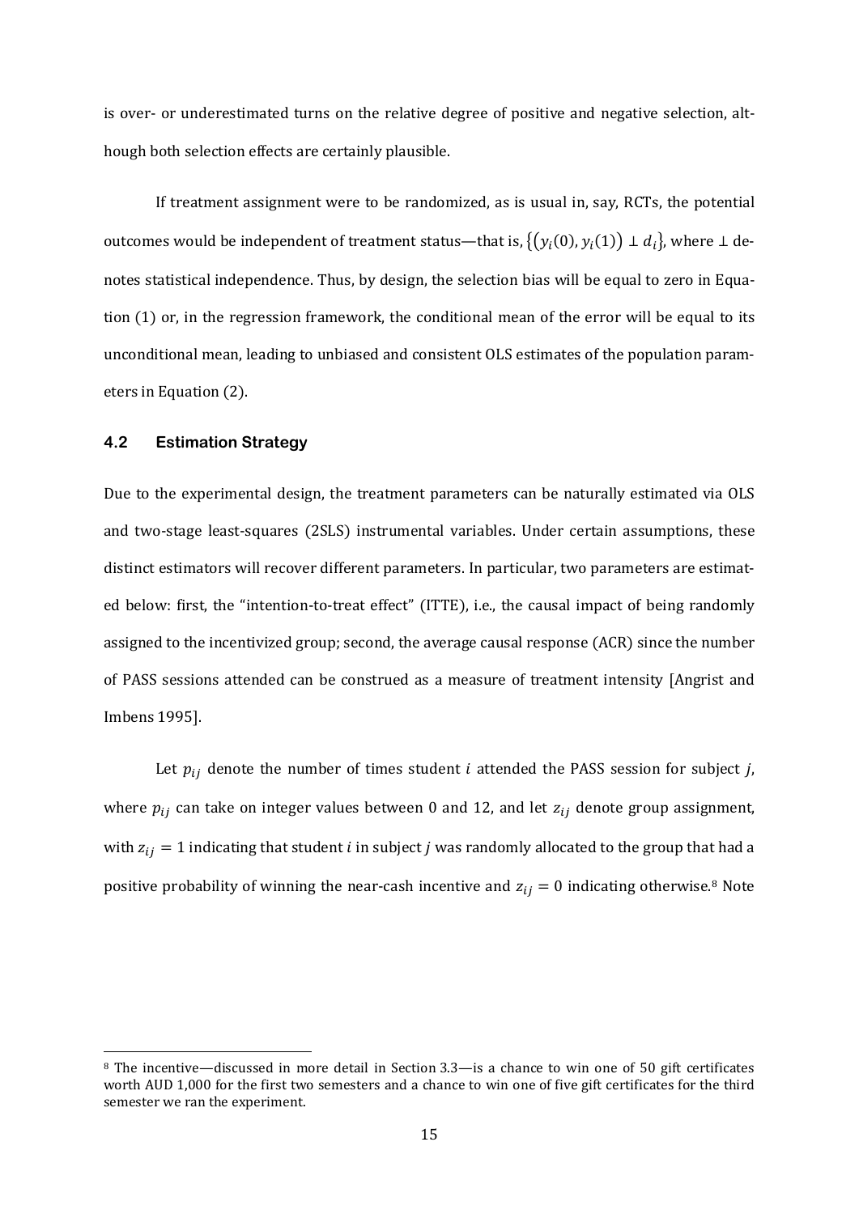is over- or underestimated turns on the relative degree of positive and negative selection, although both selection effects are certainly plausible.

If treatment assignment were to be randomized, as is usual in, say, RCTs, the potential outcomes would be independent of treatment status—that is, $\{(y_i(0), y_i(1)) \perp d_i\}$, where $\perp$ denotes statistical independence. Thus, by design, the selection bias will be equal to zero in Equation (1) or, in the regression framework, the conditional mean of the error will be equal to its unconditional mean, leading to unbiased and consistent OLS estimates of the population parameters in Equation (2).

### 4.2 Estimation Strategy

Due to the experimental design, the treatment parameters can be naturally estimated via OLS and two-stage least-squares (2SLS) instrumental variables. Under certain assumptions, these distinct estimators will recover different parameters. In particular, two parameters are estimated below: first, the "intention-to-treat effect" (ITTE), i.e., the causal impact of being randomly assigned to the incentivized group; second, the average causal response (ACR) since the number of PASS sessions attended can be construed as a measure of treatment intensity [Angrist and Imbens 1995].

Let $p_{ij}$ denote the number of times student $i$ attended the PASS session for subject $j$, where $p_{ij}$ can take on integer values between 0 and 12, and let $z_{ij}$ denote group assignment, with $z_{ij} = 1$ indicating that student $i$ in subject $j$ was randomly allocated to the group that had a positive probability of winning the near-cash incentive and $z_{ij} = 0$ indicating otherwise.[8] Note

[8] The incentive—discussed in more detail in Section 3.3—is a chance to win one of 50 gift certificates worth AUD 1,000 for the first two semesters and a chance to win one of five gift certificates for the third semester we ran the experiment.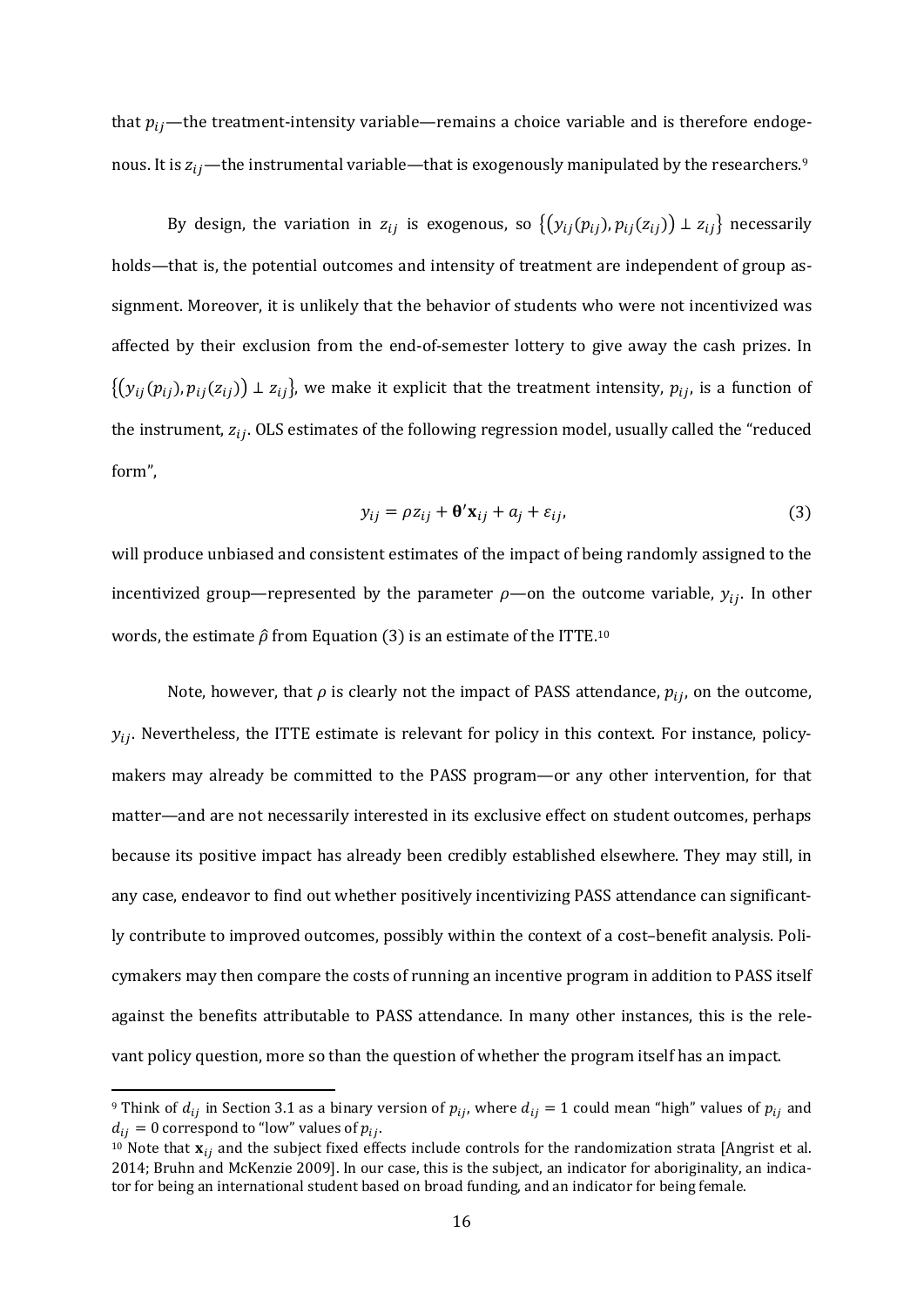that $p_{ij}$—the treatment-intensity variable—remains a choice variable and is therefore endogenous. It is $z_{ij}$—the instrumental variable—that is exogenously manipulated by the researchers.[9]

By design, the variation in $z_{ij}$ is exogenous, so $\{(y_{ij}(p_{ij}), p_{ij}(z_{ij})) \perp z_{ij}\}$ necessarily holds—that is, the potential outcomes and intensity of treatment are independent of group assignment. Moreover, it is unlikely that the behavior of students who were not incentivized was affected by their exclusion from the end-of-semester lottery to give away the cash prizes. In $\{(y_{ij}(p_{ij}), p_{ij}(z_{ij})) \perp z_{ij}\}$, we make it explicit that the treatment intensity, $p_{ij}$, is a function of the instrument, $z_{ij}$. OLS estimates of the following regression model, usually called the "reduced form",

$$y_{ij} = \rho z_{ij} + \boldsymbol{\theta}'\mathbf{x}_{ij} + a_j + \varepsilon_{ij}, \tag{3}$$

will produce unbiased and consistent estimates of the impact of being randomly assigned to the incentivized group—represented by the parameter $\rho$—on the outcome variable, $y_{ij}$. In other words, the estimate $\hat{\rho}$ from Equation (3) is an estimate of the ITTE.[10]

Note, however, that $\rho$ is clearly not the impact of PASS attendance, $p_{ij}$, on the outcome, $y_{ij}$. Nevertheless, the ITTE estimate is relevant for policy in this context. For instance, policymakers may already be committed to the PASS program—or any other intervention, for that matter—and are not necessarily interested in its exclusive effect on student outcomes, perhaps because its positive impact has already been credibly established elsewhere. They may still, in any case, endeavor to find out whether positively incentivizing PASS attendance can significantly contribute to improved outcomes, possibly within the context of a cost–benefit analysis. Policymakers may then compare the costs of running an incentive program in addition to PASS itself against the benefits attributable to PASS attendance. In many other instances, this is the relevant policy question, more so than the question of whether the program itself has an impact.

---

[9] Think of $d_{ij}$ in Section 3.1 as a binary version of $p_{ij}$, where $d_{ij} = 1$ could mean "high" values of $p_{ij}$ and $d_{ij} = 0$ correspond to "low" values of $p_{ij}$.

[10] Note that $\mathbf{x}_{ij}$ and the subject fixed effects include controls for the randomization strata [Angrist et al. 2014; Bruhn and McKenzie 2009]. In our case, this is the subject, an indicator for aboriginality, an indicator for being an international student based on broad funding, and an indicator for being female.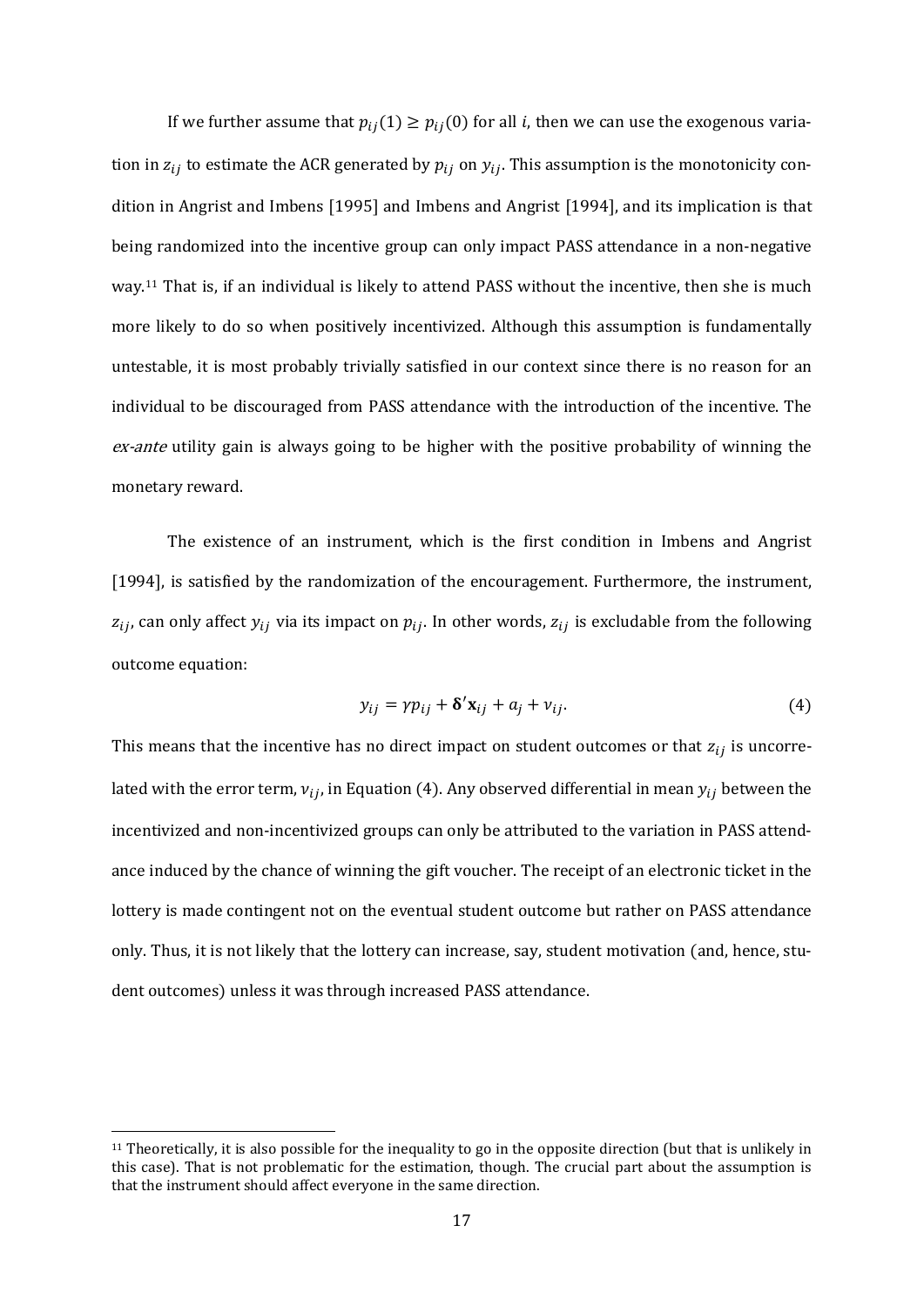If we further assume that $p_{ij}(1) \geq p_{ij}(0)$ for all $i$, then we can use the exogenous variation in $z_{ij}$ to estimate the ACR generated by $p_{ij}$ on $y_{ij}$. This assumption is the monotonicity condition in Angrist and Imbens [1995] and Imbens and Angrist [1994], and its implication is that being randomized into the incentive group can only impact PASS attendance in a non-negative way.[11] That is, if an individual is likely to attend PASS without the incentive, then she is much more likely to do so when positively incentivized. Although this assumption is fundamentally untestable, it is most probably trivially satisfied in our context since there is no reason for an individual to be discouraged from PASS attendance with the introduction of the incentive. The *ex-ante* utility gain is always going to be higher with the positive probability of winning the monetary reward.

The existence of an instrument, which is the first condition in Imbens and Angrist [1994], is satisfied by the randomization of the encouragement. Furthermore, the instrument, $z_{ij}$, can only affect $y_{ij}$ via its impact on $p_{ij}$. In other words, $z_{ij}$ is excludable from the following outcome equation:

$$y_{ij} = \gamma p_{ij} + \boldsymbol{\delta}' \mathbf{x}_{ij} + a_j + v_{ij}. \tag{4}$$

This means that the incentive has no direct impact on student outcomes or that $z_{ij}$ is uncorrelated with the error term, $v_{ij}$, in Equation (4). Any observed differential in mean $y_{ij}$ between the incentivized and non-incentivized groups can only be attributed to the variation in PASS attendance induced by the chance of winning the gift voucher. The receipt of an electronic ticket in the lottery is made contingent not on the eventual student outcome but rather on PASS attendance only. Thus, it is not likely that the lottery can increase, say, student motivation (and, hence, student outcomes) unless it was through increased PASS attendance.

---

[11] Theoretically, it is also possible for the inequality to go in the opposite direction (but that is unlikely in this case). That is not problematic for the estimation, though. The crucial part about the assumption is that the instrument should affect everyone in the same direction.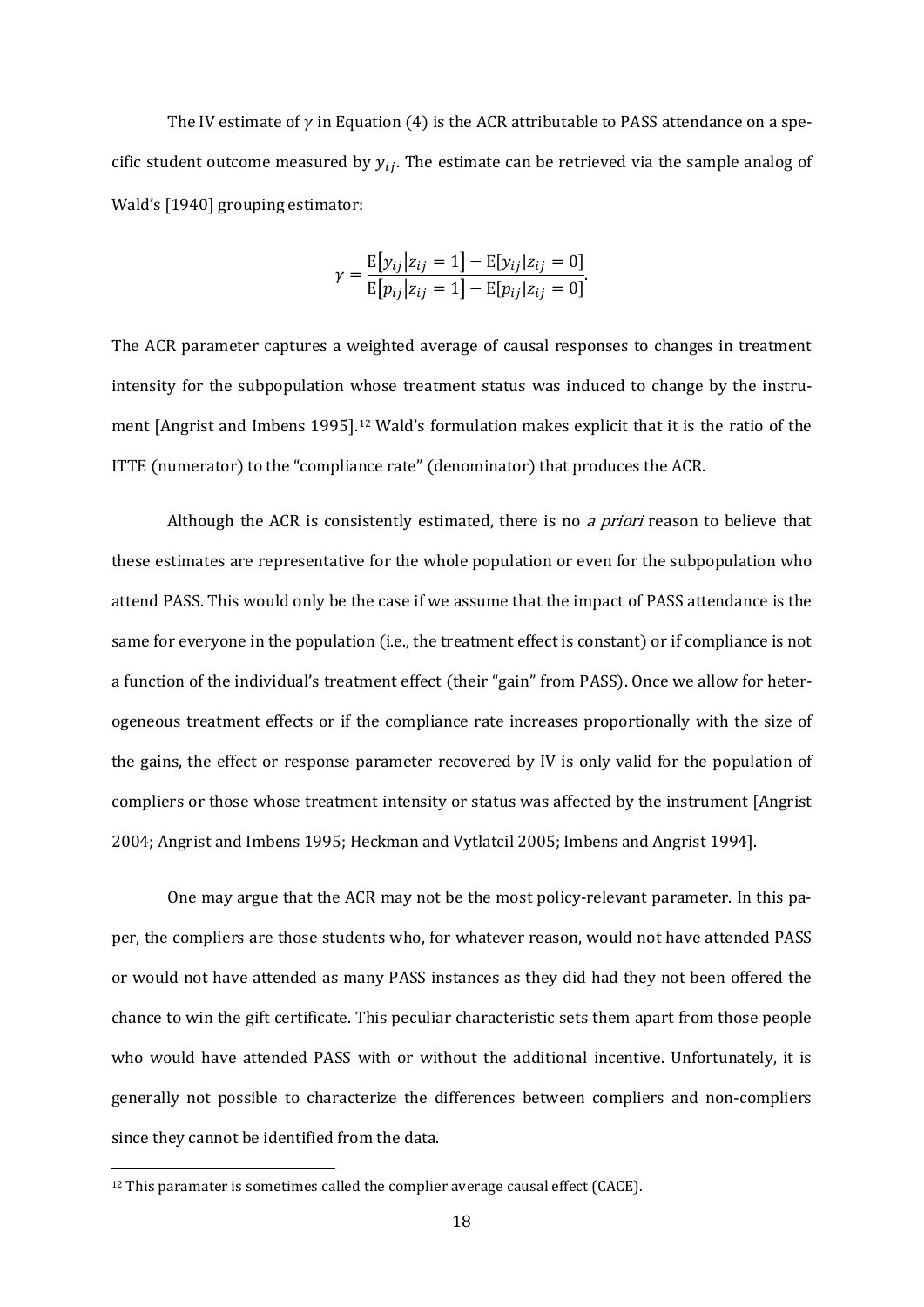The IV estimate of $\gamma$ in Equation (4) is the ACR attributable to PASS attendance on a specific student outcome measured by $y_{ij}$. The estimate can be retrieved via the sample analog of Wald's [1940] grouping estimator:

$$\gamma = \frac{\mathrm{E}[y_{ij}|z_{ij} = 1] - \mathrm{E}[y_{ij}|z_{ij} = 0]}{\mathrm{E}[p_{ij}|z_{ij} = 1] - \mathrm{E}[p_{ij}|z_{ij} = 0]}.$$

The ACR parameter captures a weighted average of causal responses to changes in treatment intensity for the subpopulation whose treatment status was induced to change by the instrument [Angrist and Imbens 1995].[12] Wald's formulation makes explicit that it is the ratio of the ITTE (numerator) to the "compliance rate" (denominator) that produces the ACR.

Although the ACR is consistently estimated, there is no *a priori* reason to believe that these estimates are representative for the whole population or even for the subpopulation who attend PASS. This would only be the case if we assume that the impact of PASS attendance is the same for everyone in the population (i.e., the treatment effect is constant) or if compliance is not a function of the individual's treatment effect (their "gain" from PASS). Once we allow for heterogeneous treatment effects or if the compliance rate increases proportionally with the size of the gains, the effect or response parameter recovered by IV is only valid for the population of compliers or those whose treatment intensity or status was affected by the instrument [Angrist 2004; Angrist and Imbens 1995; Heckman and Vytlatcil 2005; Imbens and Angrist 1994].

One may argue that the ACR may not be the most policy-relevant parameter. In this paper, the compliers are those students who, for whatever reason, would not have attended PASS or would not have attended as many PASS instances as they did had they not been offered the chance to win the gift certificate. This peculiar characteristic sets them apart from those people who would have attended PASS with or without the additional incentive. Unfortunately, it is generally not possible to characterize the differences between compliers and non-compliers since they cannot be identified from the data.

[12] This paramater is sometimes called the complier average causal effect (CACE).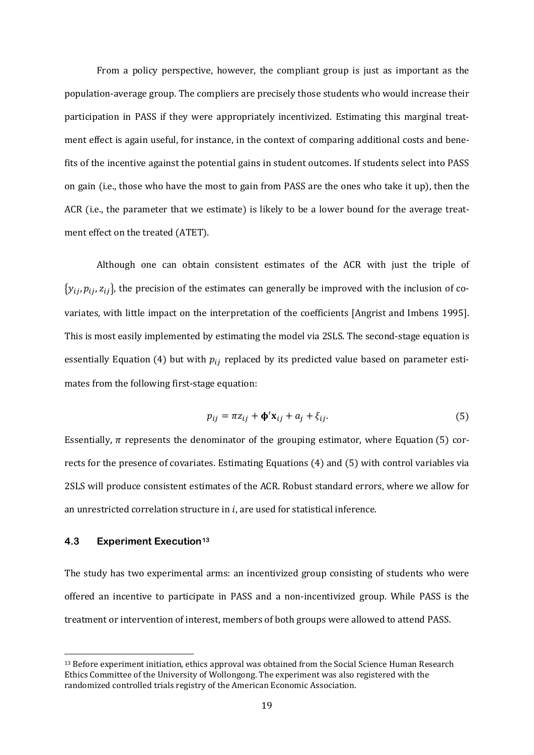From a policy perspective, however, the compliant group is just as important as the population-average group. The compliers are precisely those students who would increase their participation in PASS if they were appropriately incentivized. Estimating this marginal treatment effect is again useful, for instance, in the context of comparing additional costs and benefits of the incentive against the potential gains in student outcomes. If students select into PASS on gain (i.e., those who have the most to gain from PASS are the ones who take it up), then the ACR (i.e., the parameter that we estimate) is likely to be a lower bound for the average treatment effect on the treated (ATET).

Although one can obtain consistent estimates of the ACR with just the triple of $\{y_{ij}, p_{ij}, z_{ij}\}$, the precision of the estimates can generally be improved with the inclusion of covariates, with little impact on the interpretation of the coefficients [Angrist and Imbens 1995]. This is most easily implemented by estimating the model via 2SLS. The second-stage equation is essentially Equation (4) but with $p_{ij}$ replaced by its predicted value based on parameter estimates from the following first-stage equation:

$$p_{ij} = \pi z_{ij} + \boldsymbol{\phi}'\mathbf{x}_{ij} + a_j + \xi_{ij}. \tag{5}$$

Essentially, $\pi$ represents the denominator of the grouping estimator, where Equation (5) corrects for the presence of covariates. Estimating Equations (4) and (5) with control variables via 2SLS will produce consistent estimates of the ACR. Robust standard errors, where we allow for an unrestricted correlation structure in $i$, are used for statistical inference.

### 4.3 Experiment Execution[13]

The study has two experimental arms: an incentivized group consisting of students who were offered an incentive to participate in PASS and a non-incentivized group. While PASS is the treatment or intervention of interest, members of both groups were allowed to attend PASS.

[13] Before experiment initiation, ethics approval was obtained from the Social Science Human Research Ethics Committee of the University of Wollongong. The experiment was also registered with the randomized controlled trials registry of the American Economic Association.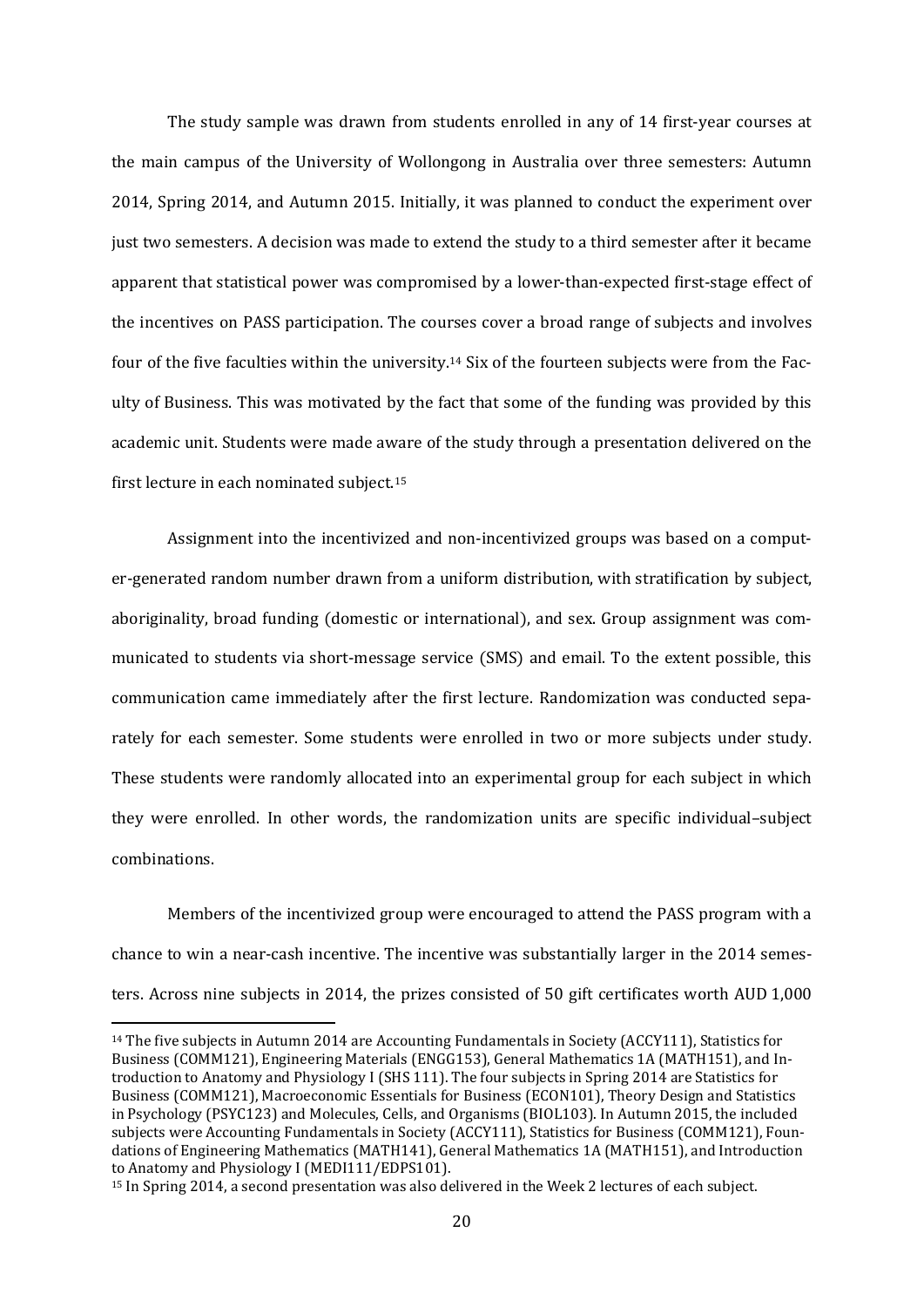The study sample was drawn from students enrolled in any of 14 first-year courses at the main campus of the University of Wollongong in Australia over three semesters: Autumn 2014, Spring 2014, and Autumn 2015. Initially, it was planned to conduct the experiment over just two semesters. A decision was made to extend the study to a third semester after it became apparent that statistical power was compromised by a lower-than-expected first-stage effect of the incentives on PASS participation. The courses cover a broad range of subjects and involves four of the five faculties within the university.[14] Six of the fourteen subjects were from the Faculty of Business. This was motivated by the fact that some of the funding was provided by this academic unit. Students were made aware of the study through a presentation delivered on the first lecture in each nominated subject.[15]

Assignment into the incentivized and non-incentivized groups was based on a computer-generated random number drawn from a uniform distribution, with stratification by subject, aboriginality, broad funding (domestic or international), and sex. Group assignment was communicated to students via short-message service (SMS) and email. To the extent possible, this communication came immediately after the first lecture. Randomization was conducted separately for each semester. Some students were enrolled in two or more subjects under study. These students were randomly allocated into an experimental group for each subject in which they were enrolled. In other words, the randomization units are specific individual–subject combinations.

Members of the incentivized group were encouraged to attend the PASS program with a chance to win a near-cash incentive. The incentive was substantially larger in the 2014 semesters. Across nine subjects in 2014, the prizes consisted of 50 gift certificates worth AUD 1,000

[14] The five subjects in Autumn 2014 are Accounting Fundamentals in Society (ACCY111), Statistics for Business (COMM121), Engineering Materials (ENGG153), General Mathematics 1A (MATH151), and Introduction to Anatomy and Physiology I (SHS 111). The four subjects in Spring 2014 are Statistics for Business (COMM121), Macroeconomic Essentials for Business (ECON101), Theory Design and Statistics in Psychology (PSYC123) and Molecules, Cells, and Organisms (BIOL103). In Autumn 2015, the included subjects were Accounting Fundamentals in Society (ACCY111), Statistics for Business (COMM121), Foundations of Engineering Mathematics (MATH141), General Mathematics 1A (MATH151), and Introduction to Anatomy and Physiology I (MEDI111/EDPS101).

[15] In Spring 2014, a second presentation was also delivered in the Week 2 lectures of each subject.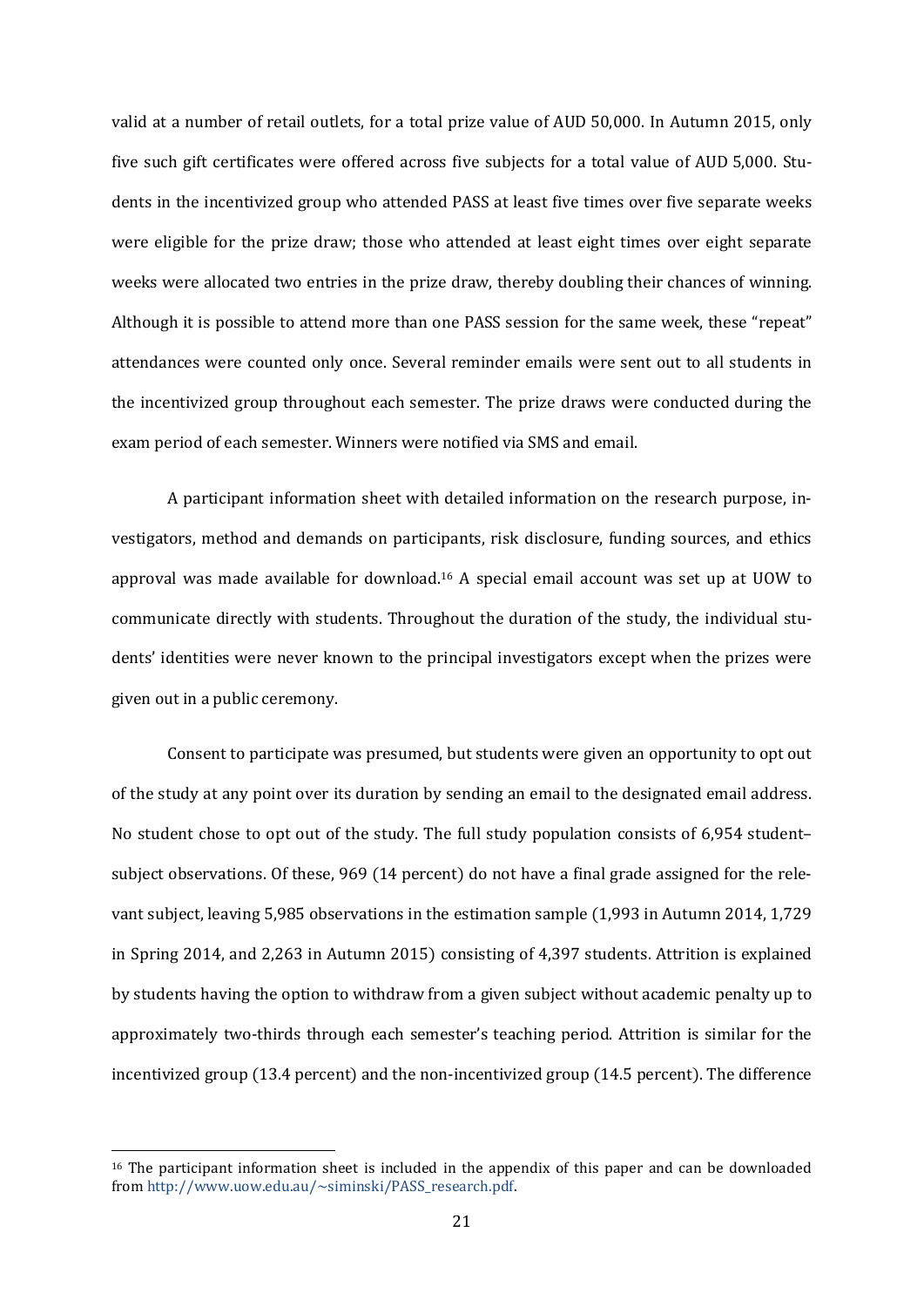valid at a number of retail outlets, for a total prize value of AUD 50,000. In Autumn 2015, only five such gift certificates were offered across five subjects for a total value of AUD 5,000. Students in the incentivized group who attended PASS at least five times over five separate weeks were eligible for the prize draw; those who attended at least eight times over eight separate weeks were allocated two entries in the prize draw, thereby doubling their chances of winning. Although it is possible to attend more than one PASS session for the same week, these "repeat" attendances were counted only once. Several reminder emails were sent out to all students in the incentivized group throughout each semester. The prize draws were conducted during the exam period of each semester. Winners were notified via SMS and email.

A participant information sheet with detailed information on the research purpose, investigators, method and demands on participants, risk disclosure, funding sources, and ethics approval was made available for download.[16] A special email account was set up at UOW to communicate directly with students. Throughout the duration of the study, the individual students' identities were never known to the principal investigators except when the prizes were given out in a public ceremony.

Consent to participate was presumed, but students were given an opportunity to opt out of the study at any point over its duration by sending an email to the designated email address. No student chose to opt out of the study. The full study population consists of 6,954 student–subject observations. Of these, 969 (14 percent) do not have a final grade assigned for the relevant subject, leaving 5,985 observations in the estimation sample (1,993 in Autumn 2014, 1,729 in Spring 2014, and 2,263 in Autumn 2015) consisting of 4,397 students. Attrition is explained by students having the option to withdraw from a given subject without academic penalty up to approximately two-thirds through each semester's teaching period. Attrition is similar for the incentivized group (13.4 percent) and the non-incentivized group (14.5 percent). The difference

[16] The participant information sheet is included in the appendix of this paper and can be downloaded from http://www.uow.edu.au/~siminski/PASS_research.pdf.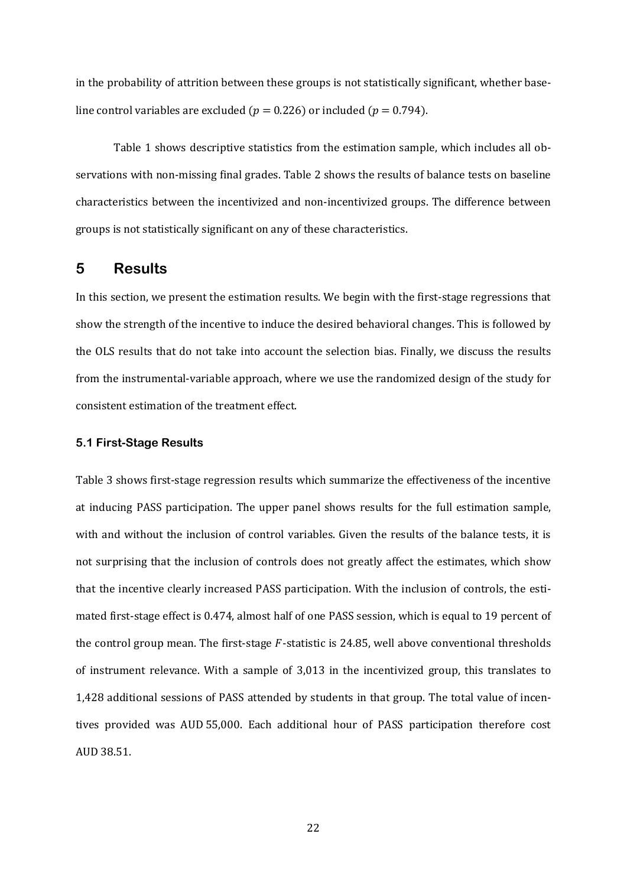in the probability of attrition between these groups is not statistically significant, whether baseline control variables are excluded ($p = 0.226$) or included ($p = 0.794$).

Table 1 shows descriptive statistics from the estimation sample, which includes all observations with non-missing final grades. Table 2 shows the results of balance tests on baseline characteristics between the incentivized and non-incentivized groups. The difference between groups is not statistically significant on any of these characteristics.

## 5 Results

In this section, we present the estimation results. We begin with the first-stage regressions that show the strength of the incentive to induce the desired behavioral changes. This is followed by the OLS results that do not take into account the selection bias. Finally, we discuss the results from the instrumental-variable approach, where we use the randomized design of the study for consistent estimation of the treatment effect.

### 5.1 First-Stage Results

Table 3 shows first-stage regression results which summarize the effectiveness of the incentive at inducing PASS participation. The upper panel shows results for the full estimation sample, with and without the inclusion of control variables. Given the results of the balance tests, it is not surprising that the inclusion of controls does not greatly affect the estimates, which show that the incentive clearly increased PASS participation. With the inclusion of controls, the estimated first-stage effect is 0.474, almost half of one PASS session, which is equal to 19 percent of the control group mean. The first-stage $F$-statistic is 24.85, well above conventional thresholds of instrument relevance. With a sample of 3,013 in the incentivized group, this translates to 1,428 additional sessions of PASS attended by students in that group. The total value of incentives provided was AUD 55,000. Each additional hour of PASS participation therefore cost AUD 38.51.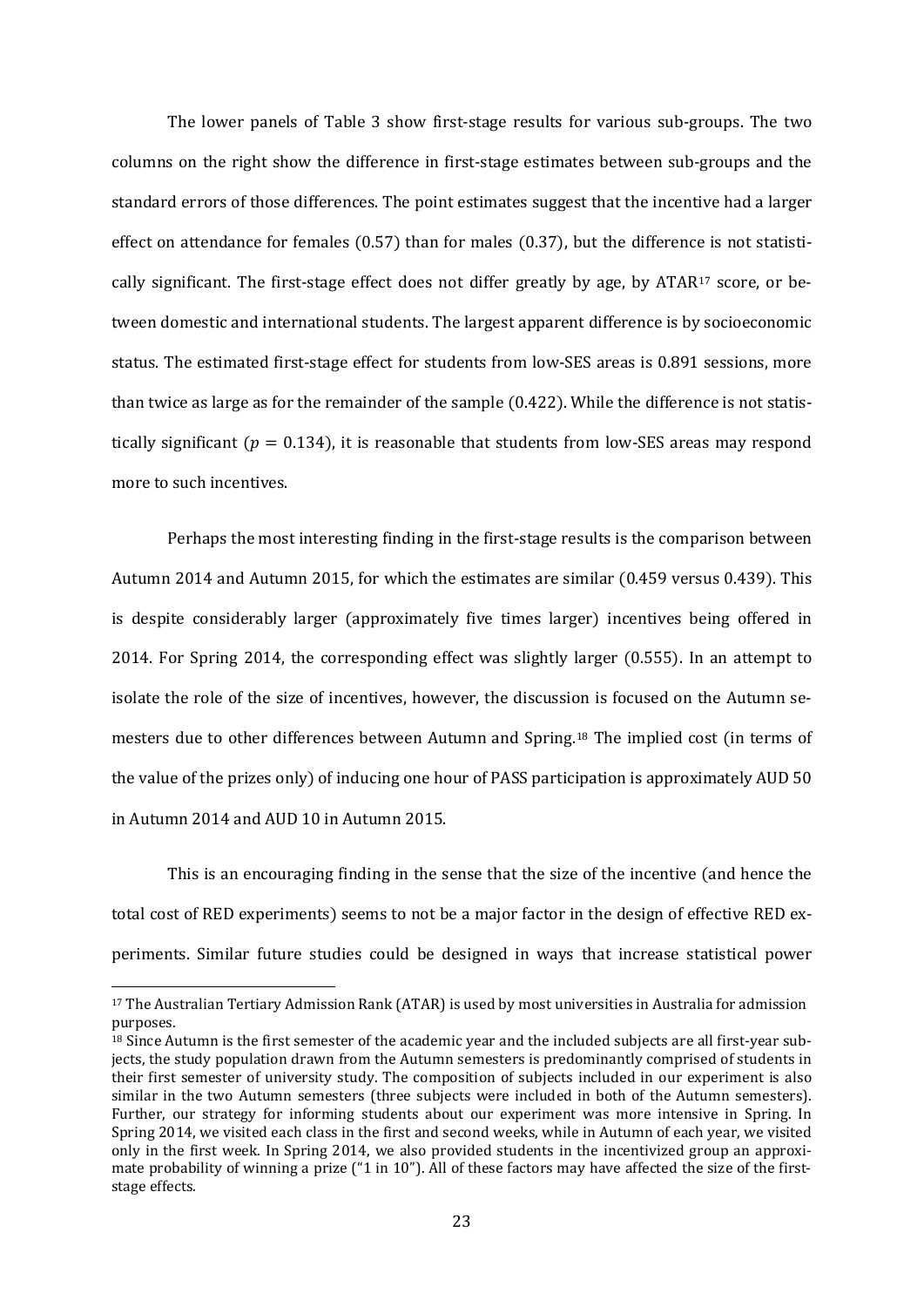The lower panels of Table 3 show first-stage results for various sub-groups. The two columns on the right show the difference in first-stage estimates between sub-groups and the standard errors of those differences. The point estimates suggest that the incentive had a larger effect on attendance for females (0.57) than for males (0.37), but the difference is not statistically significant. The first-stage effect does not differ greatly by age, by ATAR[17] score, or between domestic and international students. The largest apparent difference is by socioeconomic status. The estimated first-stage effect for students from low-SES areas is 0.891 sessions, more than twice as large as for the remainder of the sample (0.422). While the difference is not statistically significant ($p = 0.134$), it is reasonable that students from low-SES areas may respond more to such incentives.

Perhaps the most interesting finding in the first-stage results is the comparison between Autumn 2014 and Autumn 2015, for which the estimates are similar (0.459 versus 0.439). This is despite considerably larger (approximately five times larger) incentives being offered in 2014. For Spring 2014, the corresponding effect was slightly larger (0.555). In an attempt to isolate the role of the size of incentives, however, the discussion is focused on the Autumn semesters due to other differences between Autumn and Spring.[18] The implied cost (in terms of the value of the prizes only) of inducing one hour of PASS participation is approximately AUD 50 in Autumn 2014 and AUD 10 in Autumn 2015.

This is an encouraging finding in the sense that the size of the incentive (and hence the total cost of RED experiments) seems to not be a major factor in the design of effective RED experiments. Similar future studies could be designed in ways that increase statistical power

---

[17] The Australian Tertiary Admission Rank (ATAR) is used by most universities in Australia for admission purposes.

[18] Since Autumn is the first semester of the academic year and the included subjects are all first-year subjects, the study population drawn from the Autumn semesters is predominantly comprised of students in their first semester of university study. The composition of subjects included in our experiment is also similar in the two Autumn semesters (three subjects were included in both of the Autumn semesters). Further, our strategy for informing students about our experiment was more intensive in Spring. In Spring 2014, we visited each class in the first and second weeks, while in Autumn of each year, we visited only in the first week. In Spring 2014, we also provided students in the incentivized group an approximate probability of winning a prize ("1 in 10"). All of these factors may have affected the size of the first-stage effects.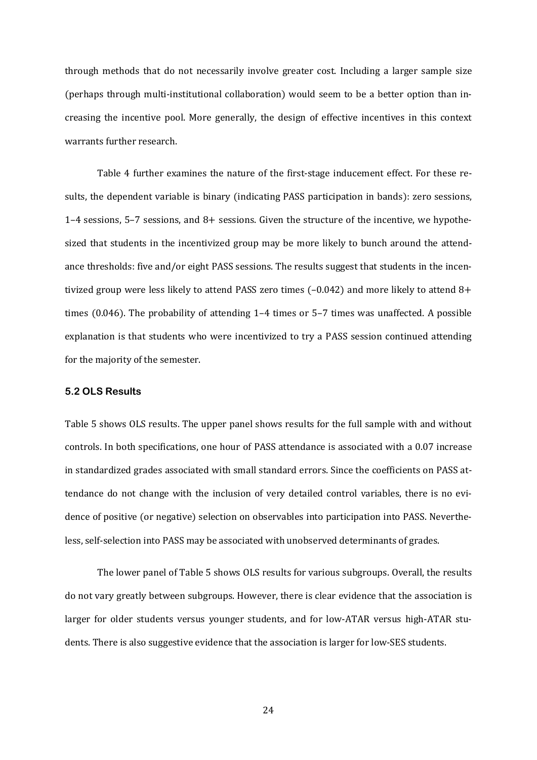through methods that do not necessarily involve greater cost. Including a larger sample size (perhaps through multi-institutional collaboration) would seem to be a better option than increasing the incentive pool. More generally, the design of effective incentives in this context warrants further research.

Table 4 further examines the nature of the first-stage inducement effect. For these results, the dependent variable is binary (indicating PASS participation in bands): zero sessions, 1–4 sessions, 5–7 sessions, and 8+ sessions. Given the structure of the incentive, we hypothesized that students in the incentivized group may be more likely to bunch around the attendance thresholds: five and/or eight PASS sessions. The results suggest that students in the incentivized group were less likely to attend PASS zero times (–0.042) and more likely to attend 8+ times (0.046). The probability of attending 1–4 times or 5–7 times was unaffected. A possible explanation is that students who were incentivized to try a PASS session continued attending for the majority of the semester.

### 5.2 OLS Results

Table 5 shows OLS results. The upper panel shows results for the full sample with and without controls. In both specifications, one hour of PASS attendance is associated with a 0.07 increase in standardized grades associated with small standard errors. Since the coefficients on PASS attendance do not change with the inclusion of very detailed control variables, there is no evidence of positive (or negative) selection on observables into participation into PASS. Nevertheless, self-selection into PASS may be associated with unobserved determinants of grades.

The lower panel of Table 5 shows OLS results for various subgroups. Overall, the results do not vary greatly between subgroups. However, there is clear evidence that the association is larger for older students versus younger students, and for low-ATAR versus high-ATAR students. There is also suggestive evidence that the association is larger for low-SES students.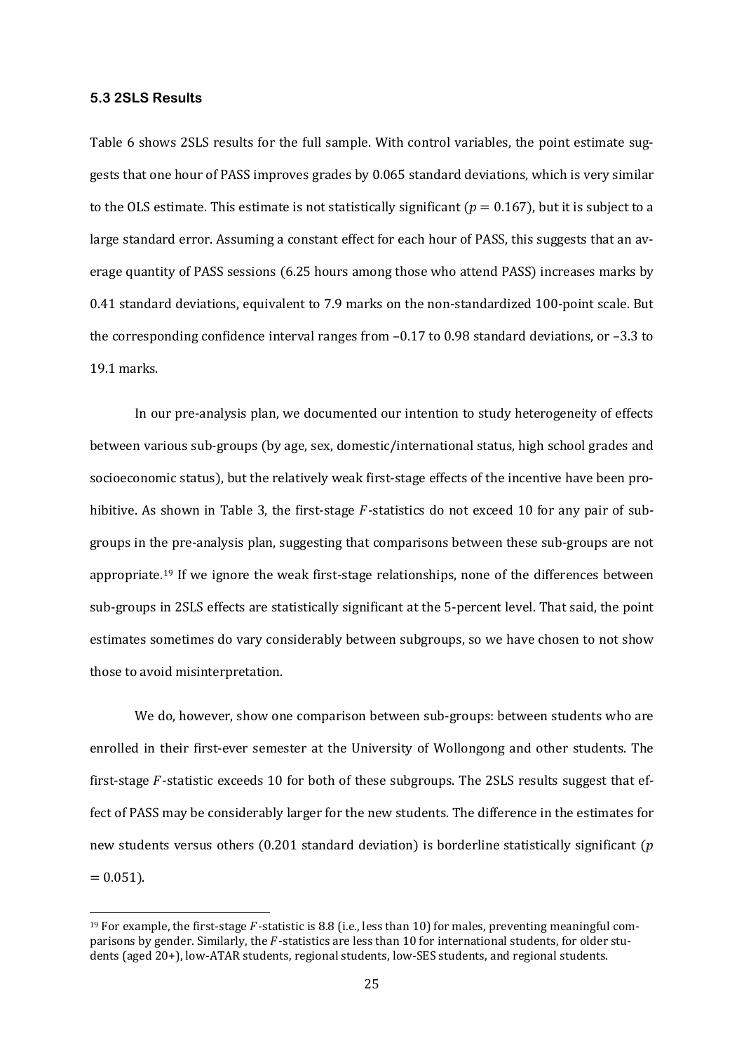### 5.3 2SLS Results

Table 6 shows 2SLS results for the full sample. With control variables, the point estimate suggests that one hour of PASS improves grades by 0.065 standard deviations, which is very similar to the OLS estimate. This estimate is not statistically significant ($p = 0.167$), but it is subject to a large standard error. Assuming a constant effect for each hour of PASS, this suggests that an average quantity of PASS sessions (6.25 hours among those who attend PASS) increases marks by 0.41 standard deviations, equivalent to 7.9 marks on the non-standardized 100-point scale. But the corresponding confidence interval ranges from –0.17 to 0.98 standard deviations, or –3.3 to 19.1 marks.

In our pre-analysis plan, we documented our intention to study heterogeneity of effects between various sub-groups (by age, sex, domestic/international status, high school grades and socioeconomic status), but the relatively weak first-stage effects of the incentive have been prohibitive. As shown in Table 3, the first-stage $F$-statistics do not exceed 10 for any pair of subgroups in the pre-analysis plan, suggesting that comparisons between these sub-groups are not appropriate.[19] If we ignore the weak first-stage relationships, none of the differences between sub-groups in 2SLS effects are statistically significant at the 5-percent level. That said, the point estimates sometimes do vary considerably between subgroups, so we have chosen to not show those to avoid misinterpretation.

We do, however, show one comparison between sub-groups: between students who are enrolled in their first-ever semester at the University of Wollongong and other students. The first-stage $F$-statistic exceeds 10 for both of these subgroups. The 2SLS results suggest that effect of PASS may be considerably larger for the new students. The difference in the estimates for new students versus others (0.201 standard deviation) is borderline statistically significant ($p = 0.051$).

[19] For example, the first-stage $F$-statistic is 8.8 (i.e., less than 10) for males, preventing meaningful comparisons by gender. Similarly, the $F$-statistics are less than 10 for international students, for older students (aged 20+), low-ATAR students, regional students, low-SES students, and regional students.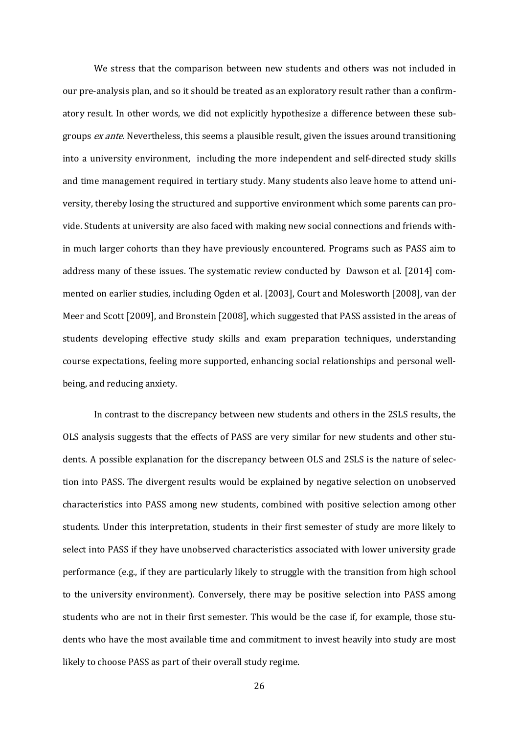We stress that the comparison between new students and others was not included in our pre-analysis plan, and so it should be treated as an exploratory result rather than a confirmatory result. In other words, we did not explicitly hypothesize a difference between these subgroups *ex ante*. Nevertheless, this seems a plausible result, given the issues around transitioning into a university environment, including the more independent and self-directed study skills and time management required in tertiary study. Many students also leave home to attend university, thereby losing the structured and supportive environment which some parents can provide. Students at university are also faced with making new social connections and friends within much larger cohorts than they have previously encountered. Programs such as PASS aim to address many of these issues. The systematic review conducted by Dawson et al. [2014] commented on earlier studies, including Ogden et al. [2003], Court and Molesworth [2008], van der Meer and Scott [2009], and Bronstein [2008], which suggested that PASS assisted in the areas of students developing effective study skills and exam preparation techniques, understanding course expectations, feeling more supported, enhancing social relationships and personal wellbeing, and reducing anxiety.

In contrast to the discrepancy between new students and others in the 2SLS results, the OLS analysis suggests that the effects of PASS are very similar for new students and other students. A possible explanation for the discrepancy between OLS and 2SLS is the nature of selection into PASS. The divergent results would be explained by negative selection on unobserved characteristics into PASS among new students, combined with positive selection among other students. Under this interpretation, students in their first semester of study are more likely to select into PASS if they have unobserved characteristics associated with lower university grade performance (e.g., if they are particularly likely to struggle with the transition from high school to the university environment). Conversely, there may be positive selection into PASS among students who are not in their first semester. This would be the case if, for example, those students who have the most available time and commitment to invest heavily into study are most likely to choose PASS as part of their overall study regime.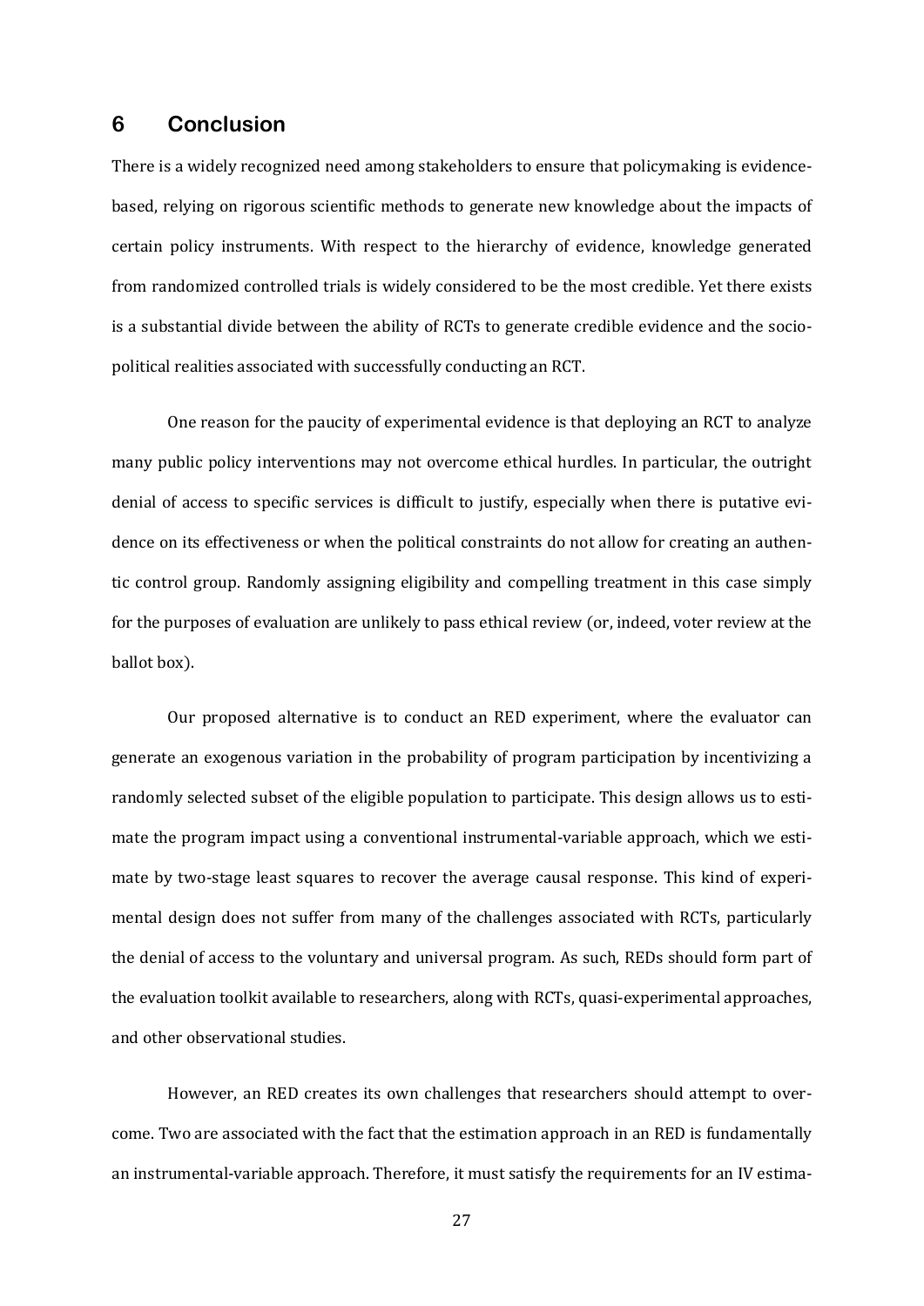## 6 Conclusion

There is a widely recognized need among stakeholders to ensure that policymaking is evidence-based, relying on rigorous scientific methods to generate new knowledge about the impacts of certain policy instruments. With respect to the hierarchy of evidence, knowledge generated from randomized controlled trials is widely considered to be the most credible. Yet there exists is a substantial divide between the ability of RCTs to generate credible evidence and the socio-political realities associated with successfully conducting an RCT.

One reason for the paucity of experimental evidence is that deploying an RCT to analyze many public policy interventions may not overcome ethical hurdles. In particular, the outright denial of access to specific services is difficult to justify, especially when there is putative evidence on its effectiveness or when the political constraints do not allow for creating an authentic control group. Randomly assigning eligibility and compelling treatment in this case simply for the purposes of evaluation are unlikely to pass ethical review (or, indeed, voter review at the ballot box).

Our proposed alternative is to conduct an RED experiment, where the evaluator can generate an exogenous variation in the probability of program participation by incentivizing a randomly selected subset of the eligible population to participate. This design allows us to estimate the program impact using a conventional instrumental-variable approach, which we estimate by two-stage least squares to recover the average causal response. This kind of experimental design does not suffer from many of the challenges associated with RCTs, particularly the denial of access to the voluntary and universal program. As such, REDs should form part of the evaluation toolkit available to researchers, along with RCTs, quasi-experimental approaches, and other observational studies.

However, an RED creates its own challenges that researchers should attempt to overcome. Two are associated with the fact that the estimation approach in an RED is fundamentally an instrumental-variable approach. Therefore, it must satisfy the requirements for an IV estima-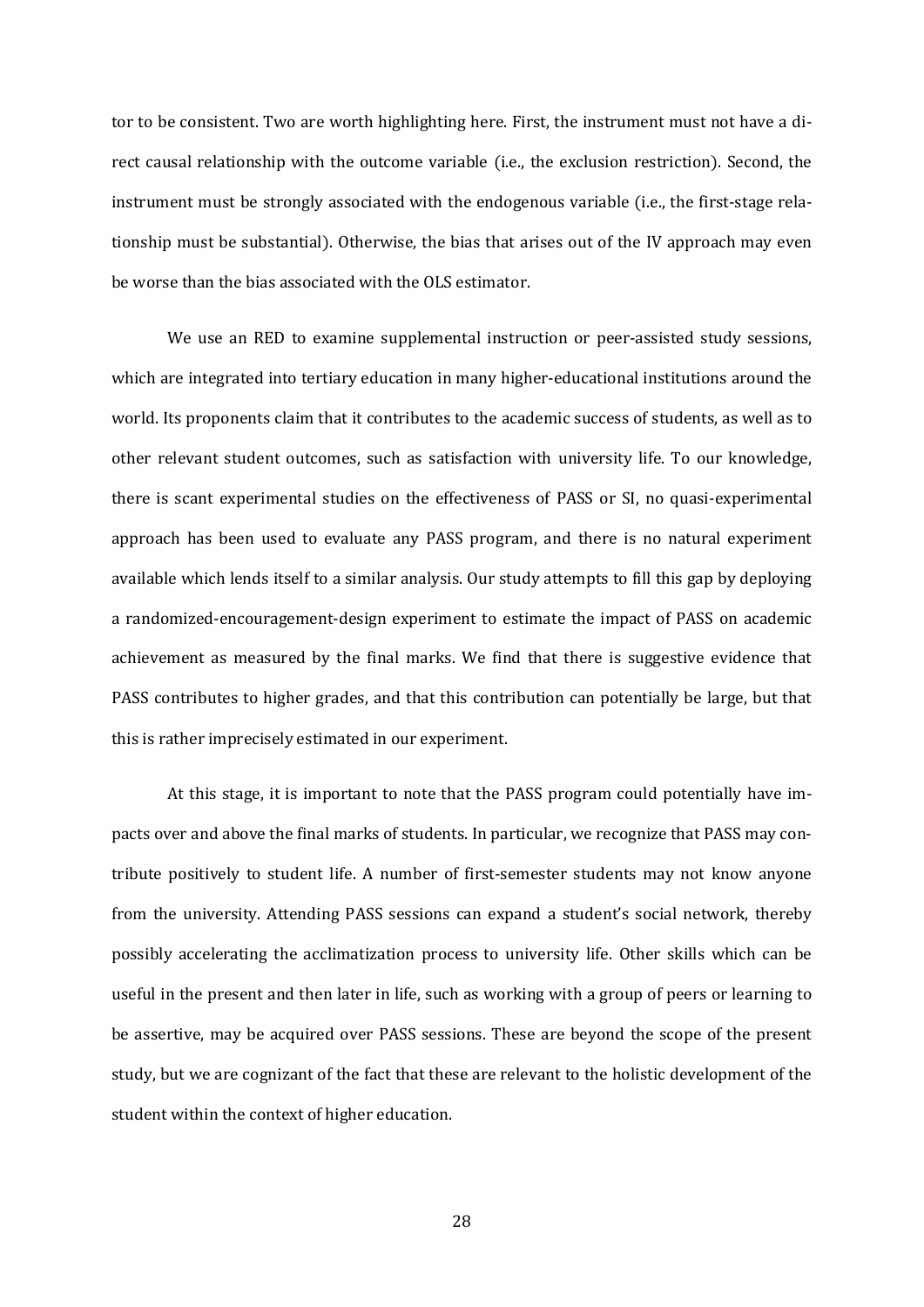tor to be consistent. Two are worth highlighting here. First, the instrument must not have a direct causal relationship with the outcome variable (i.e., the exclusion restriction). Second, the instrument must be strongly associated with the endogenous variable (i.e., the first-stage relationship must be substantial). Otherwise, the bias that arises out of the IV approach may even be worse than the bias associated with the OLS estimator.

We use an RED to examine supplemental instruction or peer-assisted study sessions, which are integrated into tertiary education in many higher-educational institutions around the world. Its proponents claim that it contributes to the academic success of students, as well as to other relevant student outcomes, such as satisfaction with university life. To our knowledge, there is scant experimental studies on the effectiveness of PASS or SI, no quasi-experimental approach has been used to evaluate any PASS program, and there is no natural experiment available which lends itself to a similar analysis. Our study attempts to fill this gap by deploying a randomized-encouragement-design experiment to estimate the impact of PASS on academic achievement as measured by the final marks. We find that there is suggestive evidence that PASS contributes to higher grades, and that this contribution can potentially be large, but that this is rather imprecisely estimated in our experiment.

At this stage, it is important to note that the PASS program could potentially have impacts over and above the final marks of students. In particular, we recognize that PASS may contribute positively to student life. A number of first-semester students may not know anyone from the university. Attending PASS sessions can expand a student's social network, thereby possibly accelerating the acclimatization process to university life. Other skills which can be useful in the present and then later in life, such as working with a group of peers or learning to be assertive, may be acquired over PASS sessions. These are beyond the scope of the present study, but we are cognizant of the fact that these are relevant to the holistic development of the student within the context of higher education.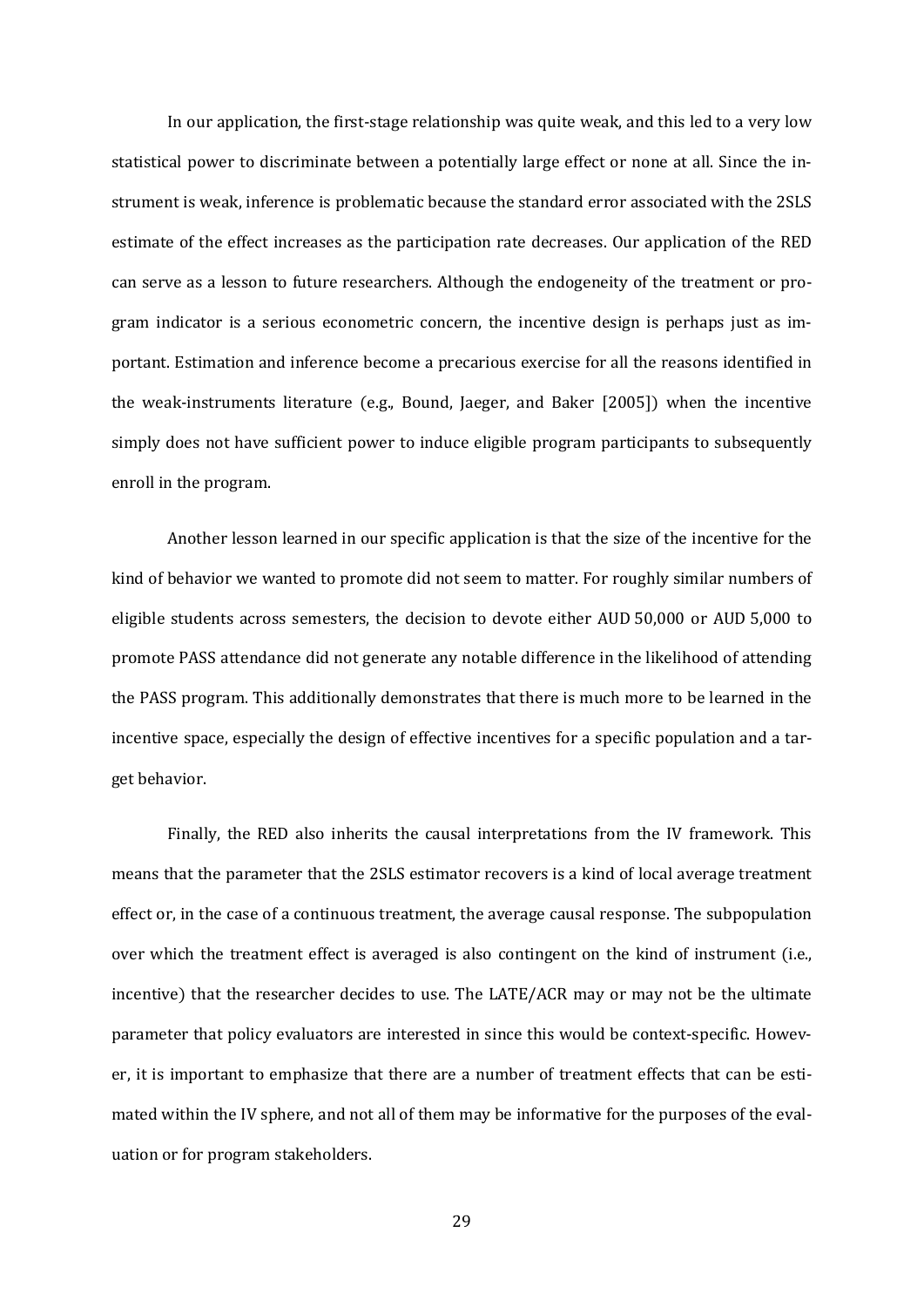In our application, the first-stage relationship was quite weak, and this led to a very low statistical power to discriminate between a potentially large effect or none at all. Since the instrument is weak, inference is problematic because the standard error associated with the 2SLS estimate of the effect increases as the participation rate decreases. Our application of the RED can serve as a lesson to future researchers. Although the endogeneity of the treatment or program indicator is a serious econometric concern, the incentive design is perhaps just as important. Estimation and inference become a precarious exercise for all the reasons identified in the weak-instruments literature (e.g., Bound, Jaeger, and Baker [2005]) when the incentive simply does not have sufficient power to induce eligible program participants to subsequently enroll in the program.

Another lesson learned in our specific application is that the size of the incentive for the kind of behavior we wanted to promote did not seem to matter. For roughly similar numbers of eligible students across semesters, the decision to devote either AUD 50,000 or AUD 5,000 to promote PASS attendance did not generate any notable difference in the likelihood of attending the PASS program. This additionally demonstrates that there is much more to be learned in the incentive space, especially the design of effective incentives for a specific population and a target behavior.

Finally, the RED also inherits the causal interpretations from the IV framework. This means that the parameter that the 2SLS estimator recovers is a kind of local average treatment effect or, in the case of a continuous treatment, the average causal response. The subpopulation over which the treatment effect is averaged is also contingent on the kind of instrument (i.e., incentive) that the researcher decides to use. The LATE/ACR may or may not be the ultimate parameter that policy evaluators are interested in since this would be context-specific. However, it is important to emphasize that there are a number of treatment effects that can be estimated within the IV sphere, and not all of them may be informative for the purposes of the evaluation or for program stakeholders.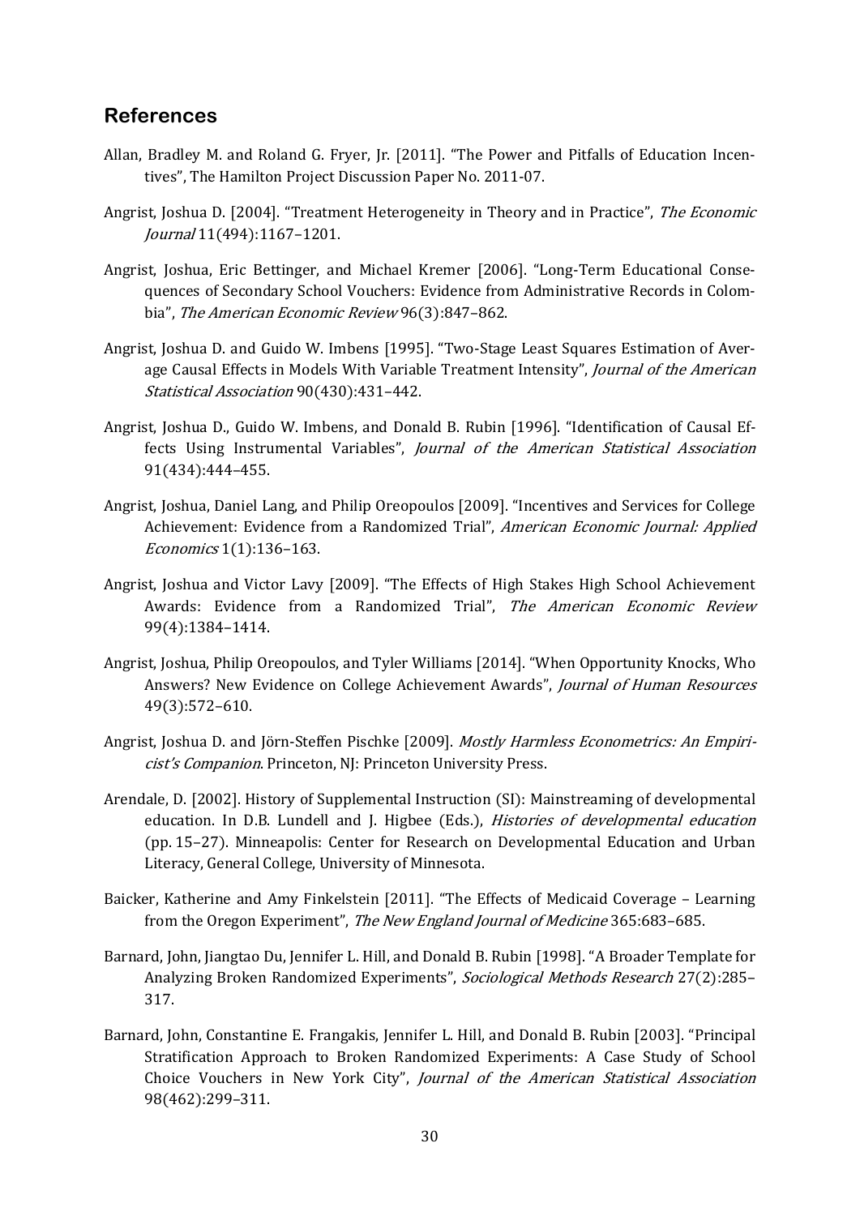## References

Allan, Bradley M. and Roland G. Fryer, Jr. [2011]. "The Power and Pitfalls of Education Incentives", The Hamilton Project Discussion Paper No. 2011-07.

Angrist, Joshua D. [2004]. "Treatment Heterogeneity in Theory and in Practice", *The Economic Journal* 11(494):1167–1201.

Angrist, Joshua, Eric Bettinger, and Michael Kremer [2006]. "Long-Term Educational Consequences of Secondary School Vouchers: Evidence from Administrative Records in Colombia", *The American Economic Review* 96(3):847–862.

Angrist, Joshua D. and Guido W. Imbens [1995]. "Two-Stage Least Squares Estimation of Average Causal Effects in Models With Variable Treatment Intensity", *Journal of the American Statistical Association* 90(430):431–442.

Angrist, Joshua D., Guido W. Imbens, and Donald B. Rubin [1996]. "Identification of Causal Effects Using Instrumental Variables", *Journal of the American Statistical Association* 91(434):444–455.

Angrist, Joshua, Daniel Lang, and Philip Oreopoulos [2009]. "Incentives and Services for College Achievement: Evidence from a Randomized Trial", *American Economic Journal: Applied Economics* 1(1):136–163.

Angrist, Joshua and Victor Lavy [2009]. "The Effects of High Stakes High School Achievement Awards: Evidence from a Randomized Trial", *The American Economic Review* 99(4):1384–1414.

Angrist, Joshua, Philip Oreopoulos, and Tyler Williams [2014]. "When Opportunity Knocks, Who Answers? New Evidence on College Achievement Awards", *Journal of Human Resources* 49(3):572–610.

Angrist, Joshua D. and Jörn-Steffen Pischke [2009]. *Mostly Harmless Econometrics: An Empiricist's Companion*. Princeton, NJ: Princeton University Press.

Arendale, D. [2002]. History of Supplemental Instruction (SI): Mainstreaming of developmental education. In D.B. Lundell and J. Higbee (Eds.), *Histories of developmental education* (pp. 15–27). Minneapolis: Center for Research on Developmental Education and Urban Literacy, General College, University of Minnesota.

Baicker, Katherine and Amy Finkelstein [2011]. "The Effects of Medicaid Coverage – Learning from the Oregon Experiment", *The New England Journal of Medicine* 365:683–685.

Barnard, John, Jiangtao Du, Jennifer L. Hill, and Donald B. Rubin [1998]. "A Broader Template for Analyzing Broken Randomized Experiments", *Sociological Methods Research* 27(2):285–317.

Barnard, John, Constantine E. Frangakis, Jennifer L. Hill, and Donald B. Rubin [2003]. "Principal Stratification Approach to Broken Randomized Experiments: A Case Study of School Choice Vouchers in New York City", *Journal of the American Statistical Association* 98(462):299–311.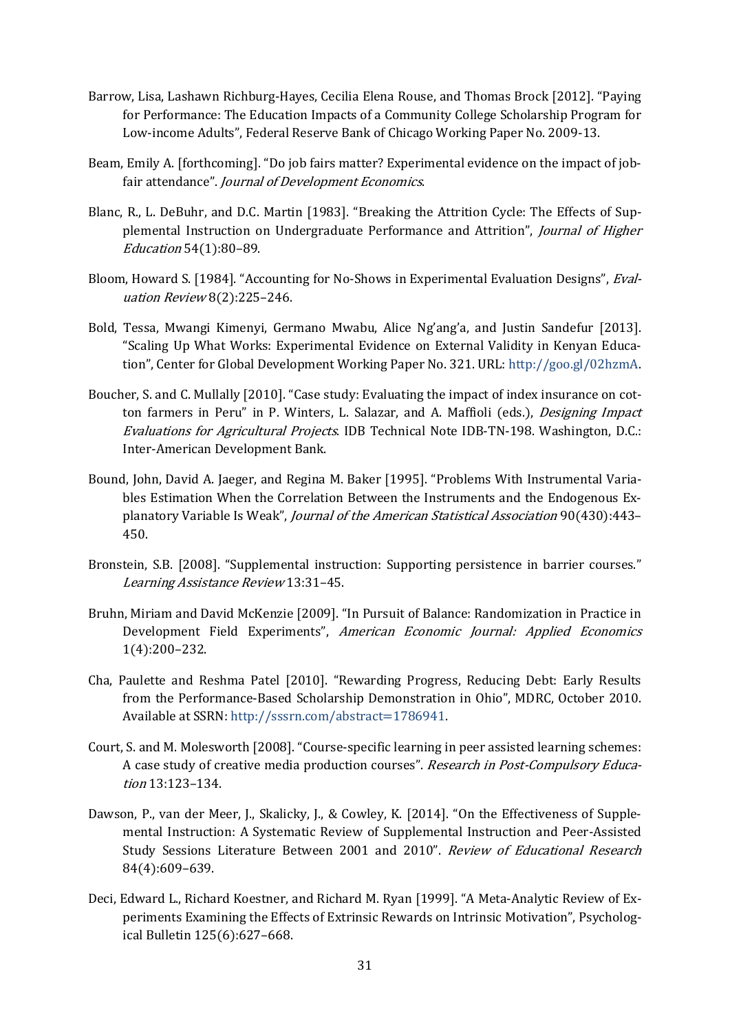Barrow, Lisa, Lashawn Richburg-Hayes, Cecilia Elena Rouse, and Thomas Brock [2012]. "Paying for Performance: The Education Impacts of a Community College Scholarship Program for Low-income Adults", Federal Reserve Bank of Chicago Working Paper No. 2009-13.

Beam, Emily A. [forthcoming]. "Do job fairs matter? Experimental evidence on the impact of job-fair attendance". *Journal of Development Economics*.

Blanc, R., L. DeBuhr, and D.C. Martin [1983]. "Breaking the Attrition Cycle: The Effects of Supplemental Instruction on Undergraduate Performance and Attrition", *Journal of Higher Education* 54(1):80–89.

Bloom, Howard S. [1984]. "Accounting for No-Shows in Experimental Evaluation Designs", *Evaluation Review* 8(2):225–246.

Bold, Tessa, Mwangi Kimenyi, Germano Mwabu, Alice Ng'ang'a, and Justin Sandefur [2013]. "Scaling Up What Works: Experimental Evidence on External Validity in Kenyan Education", Center for Global Development Working Paper No. 321. URL: http://goo.gl/02hzmA.

Boucher, S. and C. Mullally [2010]. "Case study: Evaluating the impact of index insurance on cotton farmers in Peru" in P. Winters, L. Salazar, and A. Maffioli (eds.), *Designing Impact Evaluations for Agricultural Projects*. IDB Technical Note IDB-TN-198. Washington, D.C.: Inter-American Development Bank.

Bound, John, David A. Jaeger, and Regina M. Baker [1995]. "Problems With Instrumental Variables Estimation When the Correlation Between the Instruments and the Endogenous Explanatory Variable Is Weak", *Journal of the American Statistical Association* 90(430):443–450.

Bronstein, S.B. [2008]. "Supplemental instruction: Supporting persistence in barrier courses." *Learning Assistance Review* 13:31–45.

Bruhn, Miriam and David McKenzie [2009]. "In Pursuit of Balance: Randomization in Practice in Development Field Experiments", *American Economic Journal: Applied Economics* 1(4):200–232.

Cha, Paulette and Reshma Patel [2010]. "Rewarding Progress, Reducing Debt: Early Results from the Performance-Based Scholarship Demonstration in Ohio", MDRC, October 2010. Available at SSRN: http://sssrn.com/abstract=1786941.

Court, S. and M. Molesworth [2008]. "Course-specific learning in peer assisted learning schemes: A case study of creative media production courses". *Research in Post-Compulsory Education* 13:123–134.

Dawson, P., van der Meer, J., Skalicky, J., & Cowley, K. [2014]. "On the Effectiveness of Supplemental Instruction: A Systematic Review of Supplemental Instruction and Peer-Assisted Study Sessions Literature Between 2001 and 2010". *Review of Educational Research* 84(4):609–639.

Deci, Edward L., Richard Koestner, and Richard M. Ryan [1999]. "A Meta-Analytic Review of Experiments Examining the Effects of Extrinsic Rewards on Intrinsic Motivation", Psychological Bulletin 125(6):627–668.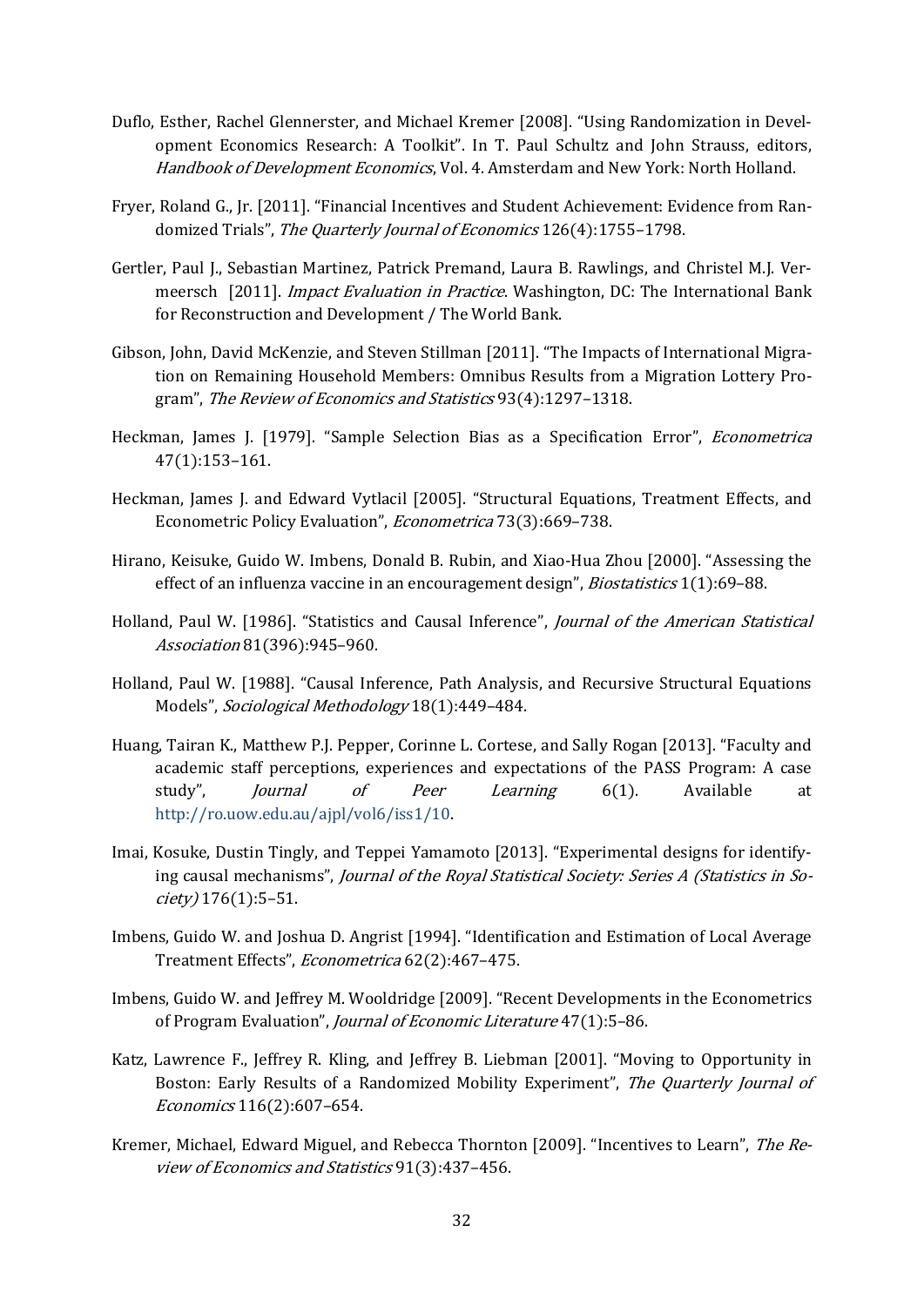Duflo, Esther, Rachel Glennerster, and Michael Kremer [2008]. “Using Randomization in Development Economics Research: A Toolkit”. In T. Paul Schultz and John Strauss, editors, *Handbook of Development Economics*, Vol. 4. Amsterdam and New York: North Holland.

Fryer, Roland G., Jr. [2011]. “Financial Incentives and Student Achievement: Evidence from Randomized Trials”, *The Quarterly Journal of Economics* 126(4):1755–1798.

Gertler, Paul J., Sebastian Martinez, Patrick Premand, Laura B. Rawlings, and Christel M.J. Vermeersch [2011]. *Impact Evaluation in Practice*. Washington, DC: The International Bank for Reconstruction and Development / The World Bank.

Gibson, John, David McKenzie, and Steven Stillman [2011]. “The Impacts of International Migration on Remaining Household Members: Omnibus Results from a Migration Lottery Program”, *The Review of Economics and Statistics* 93(4):1297–1318.

Heckman, James J. [1979]. “Sample Selection Bias as a Specification Error”, *Econometrica* 47(1):153–161.

Heckman, James J. and Edward Vytlacil [2005]. “Structural Equations, Treatment Effects, and Econometric Policy Evaluation”, *Econometrica* 73(3):669–738.

Hirano, Keisuke, Guido W. Imbens, Donald B. Rubin, and Xiao-Hua Zhou [2000]. “Assessing the effect of an influenza vaccine in an encouragement design”, *Biostatistics* 1(1):69–88.

Holland, Paul W. [1986]. “Statistics and Causal Inference”, *Journal of the American Statistical Association* 81(396):945–960.

Holland, Paul W. [1988]. “Causal Inference, Path Analysis, and Recursive Structural Equations Models”, *Sociological Methodology* 18(1):449–484.

Huang, Tairan K., Matthew P.J. Pepper, Corinne L. Cortese, and Sally Rogan [2013]. “Faculty and academic staff perceptions, experiences and expectations of the PASS Program: A case study”, *Journal of Peer Learning* 6(1). Available at http://ro.uow.edu.au/ajpl/vol6/iss1/10.

Imai, Kosuke, Dustin Tingly, and Teppei Yamamoto [2013]. “Experimental designs for identifying causal mechanisms”, *Journal of the Royal Statistical Society: Series A (Statistics in Society)* 176(1):5–51.

Imbens, Guido W. and Joshua D. Angrist [1994]. “Identification and Estimation of Local Average Treatment Effects”, *Econometrica* 62(2):467–475.

Imbens, Guido W. and Jeffrey M. Wooldridge [2009]. “Recent Developments in the Econometrics of Program Evaluation”, *Journal of Economic Literature* 47(1):5–86.

Katz, Lawrence F., Jeffrey R. Kling, and Jeffrey B. Liebman [2001]. “Moving to Opportunity in Boston: Early Results of a Randomized Mobility Experiment”, *The Quarterly Journal of Economics* 116(2):607–654.

Kremer, Michael, Edward Miguel, and Rebecca Thornton [2009]. “Incentives to Learn”, *The Review of Economics and Statistics* 91(3):437–456.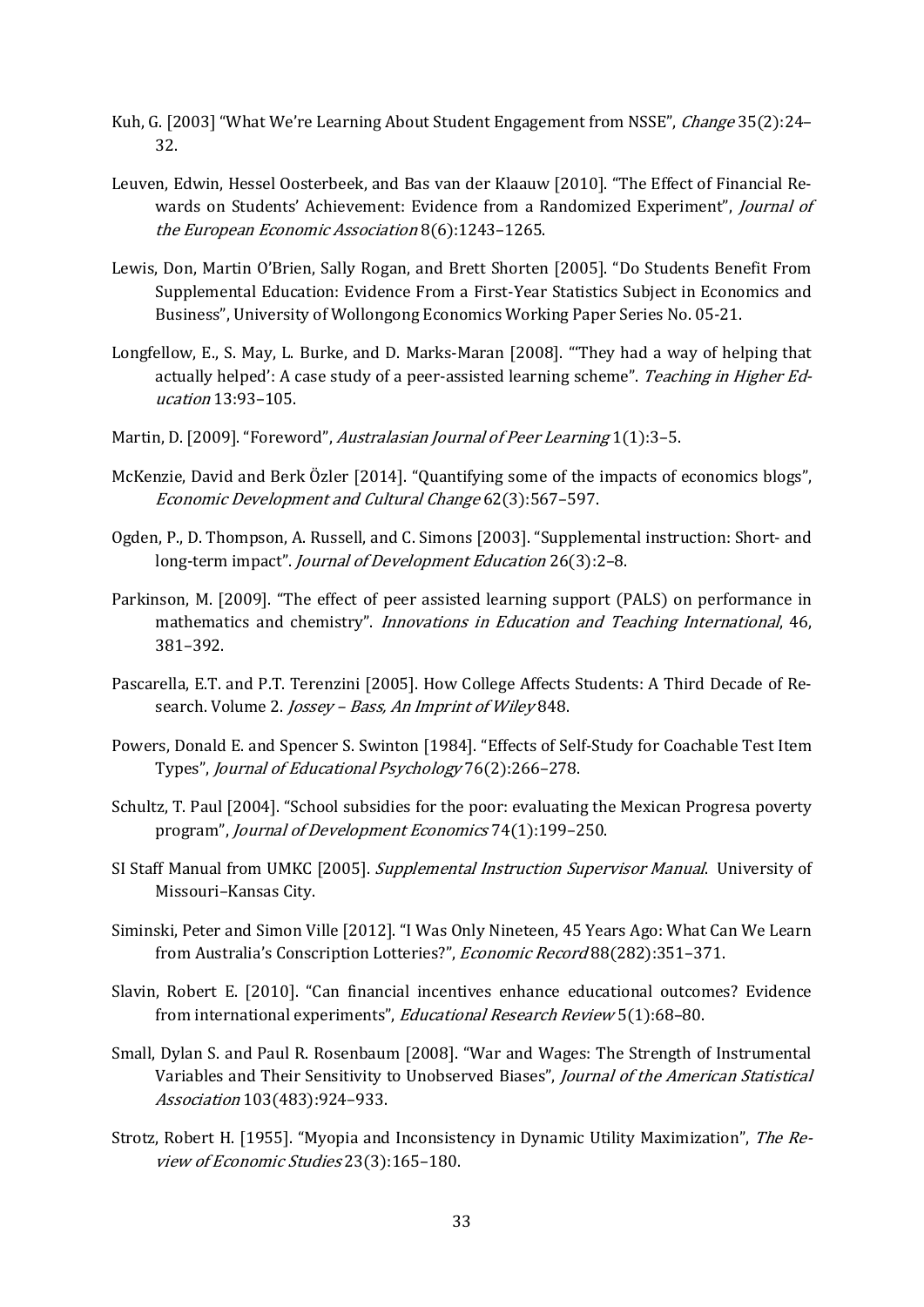Kuh, G. [2003] "What We're Learning About Student Engagement from NSSE", *Change* 35(2):24–32.

Leuven, Edwin, Hessel Oosterbeek, and Bas van der Klaauw [2010]. "The Effect of Financial Rewards on Students' Achievement: Evidence from a Randomized Experiment", *Journal of the European Economic Association* 8(6):1243–1265.

Lewis, Don, Martin O'Brien, Sally Rogan, and Brett Shorten [2005]. "Do Students Benefit From Supplemental Education: Evidence From a First-Year Statistics Subject in Economics and Business", University of Wollongong Economics Working Paper Series No. 05-21.

Longfellow, E., S. May, L. Burke, and D. Marks-Maran [2008]. "'They had a way of helping that actually helped': A case study of a peer-assisted learning scheme". *Teaching in Higher Education* 13:93–105.

Martin, D. [2009]. "Foreword", *Australasian Journal of Peer Learning* 1(1):3–5.

McKenzie, David and Berk Özler [2014]. "Quantifying some of the impacts of economics blogs", *Economic Development and Cultural Change* 62(3):567–597.

Ogden, P., D. Thompson, A. Russell, and C. Simons [2003]. "Supplemental instruction: Short- and long-term impact". *Journal of Development Education* 26(3):2–8.

Parkinson, M. [2009]. "The effect of peer assisted learning support (PALS) on performance in mathematics and chemistry". *Innovations in Education and Teaching International*, 46, 381–392.

Pascarella, E.T. and P.T. Terenzini [2005]. How College Affects Students: A Third Decade of Research. Volume 2. *Jossey – Bass, An Imprint of Wiley* 848.

Powers, Donald E. and Spencer S. Swinton [1984]. "Effects of Self-Study for Coachable Test Item Types", *Journal of Educational Psychology* 76(2):266–278.

Schultz, T. Paul [2004]. "School subsidies for the poor: evaluating the Mexican Progresa poverty program", *Journal of Development Economics* 74(1):199–250.

SI Staff Manual from UMKC [2005]. *Supplemental Instruction Supervisor Manual*. University of Missouri–Kansas City.

Siminski, Peter and Simon Ville [2012]. "I Was Only Nineteen, 45 Years Ago: What Can We Learn from Australia's Conscription Lotteries?", *Economic Record* 88(282):351–371.

Slavin, Robert E. [2010]. "Can financial incentives enhance educational outcomes? Evidence from international experiments", *Educational Research Review* 5(1):68–80.

Small, Dylan S. and Paul R. Rosenbaum [2008]. "War and Wages: The Strength of Instrumental Variables and Their Sensitivity to Unobserved Biases", *Journal of the American Statistical Association* 103(483):924–933.

Strotz, Robert H. [1955]. "Myopia and Inconsistency in Dynamic Utility Maximization", *The Review of Economic Studies* 23(3):165–180.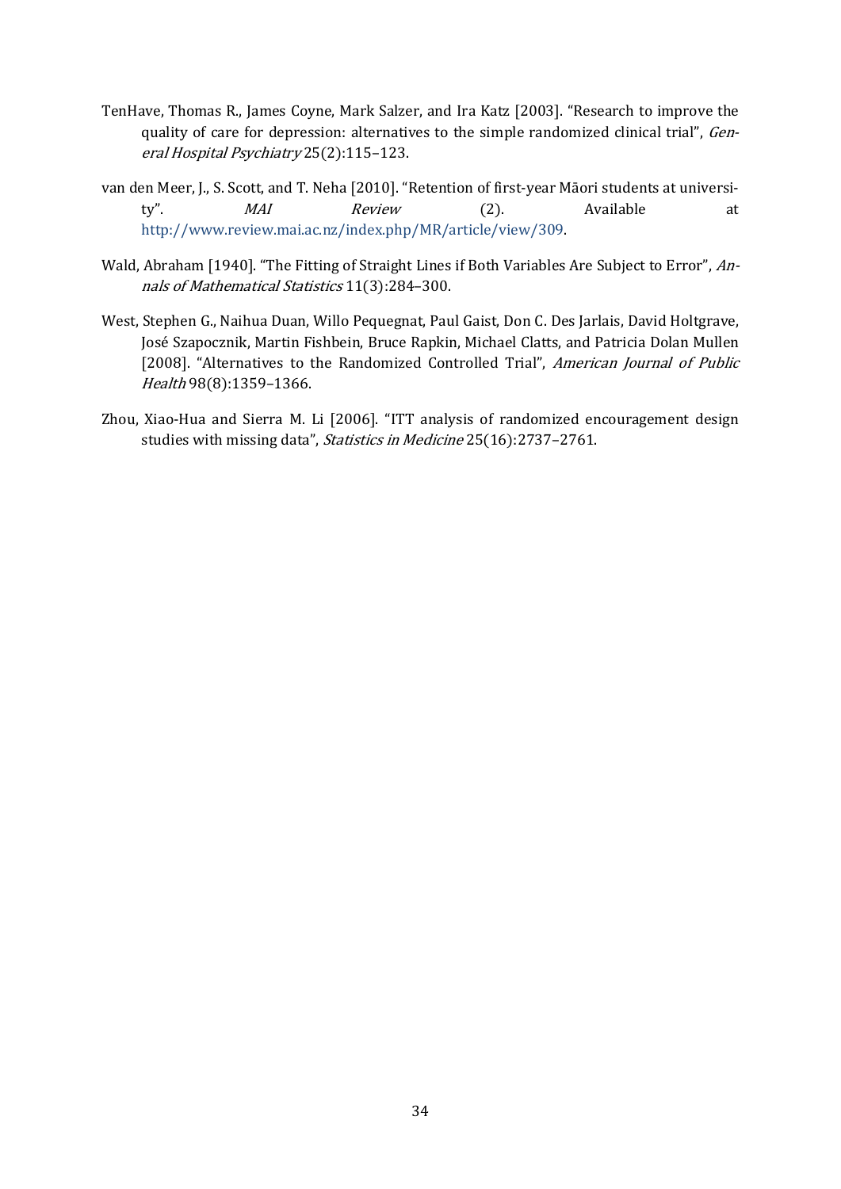TenHave, Thomas R., James Coyne, Mark Salzer, and Ira Katz [2003]. "Research to improve the quality of care for depression: alternatives to the simple randomized clinical trial", *General Hospital Psychiatry* 25(2):115–123.

van den Meer, J., S. Scott, and T. Neha [2010]. "Retention of first-year Māori students at university". *MAI Review* (2). Available at http://www.review.mai.ac.nz/index.php/MR/article/view/309.

Wald, Abraham [1940]. "The Fitting of Straight Lines if Both Variables Are Subject to Error", *Annals of Mathematical Statistics* 11(3):284–300.

West, Stephen G., Naihua Duan, Willo Pequegnat, Paul Gaist, Don C. Des Jarlais, David Holtgrave, José Szapocznik, Martin Fishbein, Bruce Rapkin, Michael Clatts, and Patricia Dolan Mullen [2008]. "Alternatives to the Randomized Controlled Trial", *American Journal of Public Health* 98(8):1359–1366.

Zhou, Xiao-Hua and Sierra M. Li [2006]. "ITT analysis of randomized encouragement design studies with missing data", *Statistics in Medicine* 25(16):2737–2761.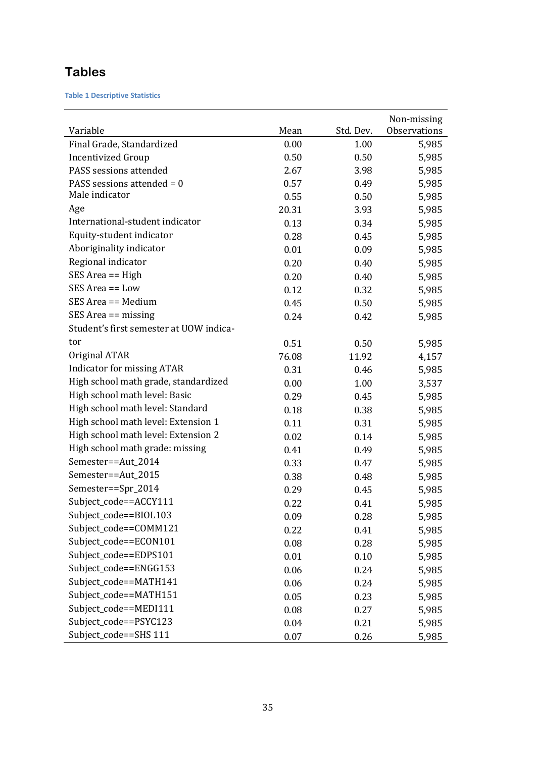# Tables

**Table 1 Descriptive Statistics**

| Variable | Mean | Std. Dev. | Non-missing Observations |
|---|---|---|---|
| Final Grade, Standardized | 0.00 | 1.00 | 5,985 |
| Incentivized Group | 0.50 | 0.50 | 5,985 |
| PASS sessions attended | 2.67 | 3.98 | 5,985 |
| PASS sessions attended = 0 | 0.57 | 0.49 | 5,985 |
| Male indicator | 0.55 | 0.50 | 5,985 |
| Age | 20.31 | 3.93 | 5,985 |
| International-student indicator | 0.13 | 0.34 | 5,985 |
| Equity-student indicator | 0.28 | 0.45 | 5,985 |
| Aboriginality indicator | 0.01 | 0.09 | 5,985 |
| Regional indicator | 0.20 | 0.40 | 5,985 |
| SES Area == High | 0.20 | 0.40 | 5,985 |
| SES Area == Low | 0.12 | 0.32 | 5,985 |
| SES Area == Medium | 0.45 | 0.50 | 5,985 |
| SES Area == missing | 0.24 | 0.42 | 5,985 |
| Student's first semester at UOW indicator | 0.51 | 0.50 | 5,985 |
| Original ATAR | 76.08 | 11.92 | 4,157 |
| Indicator for missing ATAR | 0.31 | 0.46 | 5,985 |
| High school math grade, standardized | 0.00 | 1.00 | 3,537 |
| High school math level: Basic | 0.29 | 0.45 | 5,985 |
| High school math level: Standard | 0.18 | 0.38 | 5,985 |
| High school math level: Extension 1 | 0.11 | 0.31 | 5,985 |
| High school math level: Extension 2 | 0.02 | 0.14 | 5,985 |
| High school math grade: missing | 0.41 | 0.49 | 5,985 |
| Semester==Aut_2014 | 0.33 | 0.47 | 5,985 |
| Semester==Aut_2015 | 0.38 | 0.48 | 5,985 |
| Semester==Spr_2014 | 0.29 | 0.45 | 5,985 |
| Subject_code==ACCY111 | 0.22 | 0.41 | 5,985 |
| Subject_code==BIOL103 | 0.09 | 0.28 | 5,985 |
| Subject_code==COMM121 | 0.22 | 0.41 | 5,985 |
| Subject_code==ECON101 | 0.08 | 0.28 | 5,985 |
| Subject_code==EDPS101 | 0.01 | 0.10 | 5,985 |
| Subject_code==ENGG153 | 0.06 | 0.24 | 5,985 |
| Subject_code==MATH141 | 0.06 | 0.24 | 5,985 |
| Subject_code==MATH151 | 0.05 | 0.23 | 5,985 |
| Subject_code==MEDI111 | 0.08 | 0.27 | 5,985 |
| Subject_code==PSYC123 | 0.04 | 0.21 | 5,985 |
| Subject_code==SHS 111 | 0.07 | 0.26 | 5,985 |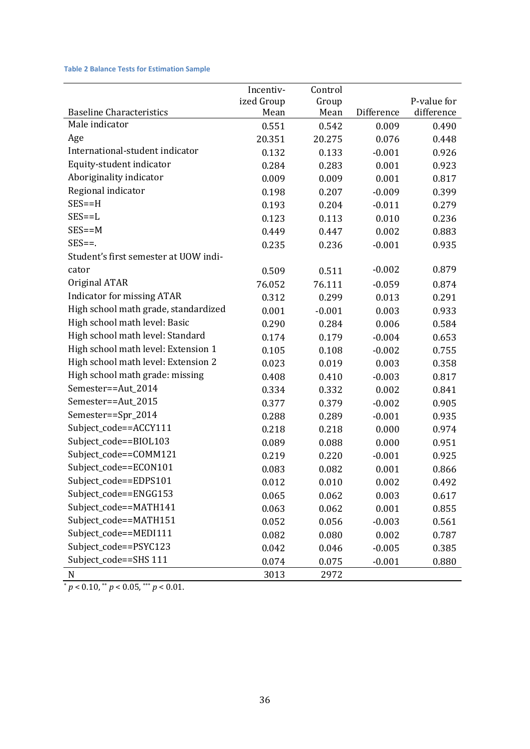**Table 2 Balance Tests for Estimation Sample**

| Baseline Characteristics | Incentivized Group Mean | Control Group Mean | Difference | P-value for difference |
|---|---|---|---|---|
| Male indicator | 0.551 | 0.542 | 0.009 | 0.490 |
| Age | 20.351 | 20.275 | 0.076 | 0.448 |
| International-student indicator | 0.132 | 0.133 | -0.001 | 0.926 |
| Equity-student indicator | 0.284 | 0.283 | 0.001 | 0.923 |
| Aboriginality indicator | 0.009 | 0.009 | 0.001 | 0.817 |
| Regional indicator | 0.198 | 0.207 | -0.009 | 0.399 |
| SES==H | 0.193 | 0.204 | -0.011 | 0.279 |
| SES==L | 0.123 | 0.113 | 0.010 | 0.236 |
| SES==M | 0.449 | 0.447 | 0.002 | 0.883 |
| SES==. | 0.235 | 0.236 | -0.001 | 0.935 |
| Student's first semester at UOW indicator | 0.509 | 0.511 | -0.002 | 0.879 |
| Original ATAR | 76.052 | 76.111 | -0.059 | 0.874 |
| Indicator for missing ATAR | 0.312 | 0.299 | 0.013 | 0.291 |
| High school math grade, standardized | 0.001 | -0.001 | 0.003 | 0.933 |
| High school math level: Basic | 0.290 | 0.284 | 0.006 | 0.584 |
| High school math level: Standard | 0.174 | 0.179 | -0.004 | 0.653 |
| High school math level: Extension 1 | 0.105 | 0.108 | -0.002 | 0.755 |
| High school math level: Extension 2 | 0.023 | 0.019 | 0.003 | 0.358 |
| High school math grade: missing | 0.408 | 0.410 | -0.003 | 0.817 |
| Semester==Aut_2014 | 0.334 | 0.332 | 0.002 | 0.841 |
| Semester==Aut_2015 | 0.377 | 0.379 | -0.002 | 0.905 |
| Semester==Spr_2014 | 0.288 | 0.289 | -0.001 | 0.935 |
| Subject_code==ACCY111 | 0.218 | 0.218 | 0.000 | 0.974 |
| Subject_code==BIOL103 | 0.089 | 0.088 | 0.000 | 0.951 |
| Subject_code==COMM121 | 0.219 | 0.220 | -0.001 | 0.925 |
| Subject_code==ECON101 | 0.083 | 0.082 | 0.001 | 0.866 |
| Subject_code==EDPS101 | 0.012 | 0.010 | 0.002 | 0.492 |
| Subject_code==ENGG153 | 0.065 | 0.062 | 0.003 | 0.617 |
| Subject_code==MATH141 | 0.063 | 0.062 | 0.001 | 0.855 |
| Subject_code==MATH151 | 0.052 | 0.056 | -0.003 | 0.561 |
| Subject_code==MEDI111 | 0.082 | 0.080 | 0.002 | 0.787 |
| Subject_code==PSYC123 | 0.042 | 0.046 | -0.005 | 0.385 |
| Subject_code==SHS 111 | 0.074 | 0.075 | -0.001 | 0.880 |
| N | 3013 | 2972 | | |

* $p < 0.10$, ** $p < 0.05$, *** $p < 0.01$.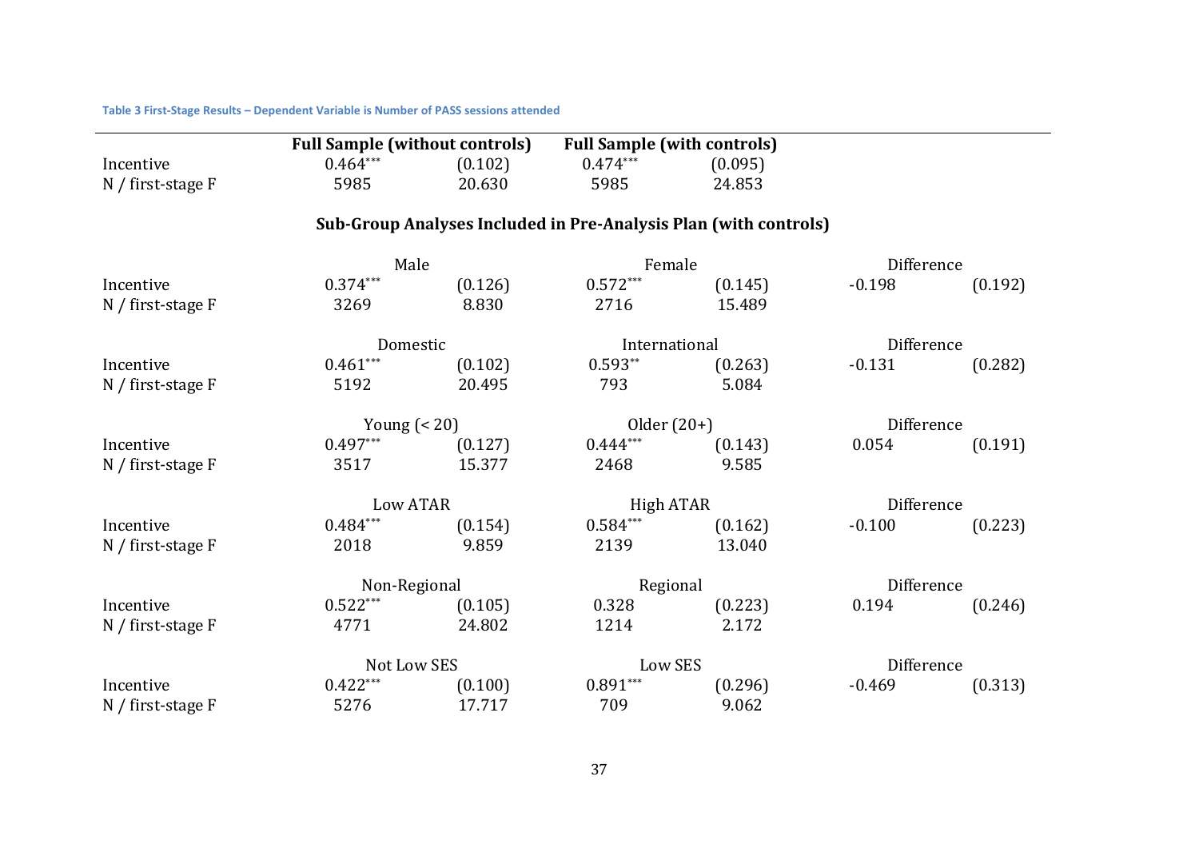**Table 3 First-Stage Results – Dependent Variable is Number of PASS sessions attended**

| | Full Sample (without controls) | | Full Sample (with controls) | | | |
|---|---|---|---|---|---|---|
| Incentive | 0.464*** | (0.102) | 0.474*** | (0.095) | | |
| N / first-stage F | 5985 | 20.630 | 5985 | 24.853 | | |
| **Sub-Group Analyses Included in Pre-Analysis Plan (with controls)** | | | | | | |
| | Male | | Female | | Difference | |
| Incentive | 0.374*** | (0.126) | 0.572*** | (0.145) | -0.198 | (0.192) |
| N / first-stage F | 3269 | 8.830 | 2716 | 15.489 | | |
| | Domestic | | International | | Difference | |
| Incentive | 0.461*** | (0.102) | 0.593** | (0.263) | -0.131 | (0.282) |
| N / first-stage F | 5192 | 20.495 | 793 | 5.084 | | |
| | Young (< 20) | | Older (20+) | | Difference | |
| Incentive | 0.497*** | (0.127) | 0.444*** | (0.143) | 0.054 | (0.191) |
| N / first-stage F | 3517 | 15.377 | 2468 | 9.585 | | |
| | Low ATAR | | High ATAR | | Difference | |
| Incentive | 0.484*** | (0.154) | 0.584*** | (0.162) | -0.100 | (0.223) |
| N / first-stage F | 2018 | 9.859 | 2139 | 13.040 | | |
| | Non-Regional | | Regional | | Difference | |
| Incentive | 0.522*** | (0.105) | 0.328 | (0.223) | 0.194 | (0.246) |
| N / first-stage F | 4771 | 24.802 | 1214 | 2.172 | | |
| | Not Low SES | | Low SES | | Difference | |
| Incentive | 0.422*** | (0.100) | 0.891*** | (0.296) | -0.469 | (0.313) |
| N / first-stage F | 5276 | 17.717 | 709 | 9.062 | | |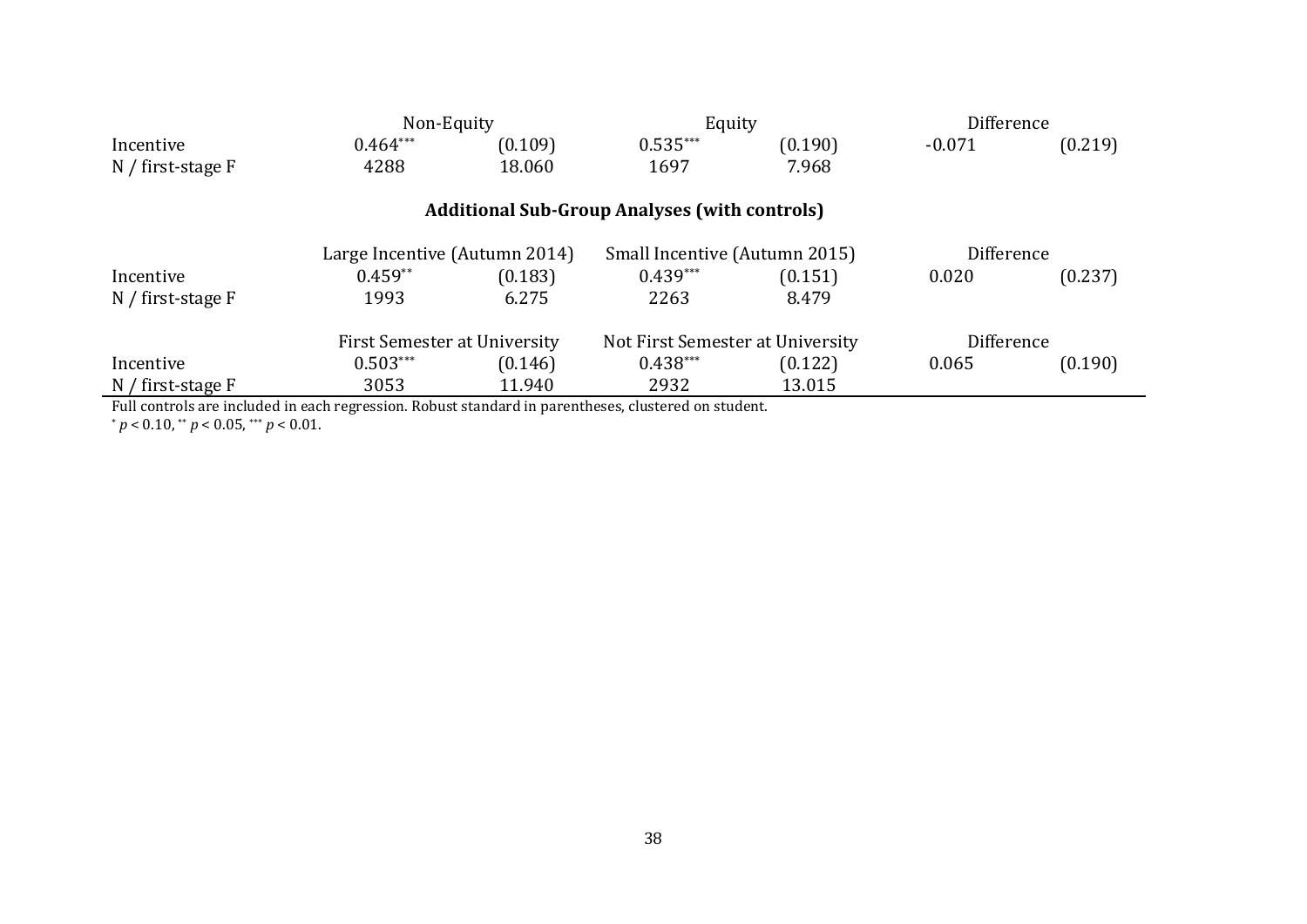| | Non-Equity | | Equity | | Difference | |
|---|---|---|---|---|---|---|
| Incentive | 0.464*** | (0.109) | 0.535*** | (0.190) | -0.071 | (0.219) |
| N / first-stage F | 4288 | 18.060 | 1697 | 7.968 | | |

**Additional Sub-Group Analyses (with controls)**

| | Large Incentive (Autumn 2014) | | Small Incentive (Autumn 2015) | | Difference | |
|---|---|---|---|---|---|---|
| Incentive | 0.459** | (0.183) | 0.439*** | (0.151) | 0.020 | (0.237) |
| N / first-stage F | 1993 | 6.275 | 2263 | 8.479 | | |
| | First Semester at University | | Not First Semester at University | | Difference | |
| Incentive | 0.503*** | (0.146) | 0.438*** | (0.122) | 0.065 | (0.190) |
| N / first-stage F | 3053 | 11.940 | 2932 | 13.015 | | |

Full controls are included in each regression. Robust standard in parentheses, clustered on student.
* $p < 0.10$, ** $p < 0.05$, *** $p < 0.01$.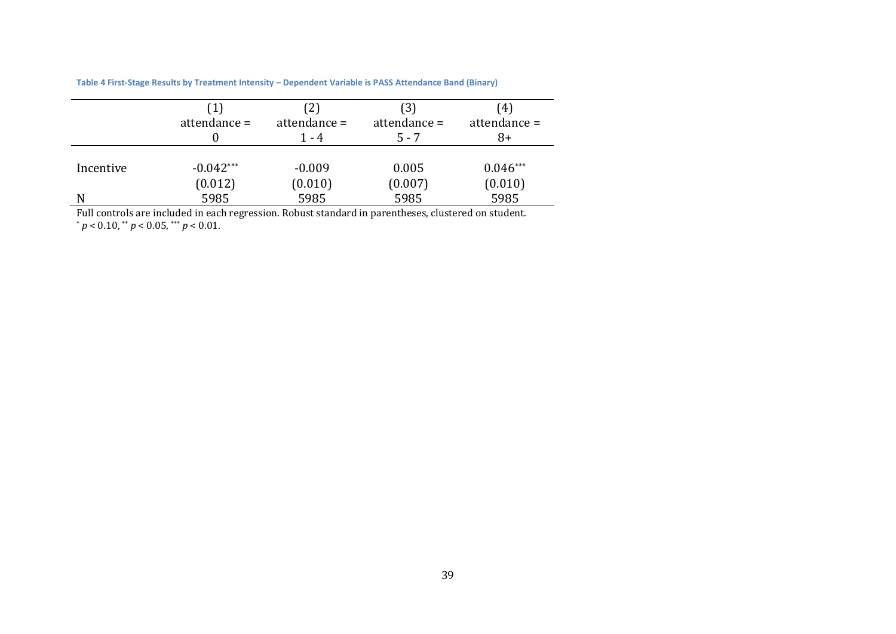**Table 4 First-Stage Results by Treatment Intensity – Dependent Variable is PASS Attendance Band (Binary)**

| | (1) attendance = 0 | (2) attendance = 1 - 4 | (3) attendance = 5 - 7 | (4) attendance = 8+ |
|---|---|---|---|---|
| Incentive | -0.042*** | -0.009 | 0.005 | 0.046*** |
| | (0.012) | (0.010) | (0.007) | (0.010) |
| N | 5985 | 5985 | 5985 | 5985 |

Full controls are included in each regression. Robust standard in parentheses, clustered on student.
* $p < 0.10$, ** $p < 0.05$, *** $p < 0.01$.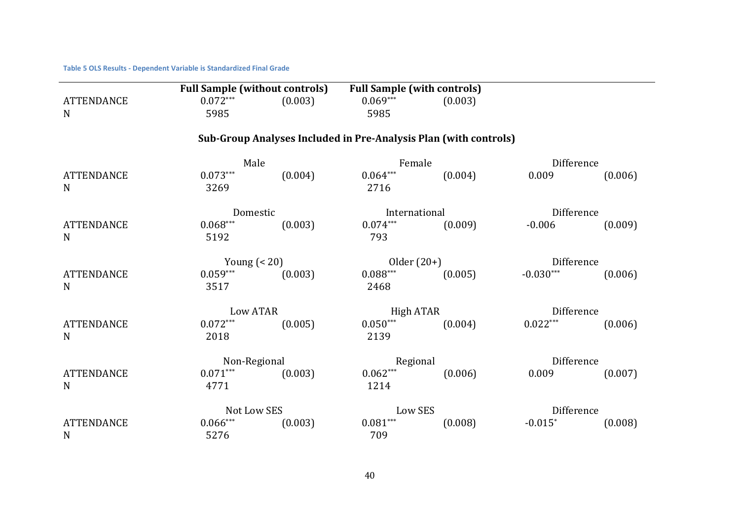**Table 5 OLS Results - Dependent Variable is Standardized Final Grade**

| | Full Sample (without controls) | | Full Sample (with controls) | | | |
|---|---|---|---|---|---|---|
| ATTENDANCE | 0.072*** | (0.003) | 0.069*** | (0.003) | | |
| N | 5985 | | 5985 | | | |
| | **Sub-Group Analyses Included in Pre-Analysis Plan (with controls)** | | | | | |
| | Male | | Female | | Difference | |
| ATTENDANCE | 0.073*** | (0.004) | 0.064*** | (0.004) | 0.009 | (0.006) |
| N | 3269 | | 2716 | | | |
| | Domestic | | International | | Difference | |
| ATTENDANCE | 0.068*** | (0.003) | 0.074*** | (0.009) | -0.006 | (0.009) |
| N | 5192 | | 793 | | | |
| | Young (< 20) | | Older (20+) | | Difference | |
| ATTENDANCE | 0.059*** | (0.003) | 0.088*** | (0.005) | -0.030*** | (0.006) |
| N | 3517 | | 2468 | | | |
| | Low ATAR | | High ATAR | | Difference | |
| ATTENDANCE | 0.072*** | (0.005) | 0.050*** | (0.004) | 0.022*** | (0.006) |
| N | 2018 | | 2139 | | | |
| | Non-Regional | | Regional | | Difference | |
| ATTENDANCE | 0.071*** | (0.003) | 0.062*** | (0.006) | 0.009 | (0.007) |
| N | 4771 | | 1214 | | | |
| | Not Low SES | | Low SES | | Difference | |
| ATTENDANCE | 0.066*** | (0.003) | 0.081*** | (0.008) | -0.015* | (0.008) |
| N | 5276 | | 709 | | | |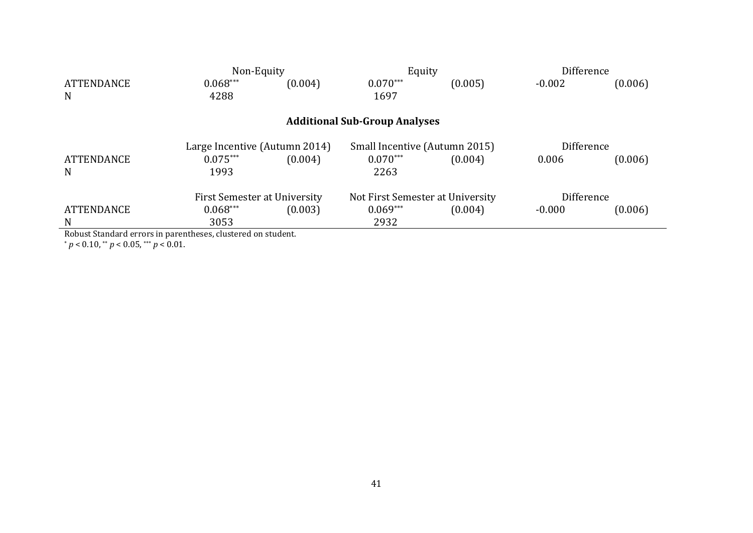| | Non-Equity | | Equity | | Difference | |
|---|---|---|---|---|---|---|
| ATTENDANCE | 0.068*** | (0.004) | 0.070*** | (0.005) | -0.002 | (0.006) |
| N | 4288 | | 1697 | | | |

**Additional Sub-Group Analyses**

| | Large Incentive (Autumn 2014) | | Small Incentive (Autumn 2015) | | Difference | |
|---|---|---|---|---|---|---|
| ATTENDANCE | 0.075*** | (0.004) | 0.070*** | (0.004) | 0.006 | (0.006) |
| N | 1993 | | 2263 | | | |
| | **First Semester at University** | | **Not First Semester at University** | | **Difference** | |
| ATTENDANCE | 0.068*** | (0.003) | 0.069*** | (0.004) | -0.000 | (0.006) |
| N | 3053 | | 2932 | | | |

Robust Standard errors in parentheses, clustered on student.

* $p < 0.10$, ** $p < 0.05$, *** $p < 0.01$.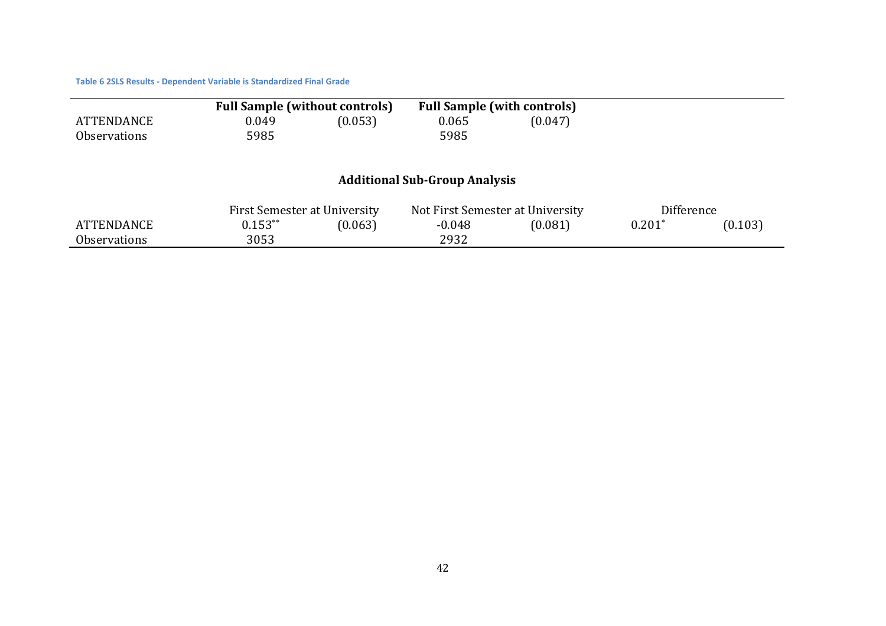Table 6 2SLS Results - Dependent Variable is Standardized Final Grade

| | **Full Sample (without controls)** | | **Full Sample (with controls)** | | | |
|---|---|---|---|---|---|---|
| ATTENDANCE | 0.049 | (0.053) | 0.065 | (0.047) | | |
| Observations | 5985 | | 5985 | | | |
| | | | **Additional Sub-Group Analysis** | | | |
| | First Semester at University | | Not First Semester at University | | Difference | |
| ATTENDANCE | 0.153** | (0.063) | -0.048 | (0.081) | 0.201* | (0.103) |
| Observations | 3053 | | 2932 | | | |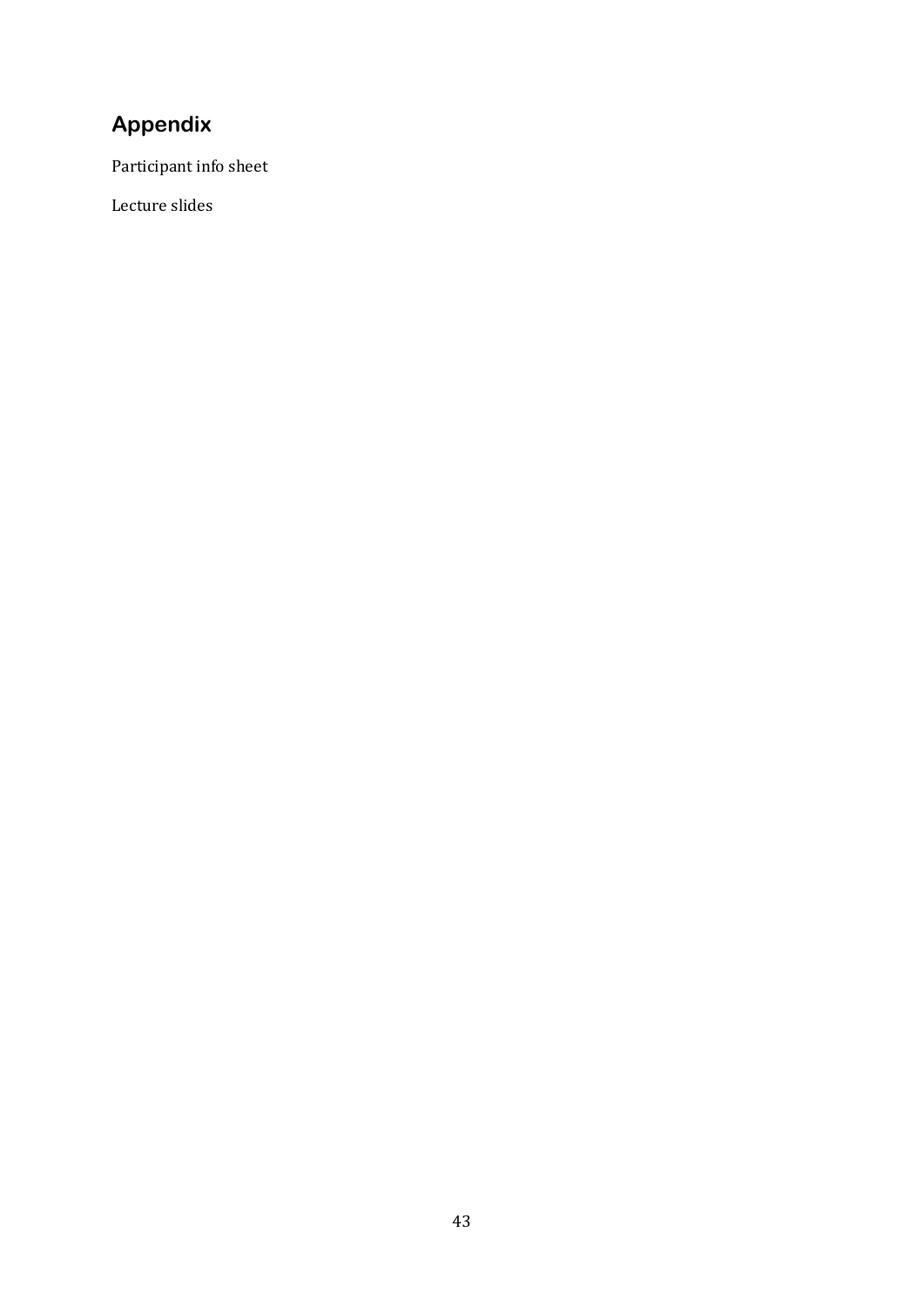## Appendix

Participant info sheet

Lecture slides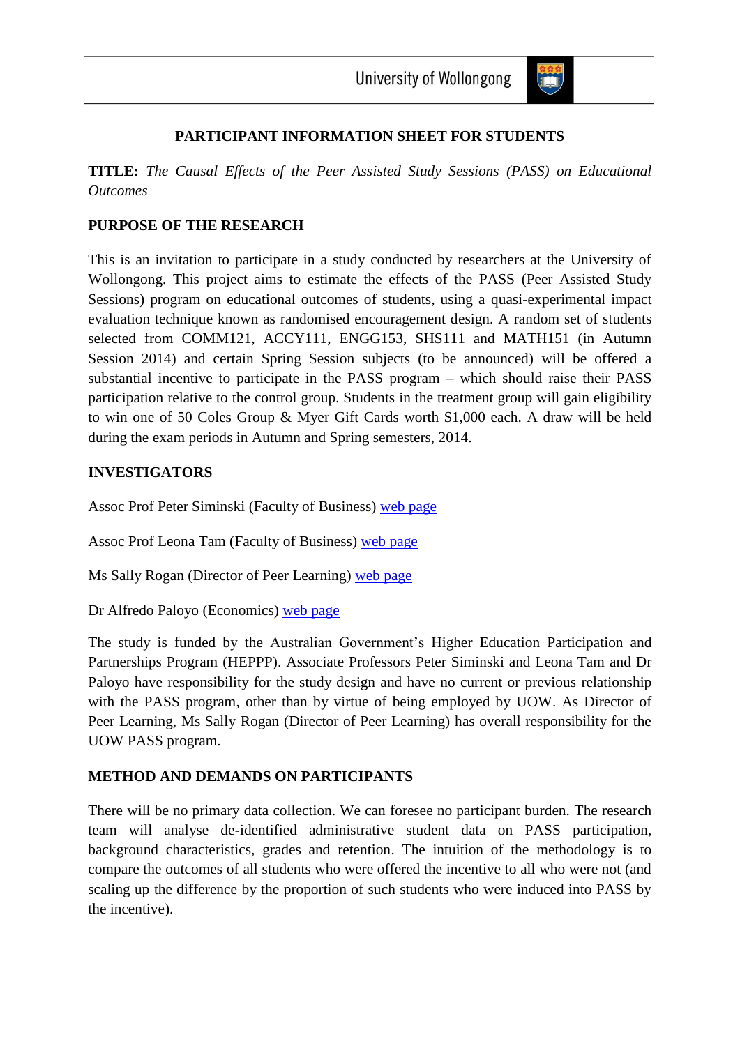University of Wollongong

## PARTICIPANT INFORMATION SHEET FOR STUDENTS

**TITLE:** *The Causal Effects of the Peer Assisted Study Sessions (PASS) on Educational Outcomes*

### PURPOSE OF THE RESEARCH

This is an invitation to participate in a study conducted by researchers at the University of Wollongong. This project aims to estimate the effects of the PASS (Peer Assisted Study Sessions) program on educational outcomes of students, using a quasi-experimental impact evaluation technique known as randomised encouragement design. A random set of students selected from COMM121, ACCY111, ENGG153, SHS111 and MATH151 (in Autumn Session 2014) and certain Spring Session subjects (to be announced) will be offered a substantial incentive to participate in the PASS program – which should raise their PASS participation relative to the control group. Students in the treatment group will gain eligibility to win one of 50 Coles Group & Myer Gift Cards worth $1,000 each. A draw will be held during the exam periods in Autumn and Spring semesters, 2014.

### INVESTIGATORS

Assoc Prof Peter Siminski (Faculty of Business) web page

Assoc Prof Leona Tam (Faculty of Business) web page

Ms Sally Rogan (Director of Peer Learning) web page

Dr Alfredo Paloyo (Economics) web page

The study is funded by the Australian Government's Higher Education Participation and Partnerships Program (HEPPP). Associate Professors Peter Siminski and Leona Tam and Dr Paloyo have responsibility for the study design and have no current or previous relationship with the PASS program, other than by virtue of being employed by UOW. As Director of Peer Learning, Ms Sally Rogan (Director of Peer Learning) has overall responsibility for the UOW PASS program.

### METHOD AND DEMANDS ON PARTICIPANTS

There will be no primary data collection. We can foresee no participant burden. The research team will analyse de-identified administrative student data on PASS participation, background characteristics, grades and retention. The intuition of the methodology is to compare the outcomes of all students who were offered the incentive to all who were not (and scaling up the difference by the proportion of such students who were induced into PASS by the incentive).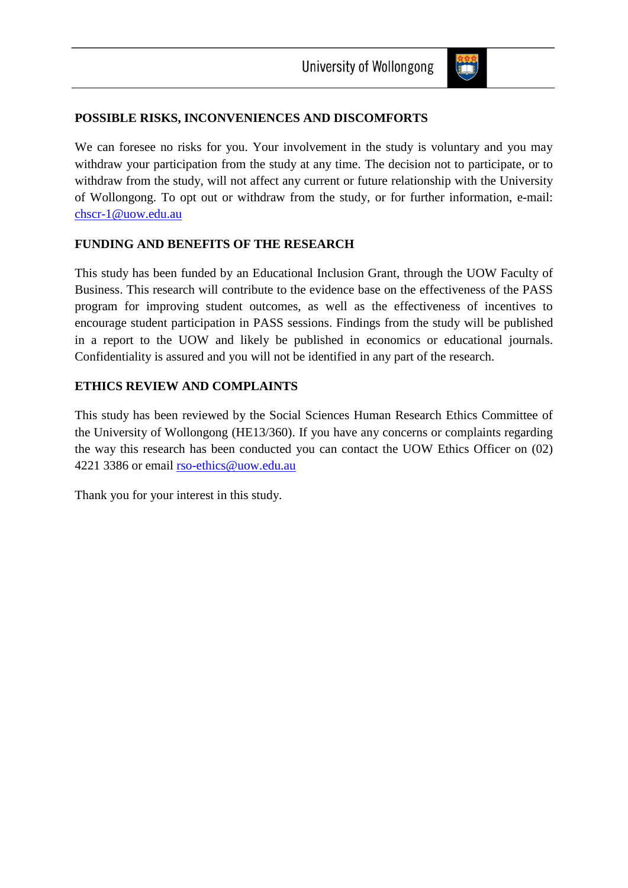## POSSIBLE RISKS, INCONVENIENCES AND DISCOMFORTS

We can foresee no risks for you. Your involvement in the study is voluntary and you may withdraw your participation from the study at any time. The decision not to participate, or to withdraw from the study, will not affect any current or future relationship with the University of Wollongong. To opt out or withdraw from the study, or for further information, e-mail: chscr-1@uow.edu.au

## FUNDING AND BENEFITS OF THE RESEARCH

This study has been funded by an Educational Inclusion Grant, through the UOW Faculty of Business. This research will contribute to the evidence base on the effectiveness of the PASS program for improving student outcomes, as well as the effectiveness of incentives to encourage student participation in PASS sessions. Findings from the study will be published in a report to the UOW and likely be published in economics or educational journals. Confidentiality is assured and you will not be identified in any part of the research.

## ETHICS REVIEW AND COMPLAINTS

This study has been reviewed by the Social Sciences Human Research Ethics Committee of the University of Wollongong (HE13/360). If you have any concerns or complaints regarding the way this research has been conducted you can contact the UOW Ethics Officer on (02) 4221 3386 or email rso-ethics@uow.edu.au

Thank you for your interest in this study.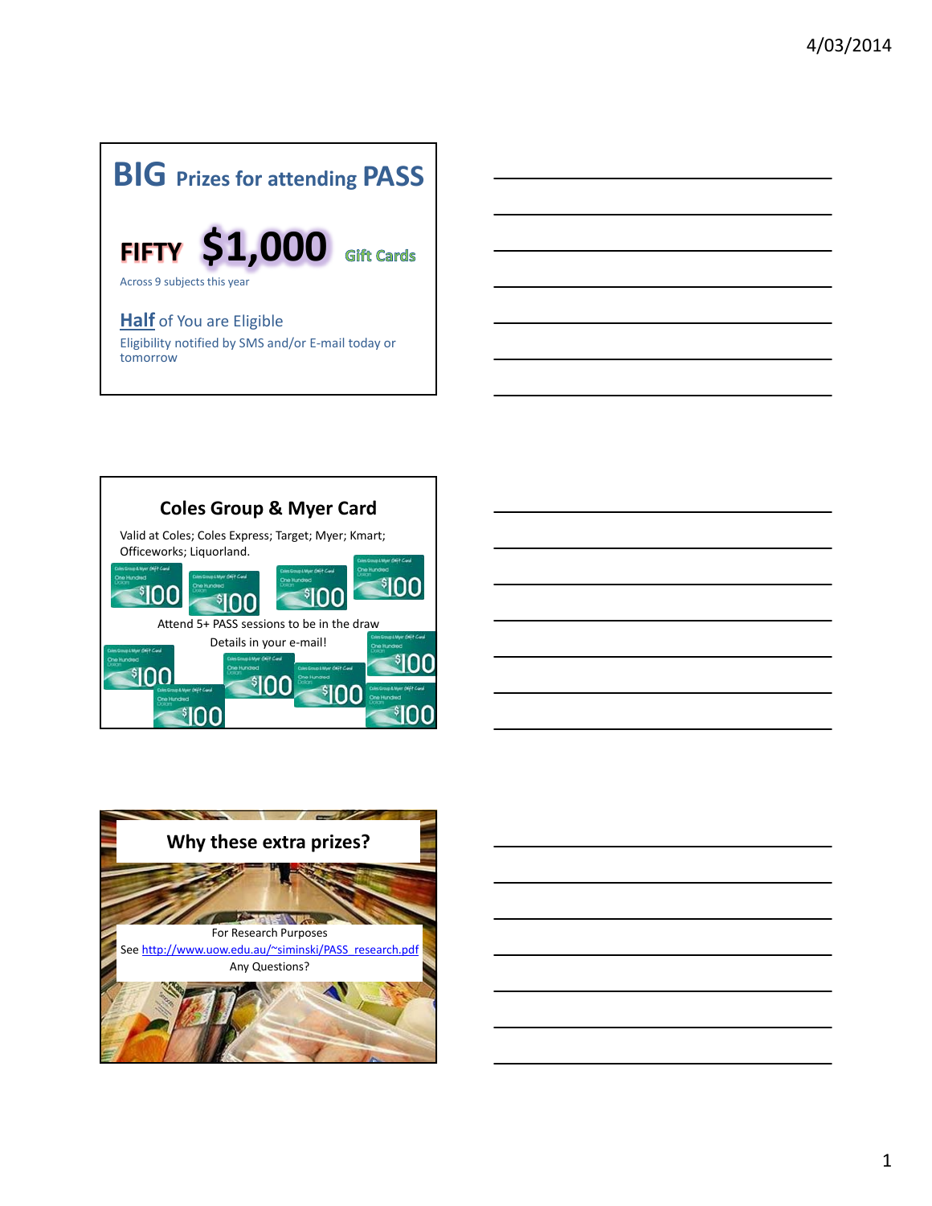## BIG Prizes for attending PASS

**FIFTY $1,000** Gift Cards

Across 9 subjects this year

**Half** of You are Eligible

Eligibility notified by SMS and/or E-mail today or tomorrow

## Coles Group & Myer Card

Valid at Coles; Coles Express; Target; Myer; Kmart; Officeworks; Liquorland.

Attend 5+ PASS sessions to be in the draw

Details in your e-mail!

## Why these extra prizes?

For Research Purposes

See http://www.uow.edu.au/~siminski/PASS_research.pdf

Any Questions?